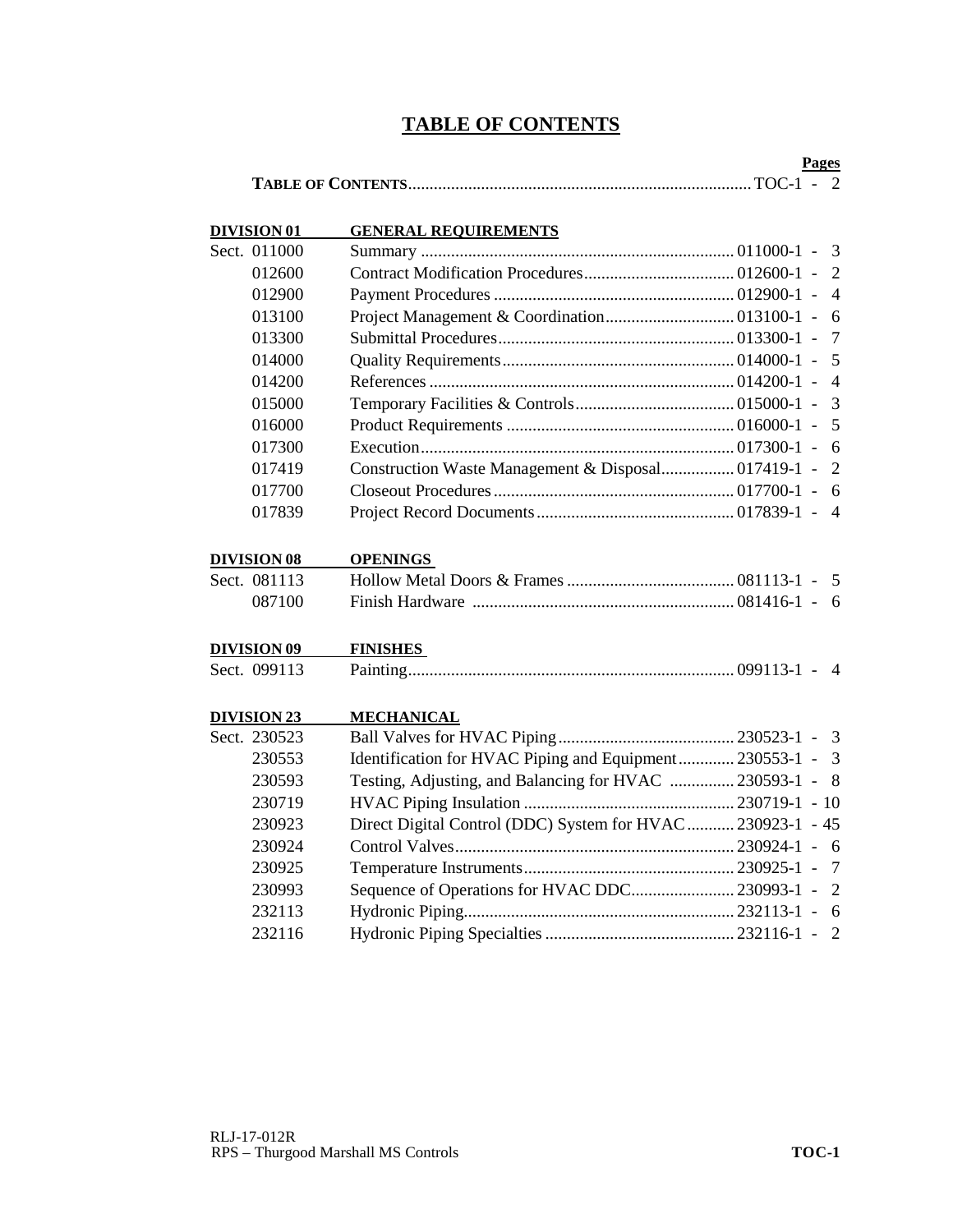# TABLE OF CONTENTS

| | | Pages |
|---|---|---|
| | **TABLE OF CONTENTS** | TOC-1 - 2 |
| **DIVISION 01** | **GENERAL REQUIREMENTS** | |
| Sect. 011000 | Summary | 011000-1 - 3 |
| 012600 | Contract Modification Procedures | 012600-1 - 2 |
| 012900 | Payment Procedures | 012900-1 - 4 |
| 013100 | Project Management & Coordination | 013100-1 - 6 |
| 013300 | Submittal Procedures | 013300-1 - 7 |
| 014000 | Quality Requirements | 014000-1 - 5 |
| 014200 | References | 014200-1 - 4 |
| 015000 | Temporary Facilities & Controls | 015000-1 - 3 |
| 016000 | Product Requirements | 016000-1 - 5 |
| 017300 | Execution | 017300-1 - 6 |
| 017419 | Construction Waste Management & Disposal | 017419-1 - 2 |
| 017700 | Closeout Procedures | 017700-1 - 6 |
| 017839 | Project Record Documents | 017839-1 - 4 |
| **DIVISION 08** | **OPENINGS** | |
| Sect. 081113 | Hollow Metal Doors & Frames | 081113-1 - 5 |
| 087100 | Finish Hardware | 081416-1 - 6 |
| **DIVISION 09** | **FINISHES** | |
| Sect. 099113 | Painting | 099113-1 - 4 |
| **DIVISION 23** | **MECHANICAL** | |
| Sect. 230523 | Ball Valves for HVAC Piping | 230523-1 - 3 |
| 230553 | Identification for HVAC Piping and Equipment | 230553-1 - 3 |
| 230593 | Testing, Adjusting, and Balancing for HVAC | 230593-1 - 8 |
| 230719 | HVAC Piping Insulation | 230719-1 - 10 |
| 230923 | Direct Digital Control (DDC) System for HVAC | 230923-1 - 45 |
| 230924 | Control Valves | 230924-1 - 6 |
| 230925 | Temperature Instruments | 230925-1 - 7 |
| 230993 | Sequence of Operations for HVAC DDC | 230993-1 - 2 |
| 232113 | Hydronic Piping | 232113-1 - 6 |
| 232116 | Hydronic Piping Specialties | 232116-1 - 2 |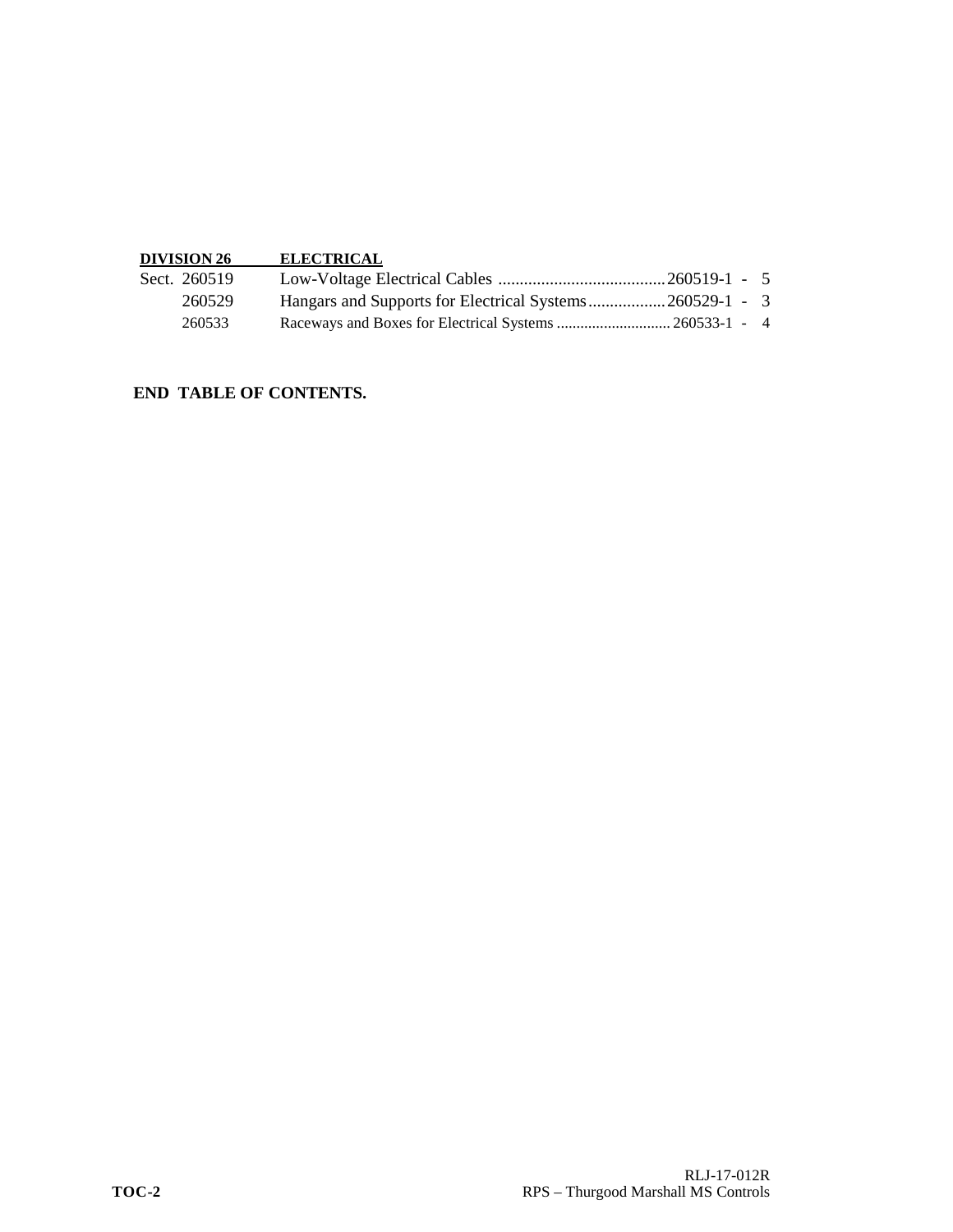| DIVISION 26 | ELECTRICAL | |
|---|---|---|
| Sect. 260519 | Low-Voltage Electrical Cables | 260519-1 - 5 |
| 260529 | Hangars and Supports for Electrical Systems | 260529-1 - 3 |
| 260533 | Raceways and Boxes for Electrical Systems | 260533-1 - 4 |

**END TABLE OF CONTENTS.**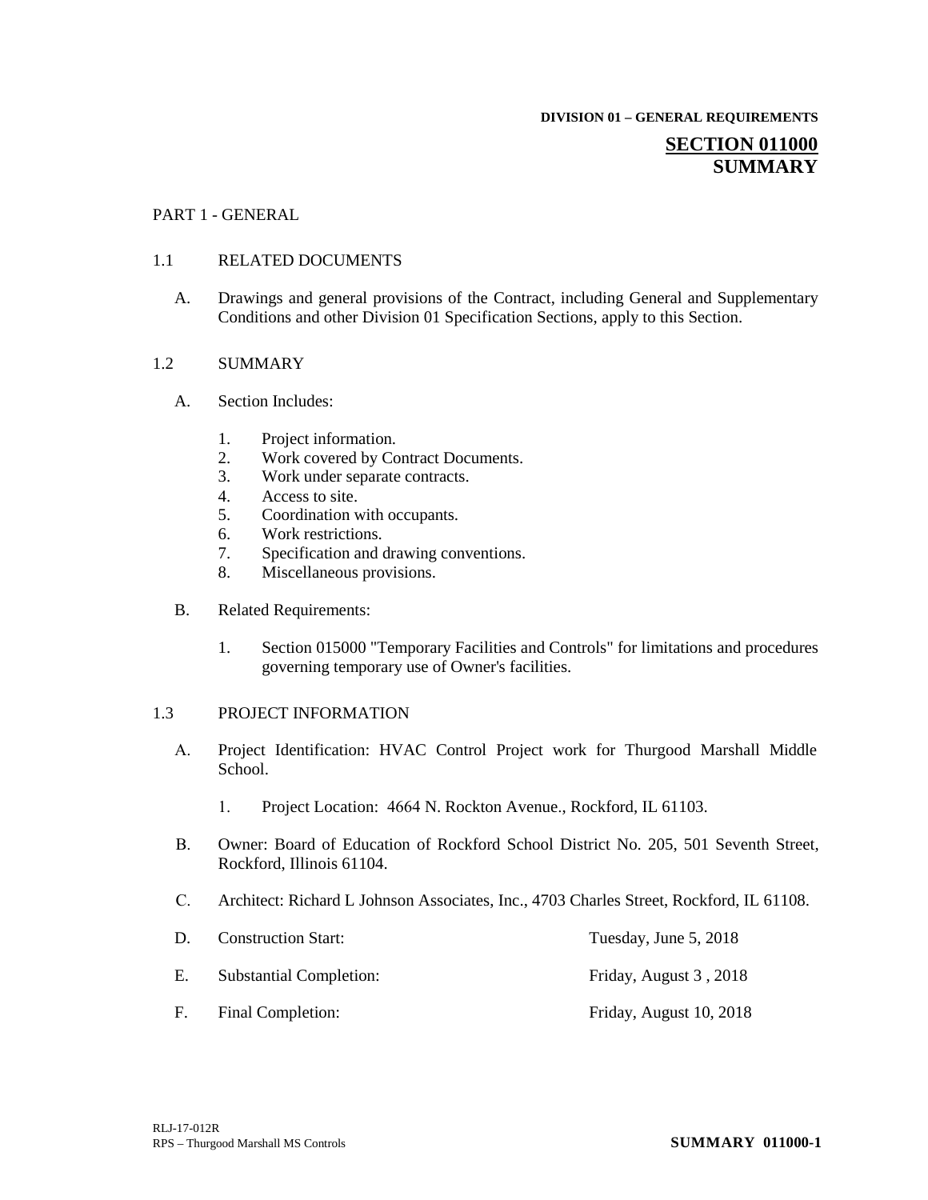DIVISION 01 – GENERAL REQUIREMENTS

# SECTION 011000
# SUMMARY

## PART 1 - GENERAL

### 1.1 RELATED DOCUMENTS

A. Drawings and general provisions of the Contract, including General and Supplementary Conditions and other Division 01 Specification Sections, apply to this Section.

### 1.2 SUMMARY

A. Section Includes:

1. Project information.
2. Work covered by Contract Documents.
3. Work under separate contracts.
4. Access to site.
5. Coordination with occupants.
6. Work restrictions.
7. Specification and drawing conventions.
8. Miscellaneous provisions.

B. Related Requirements:

1. Section 015000 "Temporary Facilities and Controls" for limitations and procedures governing temporary use of Owner's facilities.

### 1.3 PROJECT INFORMATION

A. Project Identification: HVAC Control Project work for Thurgood Marshall Middle School.

1. Project Location: 4664 N. Rockton Avenue., Rockford, IL 61103.

B. Owner: Board of Education of Rockford School District No. 205, 501 Seventh Street, Rockford, Illinois 61104.

C. Architect: Richard L Johnson Associates, Inc., 4703 Charles Street, Rockford, IL 61108.

D. Construction Start: Tuesday, June 5, 2018

E. Substantial Completion: Friday, August 3 , 2018

F. Final Completion: Friday, August 10, 2018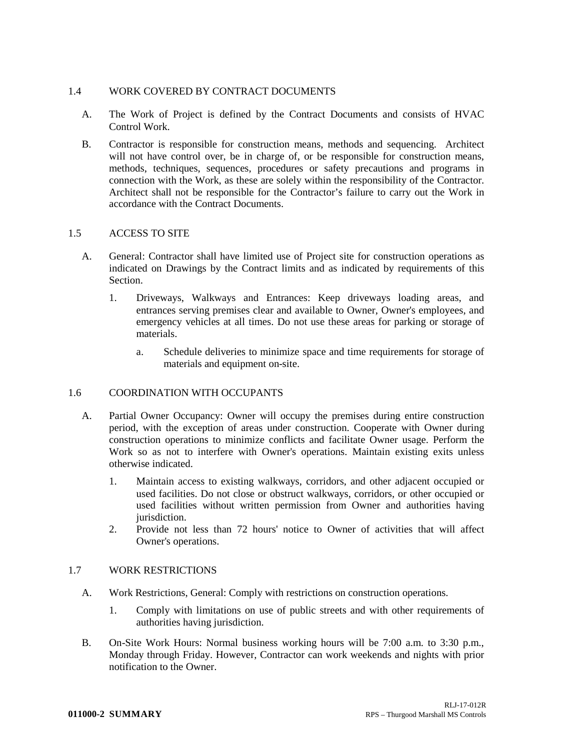## 1.4 WORK COVERED BY CONTRACT DOCUMENTS

A. The Work of Project is defined by the Contract Documents and consists of HVAC Control Work.

B. Contractor is responsible for construction means, methods and sequencing. Architect will not have control over, be in charge of, or be responsible for construction means, methods, techniques, sequences, procedures or safety precautions and programs in connection with the Work, as these are solely within the responsibility of the Contractor. Architect shall not be responsible for the Contractor's failure to carry out the Work in accordance with the Contract Documents.

## 1.5 ACCESS TO SITE

A. General: Contractor shall have limited use of Project site for construction operations as indicated on Drawings by the Contract limits and as indicated by requirements of this Section.

   1. Driveways, Walkways and Entrances: Keep driveways loading areas, and entrances serving premises clear and available to Owner, Owner's employees, and emergency vehicles at all times. Do not use these areas for parking or storage of materials.

      a. Schedule deliveries to minimize space and time requirements for storage of materials and equipment on-site.

## 1.6 COORDINATION WITH OCCUPANTS

A. Partial Owner Occupancy: Owner will occupy the premises during entire construction period, with the exception of areas under construction. Cooperate with Owner during construction operations to minimize conflicts and facilitate Owner usage. Perform the Work so as not to interfere with Owner's operations. Maintain existing exits unless otherwise indicated.

   1. Maintain access to existing walkways, corridors, and other adjacent occupied or used facilities. Do not close or obstruct walkways, corridors, or other occupied or used facilities without written permission from Owner and authorities having jurisdiction.
   2. Provide not less than 72 hours' notice to Owner of activities that will affect Owner's operations.

## 1.7 WORK RESTRICTIONS

A. Work Restrictions, General: Comply with restrictions on construction operations.

   1. Comply with limitations on use of public streets and with other requirements of authorities having jurisdiction.

B. On-Site Work Hours: Normal business working hours will be 7:00 a.m. to 3:30 p.m., Monday through Friday. However, Contractor can work weekends and nights with prior notification to the Owner.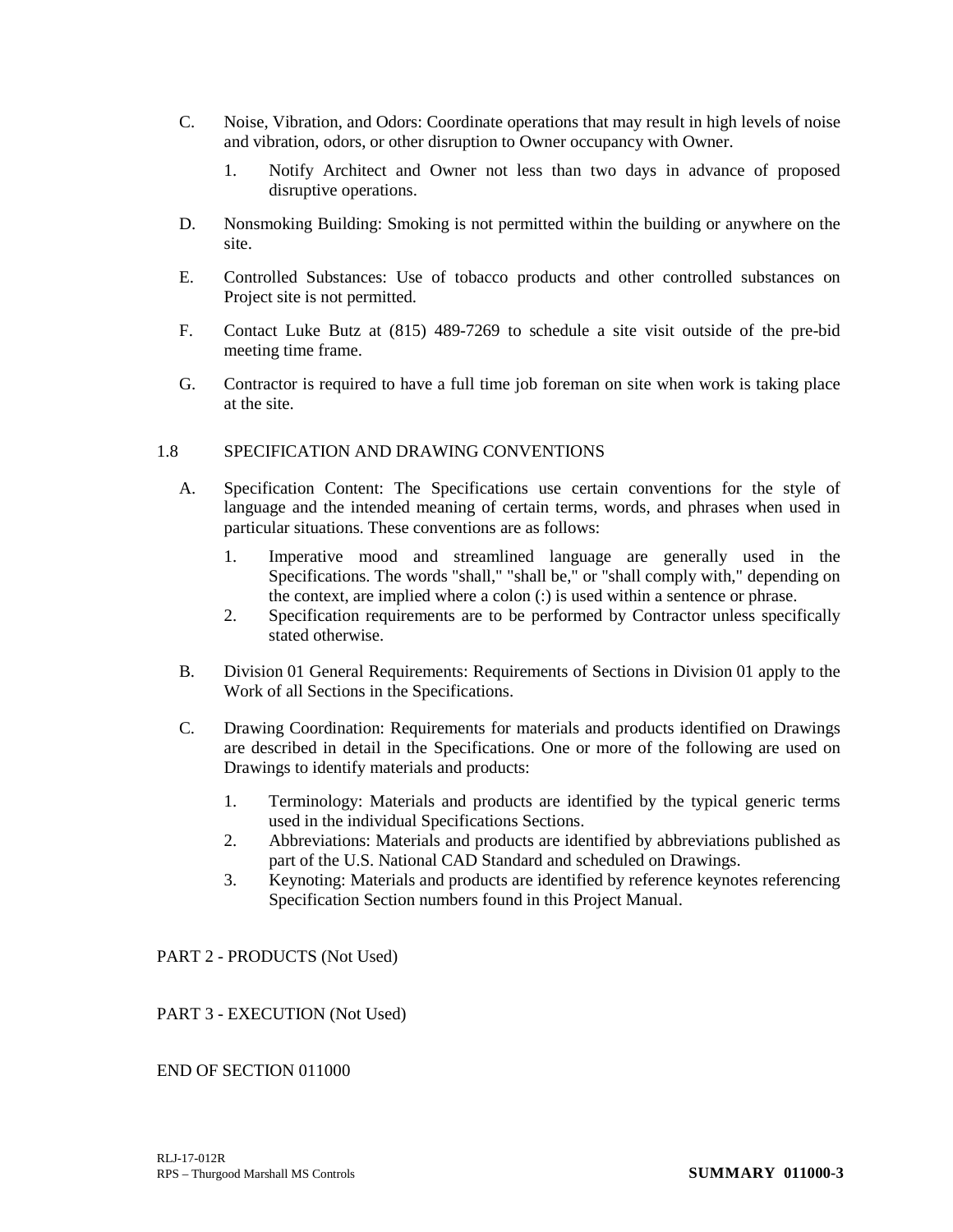C. Noise, Vibration, and Odors: Coordinate operations that may result in high levels of noise and vibration, odors, or other disruption to Owner occupancy with Owner.

   1. Notify Architect and Owner not less than two days in advance of proposed disruptive operations.

D. Nonsmoking Building: Smoking is not permitted within the building or anywhere on the site.

E. Controlled Substances: Use of tobacco products and other controlled substances on Project site is not permitted.

F. Contact Luke Butz at (815) 489-7269 to schedule a site visit outside of the pre-bid meeting time frame.

G. Contractor is required to have a full time job foreman on site when work is taking place at the site.

## 1.8 SPECIFICATION AND DRAWING CONVENTIONS

A. Specification Content: The Specifications use certain conventions for the style of language and the intended meaning of certain terms, words, and phrases when used in particular situations. These conventions are as follows:

   1. Imperative mood and streamlined language are generally used in the Specifications. The words "shall," "shall be," or "shall comply with," depending on the context, are implied where a colon (:) is used within a sentence or phrase.
   2. Specification requirements are to be performed by Contractor unless specifically stated otherwise.

B. Division 01 General Requirements: Requirements of Sections in Division 01 apply to the Work of all Sections in the Specifications.

C. Drawing Coordination: Requirements for materials and products identified on Drawings are described in detail in the Specifications. One or more of the following are used on Drawings to identify materials and products:

   1. Terminology: Materials and products are identified by the typical generic terms used in the individual Specifications Sections.
   2. Abbreviations: Materials and products are identified by abbreviations published as part of the U.S. National CAD Standard and scheduled on Drawings.
   3. Keynoting: Materials and products are identified by reference keynotes referencing Specification Section numbers found in this Project Manual.

# PART 2 - PRODUCTS (Not Used)

# PART 3 - EXECUTION (Not Used)

END OF SECTION 011000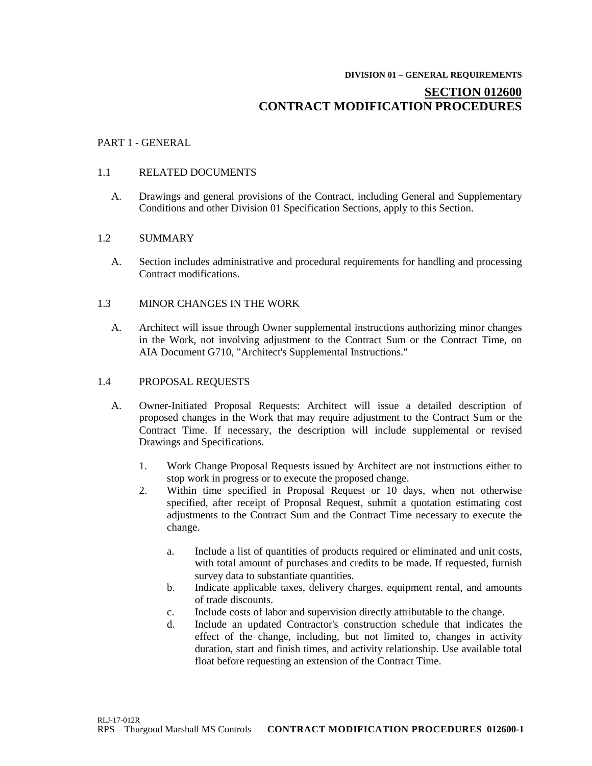DIVISION 01 – GENERAL REQUIREMENTS

# SECTION 012600
# CONTRACT MODIFICATION PROCEDURES

PART 1 - GENERAL

1.1 RELATED DOCUMENTS

A. Drawings and general provisions of the Contract, including General and Supplementary Conditions and other Division 01 Specification Sections, apply to this Section.

1.2 SUMMARY

A. Section includes administrative and procedural requirements for handling and processing Contract modifications.

1.3 MINOR CHANGES IN THE WORK

A. Architect will issue through Owner supplemental instructions authorizing minor changes in the Work, not involving adjustment to the Contract Sum or the Contract Time, on AIA Document G710, "Architect's Supplemental Instructions."

1.4 PROPOSAL REQUESTS

A. Owner-Initiated Proposal Requests: Architect will issue a detailed description of proposed changes in the Work that may require adjustment to the Contract Sum or the Contract Time. If necessary, the description will include supplemental or revised Drawings and Specifications.

1. Work Change Proposal Requests issued by Architect are not instructions either to stop work in progress or to execute the proposed change.
2. Within time specified in Proposal Request or 10 days, when not otherwise specified, after receipt of Proposal Request, submit a quotation estimating cost adjustments to the Contract Sum and the Contract Time necessary to execute the change.

    a. Include a list of quantities of products required or eliminated and unit costs, with total amount of purchases and credits to be made. If requested, furnish survey data to substantiate quantities.
    b. Indicate applicable taxes, delivery charges, equipment rental, and amounts of trade discounts.
    c. Include costs of labor and supervision directly attributable to the change.
    d. Include an updated Contractor's construction schedule that indicates the effect of the change, including, but not limited to, changes in activity duration, start and finish times, and activity relationship. Use available total float before requesting an extension of the Contract Time.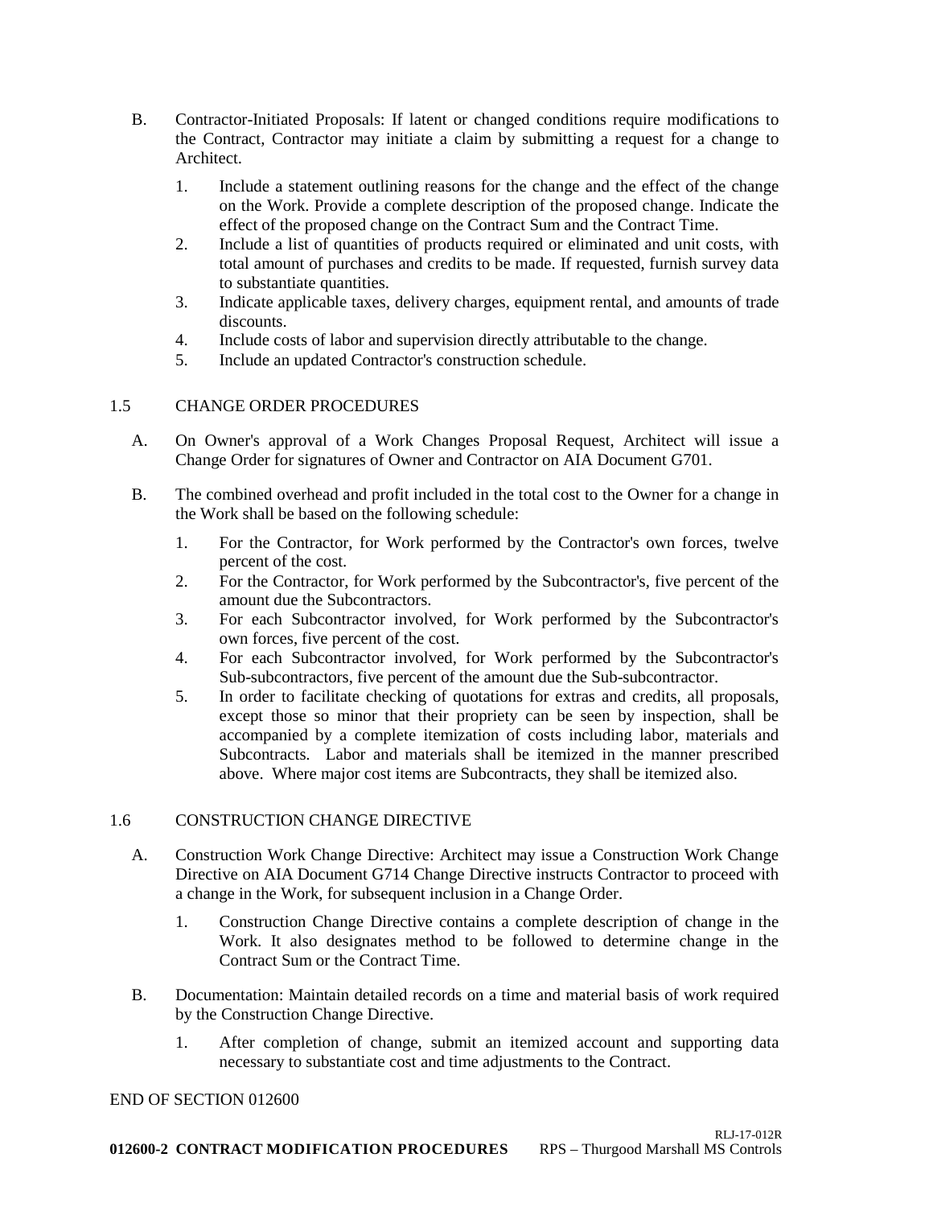B. Contractor-Initiated Proposals: If latent or changed conditions require modifications to the Contract, Contractor may initiate a claim by submitting a request for a change to Architect.

   1. Include a statement outlining reasons for the change and the effect of the change on the Work. Provide a complete description of the proposed change. Indicate the effect of the proposed change on the Contract Sum and the Contract Time.
   2. Include a list of quantities of products required or eliminated and unit costs, with total amount of purchases and credits to be made. If requested, furnish survey data to substantiate quantities.
   3. Indicate applicable taxes, delivery charges, equipment rental, and amounts of trade discounts.
   4. Include costs of labor and supervision directly attributable to the change.
   5. Include an updated Contractor's construction schedule.

## 1.5 CHANGE ORDER PROCEDURES

A. On Owner's approval of a Work Changes Proposal Request, Architect will issue a Change Order for signatures of Owner and Contractor on AIA Document G701.

B. The combined overhead and profit included in the total cost to the Owner for a change in the Work shall be based on the following schedule:

   1. For the Contractor, for Work performed by the Contractor's own forces, twelve percent of the cost.
   2. For the Contractor, for Work performed by the Subcontractor's, five percent of the amount due the Subcontractors.
   3. For each Subcontractor involved, for Work performed by the Subcontractor's own forces, five percent of the cost.
   4. For each Subcontractor involved, for Work performed by the Subcontractor's Sub-subcontractors, five percent of the amount due the Sub-subcontractor.
   5. In order to facilitate checking of quotations for extras and credits, all proposals, except those so minor that their propriety can be seen by inspection, shall be accompanied by a complete itemization of costs including labor, materials and Subcontracts. Labor and materials shall be itemized in the manner prescribed above. Where major cost items are Subcontracts, they shall be itemized also.

## 1.6 CONSTRUCTION CHANGE DIRECTIVE

A. Construction Work Change Directive: Architect may issue a Construction Work Change Directive on AIA Document G714 Change Directive instructs Contractor to proceed with a change in the Work, for subsequent inclusion in a Change Order.

   1. Construction Change Directive contains a complete description of change in the Work. It also designates method to be followed to determine change in the Contract Sum or the Contract Time.

B. Documentation: Maintain detailed records on a time and material basis of work required by the Construction Change Directive.

   1. After completion of change, submit an itemized account and supporting data necessary to substantiate cost and time adjustments to the Contract.

END OF SECTION 012600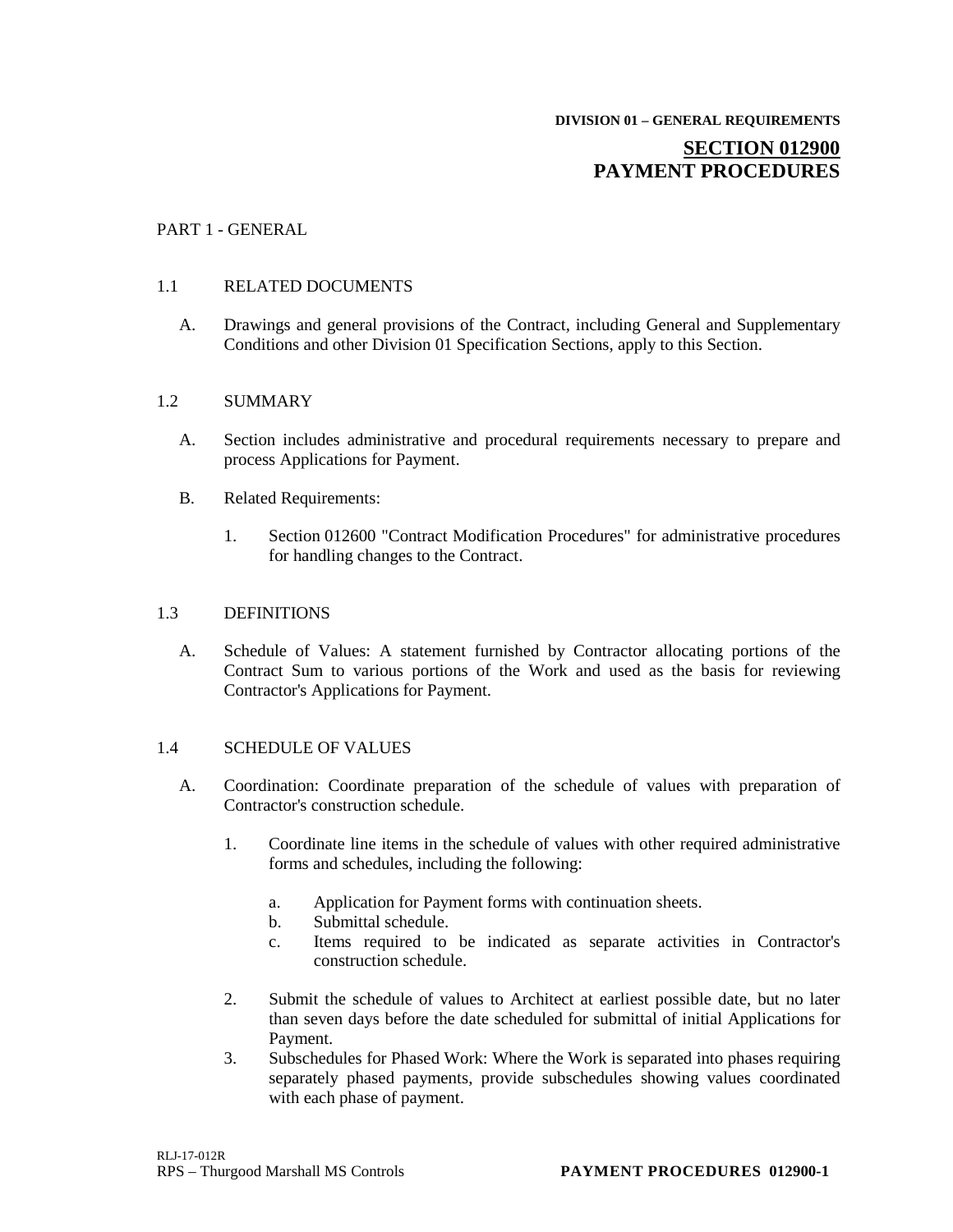DIVISION 01 – GENERAL REQUIREMENTS

# SECTION 012900
# PAYMENT PROCEDURES

PART 1 - GENERAL

1.1 RELATED DOCUMENTS

A. Drawings and general provisions of the Contract, including General and Supplementary Conditions and other Division 01 Specification Sections, apply to this Section.

1.2 SUMMARY

A. Section includes administrative and procedural requirements necessary to prepare and process Applications for Payment.

B. Related Requirements:

1. Section 012600 "Contract Modification Procedures" for administrative procedures for handling changes to the Contract.

1.3 DEFINITIONS

A. Schedule of Values: A statement furnished by Contractor allocating portions of the Contract Sum to various portions of the Work and used as the basis for reviewing Contractor's Applications for Payment.

1.4 SCHEDULE OF VALUES

A. Coordination: Coordinate preparation of the schedule of values with preparation of Contractor's construction schedule.

1. Coordinate line items in the schedule of values with other required administrative forms and schedules, including the following:

   a. Application for Payment forms with continuation sheets.
   b. Submittal schedule.
   c. Items required to be indicated as separate activities in Contractor's construction schedule.

2. Submit the schedule of values to Architect at earliest possible date, but no later than seven days before the date scheduled for submittal of initial Applications for Payment.
3. Subschedules for Phased Work: Where the Work is separated into phases requiring separately phased payments, provide subschedules showing values coordinated with each phase of payment.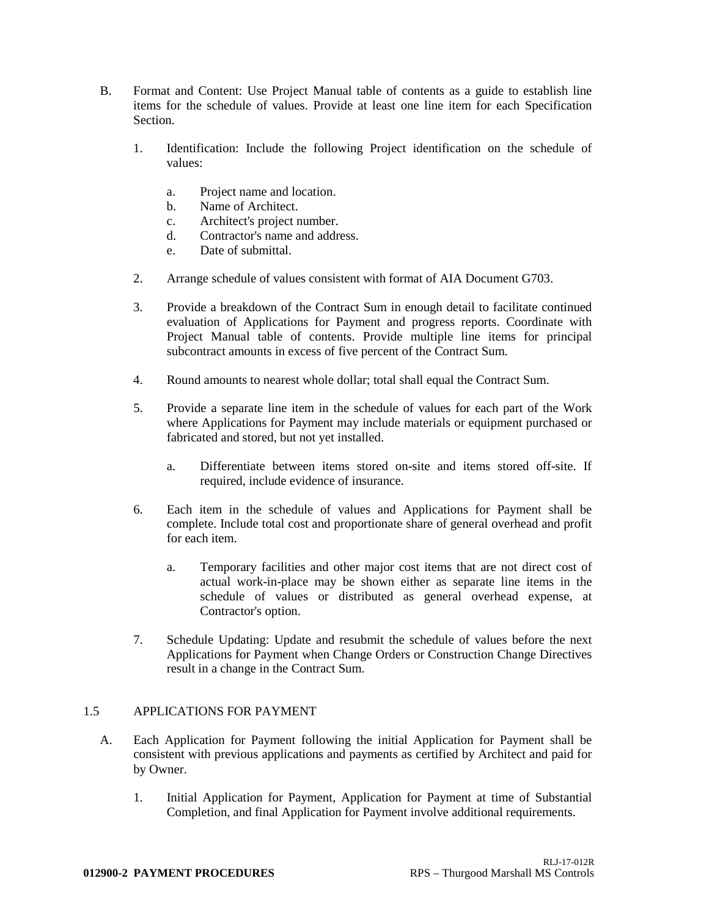B. Format and Content: Use Project Manual table of contents as a guide to establish line items for the schedule of values. Provide at least one line item for each Specification Section.

   1. Identification: Include the following Project identification on the schedule of values:

      a. Project name and location.
      b. Name of Architect.
      c. Architect's project number.
      d. Contractor's name and address.
      e. Date of submittal.

   2. Arrange schedule of values consistent with format of AIA Document G703.

   3. Provide a breakdown of the Contract Sum in enough detail to facilitate continued evaluation of Applications for Payment and progress reports. Coordinate with Project Manual table of contents. Provide multiple line items for principal subcontract amounts in excess of five percent of the Contract Sum.

   4. Round amounts to nearest whole dollar; total shall equal the Contract Sum.

   5. Provide a separate line item in the schedule of values for each part of the Work where Applications for Payment may include materials or equipment purchased or fabricated and stored, but not yet installed.

      a. Differentiate between items stored on-site and items stored off-site. If required, include evidence of insurance.

   6. Each item in the schedule of values and Applications for Payment shall be complete. Include total cost and proportionate share of general overhead and profit for each item.

      a. Temporary facilities and other major cost items that are not direct cost of actual work-in-place may be shown either as separate line items in the schedule of values or distributed as general overhead expense, at Contractor's option.

   7. Schedule Updating: Update and resubmit the schedule of values before the next Applications for Payment when Change Orders or Construction Change Directives result in a change in the Contract Sum.

## 1.5 APPLICATIONS FOR PAYMENT

A. Each Application for Payment following the initial Application for Payment shall be consistent with previous applications and payments as certified by Architect and paid for by Owner.

   1. Initial Application for Payment, Application for Payment at time of Substantial Completion, and final Application for Payment involve additional requirements.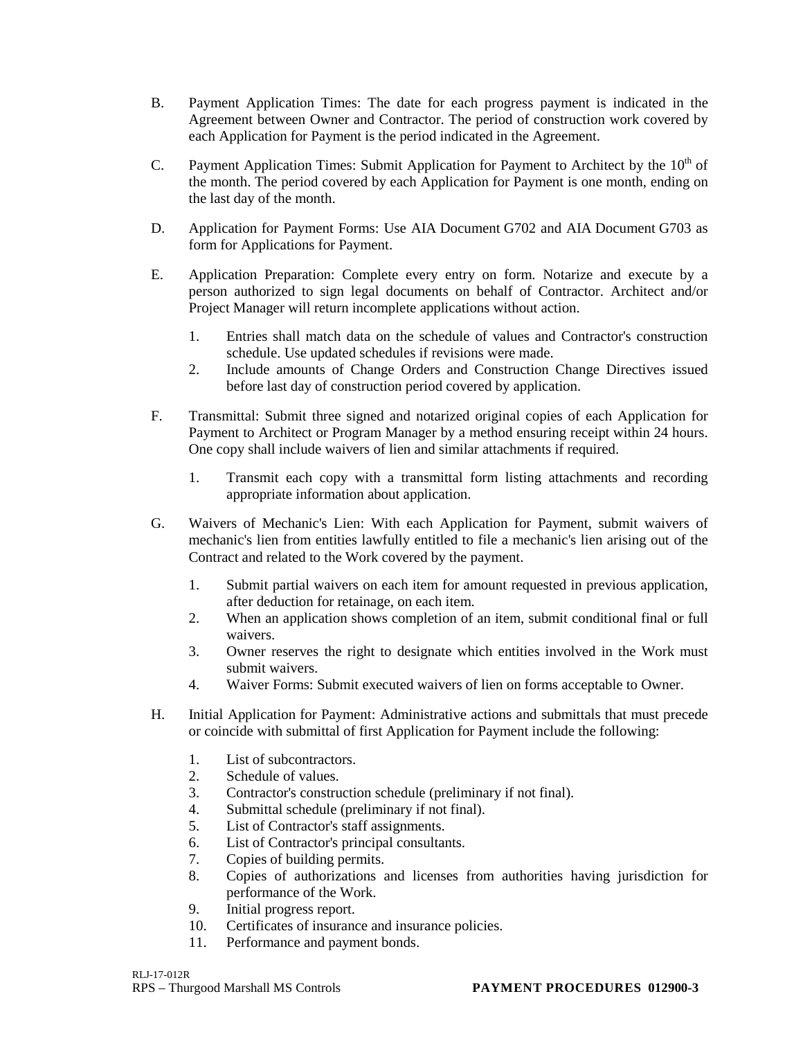B. Payment Application Times: The date for each progress payment is indicated in the Agreement between Owner and Contractor. The period of construction work covered by each Application for Payment is the period indicated in the Agreement.

C. Payment Application Times: Submit Application for Payment to Architect by the 10th of the month. The period covered by each Application for Payment is one month, ending on the last day of the month.

D. Application for Payment Forms: Use AIA Document G702 and AIA Document G703 as form for Applications for Payment.

E. Application Preparation: Complete every entry on form. Notarize and execute by a person authorized to sign legal documents on behalf of Contractor. Architect and/or Project Manager will return incomplete applications without action.

   1. Entries shall match data on the schedule of values and Contractor's construction schedule. Use updated schedules if revisions were made.
   2. Include amounts of Change Orders and Construction Change Directives issued before last day of construction period covered by application.

F. Transmittal: Submit three signed and notarized original copies of each Application for Payment to Architect or Program Manager by a method ensuring receipt within 24 hours. One copy shall include waivers of lien and similar attachments if required.

   1. Transmit each copy with a transmittal form listing attachments and recording appropriate information about application.

G. Waivers of Mechanic's Lien: With each Application for Payment, submit waivers of mechanic's lien from entities lawfully entitled to file a mechanic's lien arising out of the Contract and related to the Work covered by the payment.

   1. Submit partial waivers on each item for amount requested in previous application, after deduction for retainage, on each item.
   2. When an application shows completion of an item, submit conditional final or full waivers.
   3. Owner reserves the right to designate which entities involved in the Work must submit waivers.
   4. Waiver Forms: Submit executed waivers of lien on forms acceptable to Owner.

H. Initial Application for Payment: Administrative actions and submittals that must precede or coincide with submittal of first Application for Payment include the following:

   1. List of subcontractors.
   2. Schedule of values.
   3. Contractor's construction schedule (preliminary if not final).
   4. Submittal schedule (preliminary if not final).
   5. List of Contractor's staff assignments.
   6. List of Contractor's principal consultants.
   7. Copies of building permits.
   8. Copies of authorizations and licenses from authorities having jurisdiction for performance of the Work.
   9. Initial progress report.
   10. Certificates of insurance and insurance policies.
   11. Performance and payment bonds.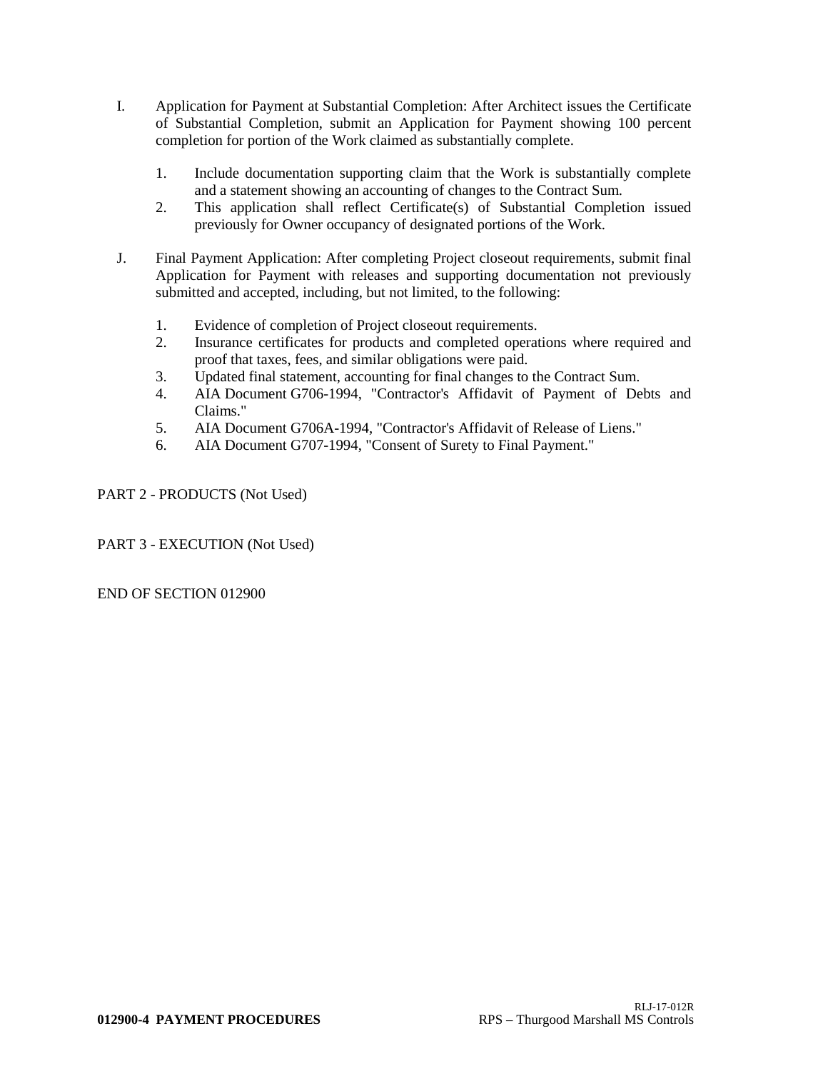I. Application for Payment at Substantial Completion: After Architect issues the Certificate of Substantial Completion, submit an Application for Payment showing 100 percent completion for portion of the Work claimed as substantially complete.

   1. Include documentation supporting claim that the Work is substantially complete and a statement showing an accounting of changes to the Contract Sum.
   2. This application shall reflect Certificate(s) of Substantial Completion issued previously for Owner occupancy of designated portions of the Work.

J. Final Payment Application: After completing Project closeout requirements, submit final Application for Payment with releases and supporting documentation not previously submitted and accepted, including, but not limited, to the following:

   1. Evidence of completion of Project closeout requirements.
   2. Insurance certificates for products and completed operations where required and proof that taxes, fees, and similar obligations were paid.
   3. Updated final statement, accounting for final changes to the Contract Sum.
   4. AIA Document G706-1994, "Contractor's Affidavit of Payment of Debts and Claims."
   5. AIA Document G706A-1994, "Contractor's Affidavit of Release of Liens."
   6. AIA Document G707-1994, "Consent of Surety to Final Payment."

PART 2 - PRODUCTS (Not Used)

PART 3 - EXECUTION (Not Used)

END OF SECTION 012900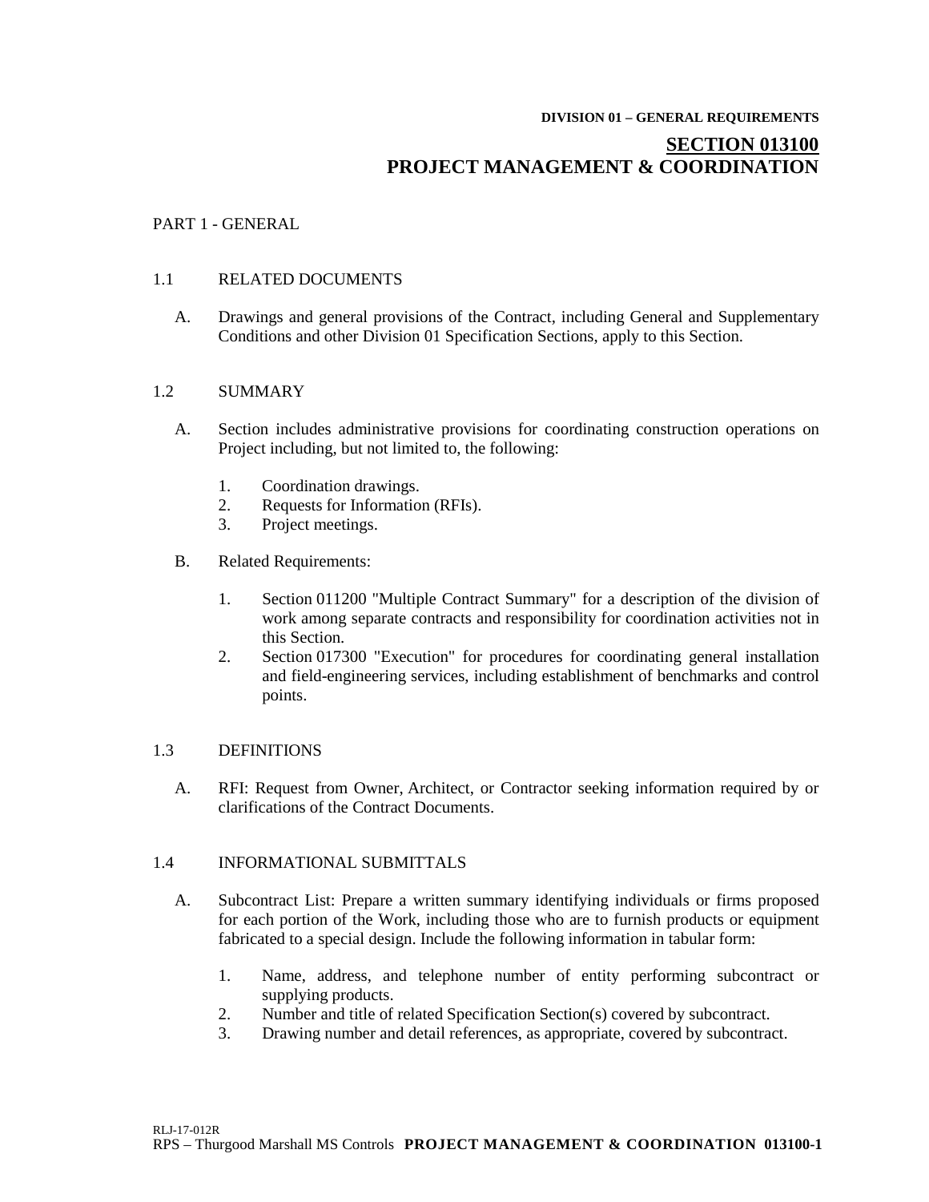**DIVISION 01 – GENERAL REQUIREMENTS**

# SECTION 013100
# PROJECT MANAGEMENT & COORDINATION

## PART 1 - GENERAL

### 1.1 RELATED DOCUMENTS

A. Drawings and general provisions of the Contract, including General and Supplementary Conditions and other Division 01 Specification Sections, apply to this Section.

### 1.2 SUMMARY

A. Section includes administrative provisions for coordinating construction operations on Project including, but not limited to, the following:

1. Coordination drawings.
2. Requests for Information (RFIs).
3. Project meetings.

B. Related Requirements:

1. Section 011200 "Multiple Contract Summary" for a description of the division of work among separate contracts and responsibility for coordination activities not in this Section.
2. Section 017300 "Execution" for procedures for coordinating general installation and field-engineering services, including establishment of benchmarks and control points.

### 1.3 DEFINITIONS

A. RFI: Request from Owner, Architect, or Contractor seeking information required by or clarifications of the Contract Documents.

### 1.4 INFORMATIONAL SUBMITTALS

A. Subcontract List: Prepare a written summary identifying individuals or firms proposed for each portion of the Work, including those who are to furnish products or equipment fabricated to a special design. Include the following information in tabular form:

1. Name, address, and telephone number of entity performing subcontract or supplying products.
2. Number and title of related Specification Section(s) covered by subcontract.
3. Drawing number and detail references, as appropriate, covered by subcontract.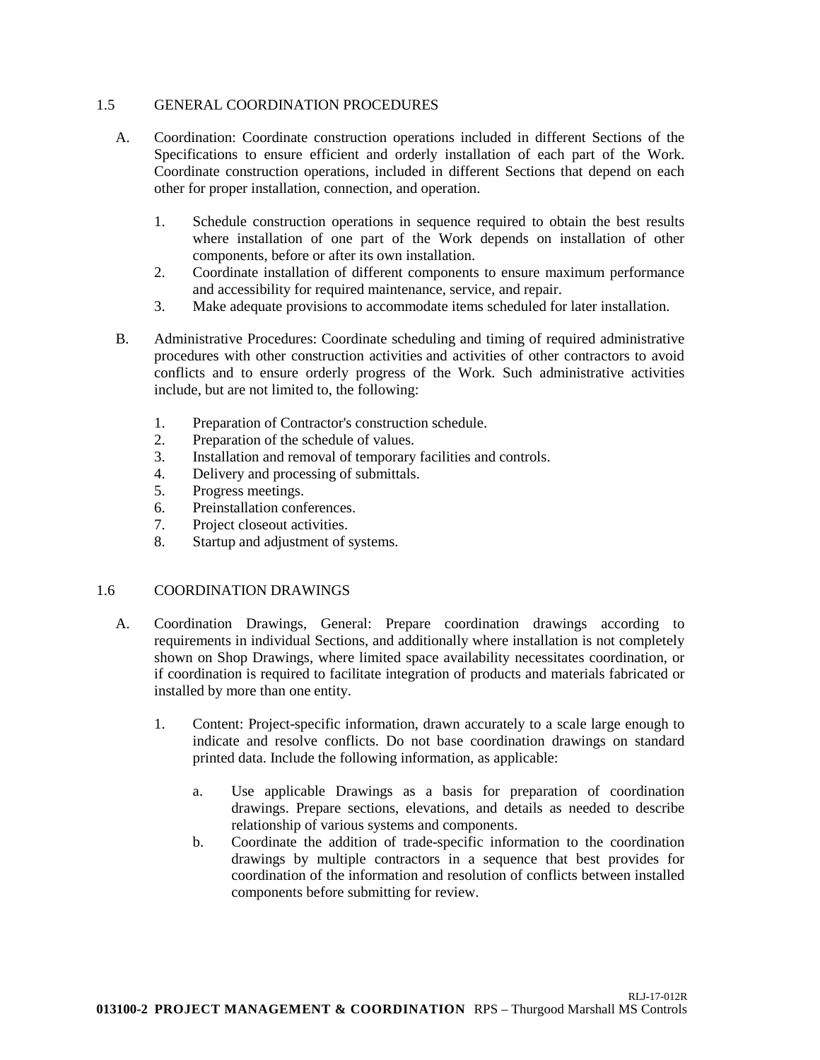## 1.5 GENERAL COORDINATION PROCEDURES

A. Coordination: Coordinate construction operations included in different Sections of the Specifications to ensure efficient and orderly installation of each part of the Work. Coordinate construction operations, included in different Sections that depend on each other for proper installation, connection, and operation.

   1. Schedule construction operations in sequence required to obtain the best results where installation of one part of the Work depends on installation of other components, before or after its own installation.
   2. Coordinate installation of different components to ensure maximum performance and accessibility for required maintenance, service, and repair.
   3. Make adequate provisions to accommodate items scheduled for later installation.

B. Administrative Procedures: Coordinate scheduling and timing of required administrative procedures with other construction activities and activities of other contractors to avoid conflicts and to ensure orderly progress of the Work. Such administrative activities include, but are not limited to, the following:

   1. Preparation of Contractor's construction schedule.
   2. Preparation of the schedule of values.
   3. Installation and removal of temporary facilities and controls.
   4. Delivery and processing of submittals.
   5. Progress meetings.
   6. Preinstallation conferences.
   7. Project closeout activities.
   8. Startup and adjustment of systems.

## 1.6 COORDINATION DRAWINGS

A. Coordination Drawings, General: Prepare coordination drawings according to requirements in individual Sections, and additionally where installation is not completely shown on Shop Drawings, where limited space availability necessitates coordination, or if coordination is required to facilitate integration of products and materials fabricated or installed by more than one entity.

   1. Content: Project-specific information, drawn accurately to a scale large enough to indicate and resolve conflicts. Do not base coordination drawings on standard printed data. Include the following information, as applicable:

      a. Use applicable Drawings as a basis for preparation of coordination drawings. Prepare sections, elevations, and details as needed to describe relationship of various systems and components.
      b. Coordinate the addition of trade-specific information to the coordination drawings by multiple contractors in a sequence that best provides for coordination of the information and resolution of conflicts between installed components before submitting for review.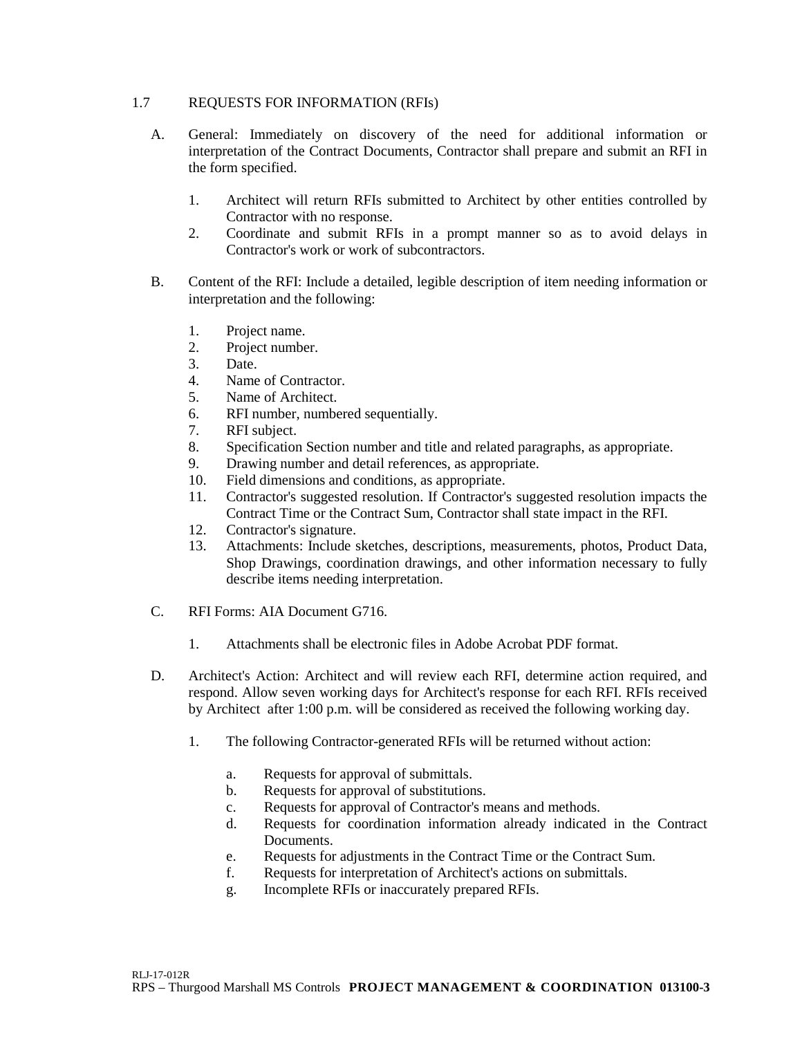## 1.7 REQUESTS FOR INFORMATION (RFIs)

A. General: Immediately on discovery of the need for additional information or interpretation of the Contract Documents, Contractor shall prepare and submit an RFI in the form specified.

   1. Architect will return RFIs submitted to Architect by other entities controlled by Contractor with no response.
   2. Coordinate and submit RFIs in a prompt manner so as to avoid delays in Contractor's work or work of subcontractors.

B. Content of the RFI: Include a detailed, legible description of item needing information or interpretation and the following:

   1. Project name.
   2. Project number.
   3. Date.
   4. Name of Contractor.
   5. Name of Architect.
   6. RFI number, numbered sequentially.
   7. RFI subject.
   8. Specification Section number and title and related paragraphs, as appropriate.
   9. Drawing number and detail references, as appropriate.
   10. Field dimensions and conditions, as appropriate.
   11. Contractor's suggested resolution. If Contractor's suggested resolution impacts the Contract Time or the Contract Sum, Contractor shall state impact in the RFI.
   12. Contractor's signature.
   13. Attachments: Include sketches, descriptions, measurements, photos, Product Data, Shop Drawings, coordination drawings, and other information necessary to fully describe items needing interpretation.

C. RFI Forms: AIA Document G716.

   1. Attachments shall be electronic files in Adobe Acrobat PDF format.

D. Architect's Action: Architect and will review each RFI, determine action required, and respond. Allow seven working days for Architect's response for each RFI. RFIs received by Architect after 1:00 p.m. will be considered as received the following working day.

   1. The following Contractor-generated RFIs will be returned without action:

      a. Requests for approval of submittals.
      b. Requests for approval of substitutions.
      c. Requests for approval of Contractor's means and methods.
      d. Requests for coordination information already indicated in the Contract Documents.
      e. Requests for adjustments in the Contract Time or the Contract Sum.
      f. Requests for interpretation of Architect's actions on submittals.
      g. Incomplete RFIs or inaccurately prepared RFIs.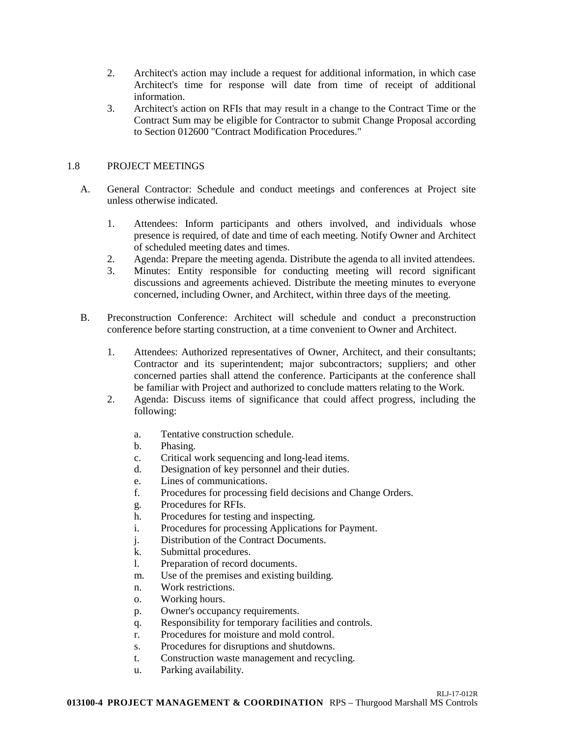2. Architect's action may include a request for additional information, in which case Architect's time for response will date from time of receipt of additional information.
3. Architect's action on RFIs that may result in a change to the Contract Time or the Contract Sum may be eligible for Contractor to submit Change Proposal according to Section 012600 "Contract Modification Procedures."

## 1.8 PROJECT MEETINGS

A. General Contractor: Schedule and conduct meetings and conferences at Project site unless otherwise indicated.

1. Attendees: Inform participants and others involved, and individuals whose presence is required, of date and time of each meeting. Notify Owner and Architect of scheduled meeting dates and times.
2. Agenda: Prepare the meeting agenda. Distribute the agenda to all invited attendees.
3. Minutes: Entity responsible for conducting meeting will record significant discussions and agreements achieved. Distribute the meeting minutes to everyone concerned, including Owner, and Architect, within three days of the meeting.

B. Preconstruction Conference: Architect will schedule and conduct a preconstruction conference before starting construction, at a time convenient to Owner and Architect.

1. Attendees: Authorized representatives of Owner, Architect, and their consultants; Contractor and its superintendent; major subcontractors; suppliers; and other concerned parties shall attend the conference. Participants at the conference shall be familiar with Project and authorized to conclude matters relating to the Work.
2. Agenda: Discuss items of significance that could affect progress, including the following:

   a. Tentative construction schedule.
   b. Phasing.
   c. Critical work sequencing and long-lead items.
   d. Designation of key personnel and their duties.
   e. Lines of communications.
   f. Procedures for processing field decisions and Change Orders.
   g. Procedures for RFIs.
   h. Procedures for testing and inspecting.
   i. Procedures for processing Applications for Payment.
   j. Distribution of the Contract Documents.
   k. Submittal procedures.
   l. Preparation of record documents.
   m. Use of the premises and existing building.
   n. Work restrictions.
   o. Working hours.
   p. Owner's occupancy requirements.
   q. Responsibility for temporary facilities and controls.
   r. Procedures for moisture and mold control.
   s. Procedures for disruptions and shutdowns.
   t. Construction waste management and recycling.
   u. Parking availability.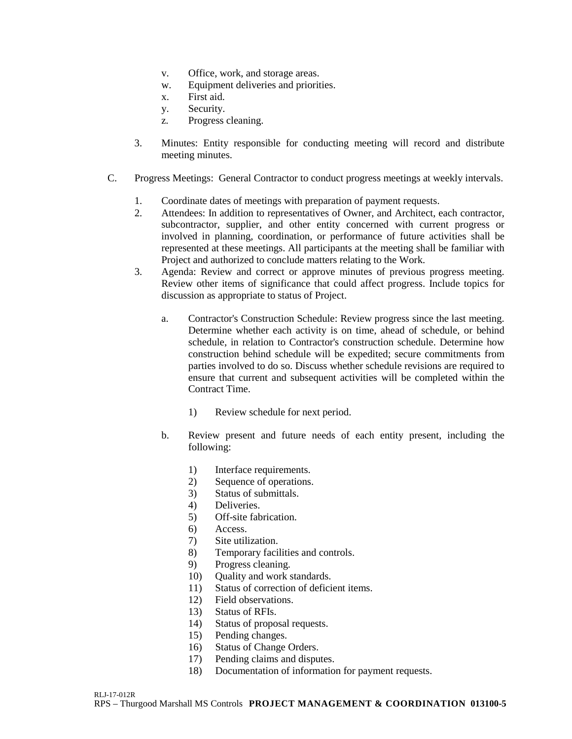v. Office, work, and storage areas.
w. Equipment deliveries and priorities.
x. First aid.
y. Security.
z. Progress cleaning.

3. Minutes: Entity responsible for conducting meeting will record and distribute meeting minutes.

C. Progress Meetings: General Contractor to conduct progress meetings at weekly intervals.

1. Coordinate dates of meetings with preparation of payment requests.
2. Attendees: In addition to representatives of Owner, and Architect, each contractor, subcontractor, supplier, and other entity concerned with current progress or involved in planning, coordination, or performance of future activities shall be represented at these meetings. All participants at the meeting shall be familiar with Project and authorized to conclude matters relating to the Work.
3. Agenda: Review and correct or approve minutes of previous progress meeting. Review other items of significance that could affect progress. Include topics for discussion as appropriate to status of Project.

   a. Contractor's Construction Schedule: Review progress since the last meeting. Determine whether each activity is on time, ahead of schedule, or behind schedule, in relation to Contractor's construction schedule. Determine how construction behind schedule will be expedited; secure commitments from parties involved to do so. Discuss whether schedule revisions are required to ensure that current and subsequent activities will be completed within the Contract Time.

      1) Review schedule for next period.

   b. Review present and future needs of each entity present, including the following:

      1) Interface requirements.
      2) Sequence of operations.
      3) Status of submittals.
      4) Deliveries.
      5) Off-site fabrication.
      6) Access.
      7) Site utilization.
      8) Temporary facilities and controls.
      9) Progress cleaning.
      10) Quality and work standards.
      11) Status of correction of deficient items.
      12) Field observations.
      13) Status of RFIs.
      14) Status of proposal requests.
      15) Pending changes.
      16) Status of Change Orders.
      17) Pending claims and disputes.
      18) Documentation of information for payment requests.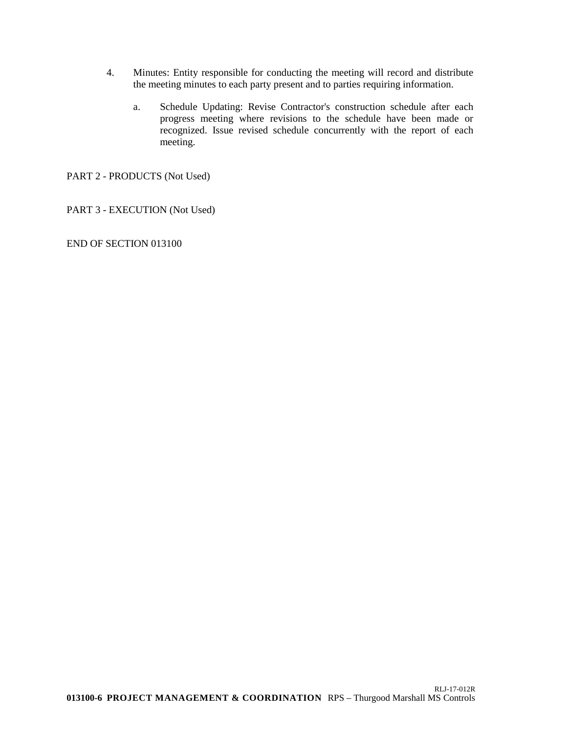4. Minutes: Entity responsible for conducting the meeting will record and distribute the meeting minutes to each party present and to parties requiring information.

    a. Schedule Updating: Revise Contractor's construction schedule after each progress meeting where revisions to the schedule have been made or recognized. Issue revised schedule concurrently with the report of each meeting.

PART 2 - PRODUCTS (Not Used)

PART 3 - EXECUTION (Not Used)

END OF SECTION 013100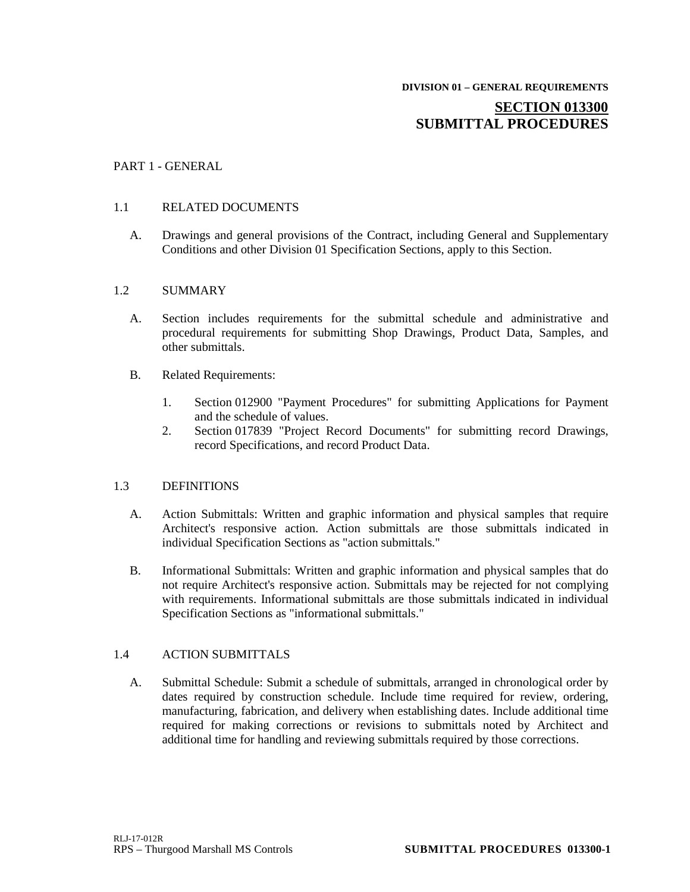DIVISION 01 – GENERAL REQUIREMENTS

# SECTION 013300
# SUBMITTAL PROCEDURES

## PART 1 - GENERAL

### 1.1 RELATED DOCUMENTS

A. Drawings and general provisions of the Contract, including General and Supplementary Conditions and other Division 01 Specification Sections, apply to this Section.

### 1.2 SUMMARY

A. Section includes requirements for the submittal schedule and administrative and procedural requirements for submitting Shop Drawings, Product Data, Samples, and other submittals.

B. Related Requirements:

1. Section 012900 "Payment Procedures" for submitting Applications for Payment and the schedule of values.
2. Section 017839 "Project Record Documents" for submitting record Drawings, record Specifications, and record Product Data.

### 1.3 DEFINITIONS

A. Action Submittals: Written and graphic information and physical samples that require Architect's responsive action. Action submittals are those submittals indicated in individual Specification Sections as "action submittals."

B. Informational Submittals: Written and graphic information and physical samples that do not require Architect's responsive action. Submittals may be rejected for not complying with requirements. Informational submittals are those submittals indicated in individual Specification Sections as "informational submittals."

### 1.4 ACTION SUBMITTALS

A. Submittal Schedule: Submit a schedule of submittals, arranged in chronological order by dates required by construction schedule. Include time required for review, ordering, manufacturing, fabrication, and delivery when establishing dates. Include additional time required for making corrections or revisions to submittals noted by Architect and additional time for handling and reviewing submittals required by those corrections.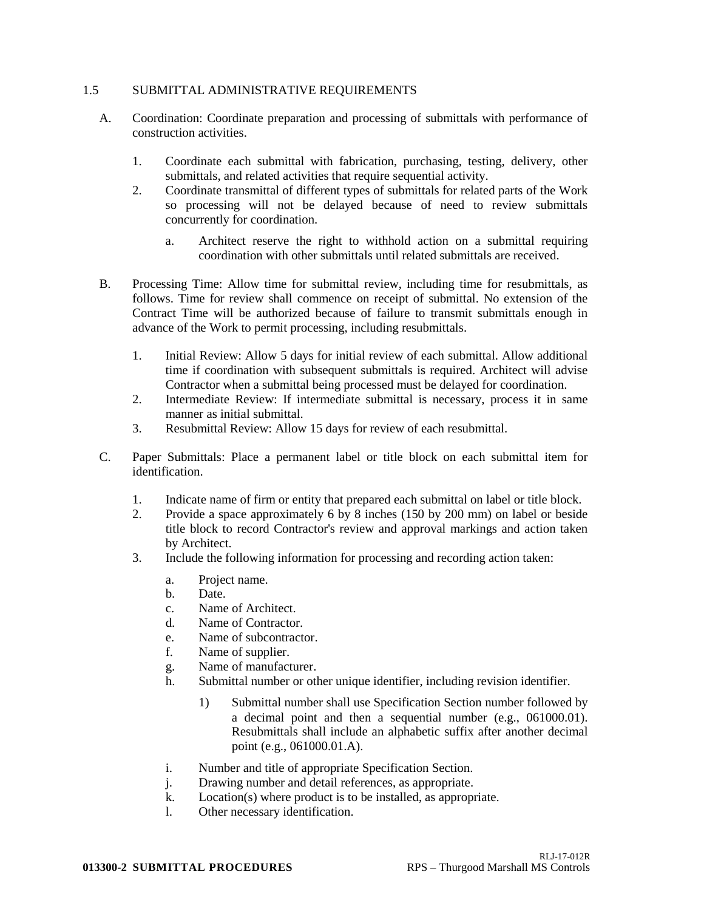## 1.5 SUBMITTAL ADMINISTRATIVE REQUIREMENTS

A. Coordination: Coordinate preparation and processing of submittals with performance of construction activities.

1. Coordinate each submittal with fabrication, purchasing, testing, delivery, other submittals, and related activities that require sequential activity.
2. Coordinate transmittal of different types of submittals for related parts of the Work so processing will not be delayed because of need to review submittals concurrently for coordination.

    a. Architect reserve the right to withhold action on a submittal requiring coordination with other submittals until related submittals are received.

B. Processing Time: Allow time for submittal review, including time for resubmittals, as follows. Time for review shall commence on receipt of submittal. No extension of the Contract Time will be authorized because of failure to transmit submittals enough in advance of the Work to permit processing, including resubmittals.

1. Initial Review: Allow 5 days for initial review of each submittal. Allow additional time if coordination with subsequent submittals is required. Architect will advise Contractor when a submittal being processed must be delayed for coordination.
2. Intermediate Review: If intermediate submittal is necessary, process it in same manner as initial submittal.
3. Resubmittal Review: Allow 15 days for review of each resubmittal.

C. Paper Submittals: Place a permanent label or title block on each submittal item for identification.

1. Indicate name of firm or entity that prepared each submittal on label or title block.
2. Provide a space approximately 6 by 8 inches (150 by 200 mm) on label or beside title block to record Contractor's review and approval markings and action taken by Architect.
3. Include the following information for processing and recording action taken:

    a. Project name.
    b. Date.
    c. Name of Architect.
    d. Name of Contractor.
    e. Name of subcontractor.
    f. Name of supplier.
    g. Name of manufacturer.
    h. Submittal number or other unique identifier, including revision identifier.

        1) Submittal number shall use Specification Section number followed by a decimal point and then a sequential number (e.g., 061000.01). Resubmittals shall include an alphabetic suffix after another decimal point (e.g., 061000.01.A).

    i. Number and title of appropriate Specification Section.
    j. Drawing number and detail references, as appropriate.
    k. Location(s) where product is to be installed, as appropriate.
    l. Other necessary identification.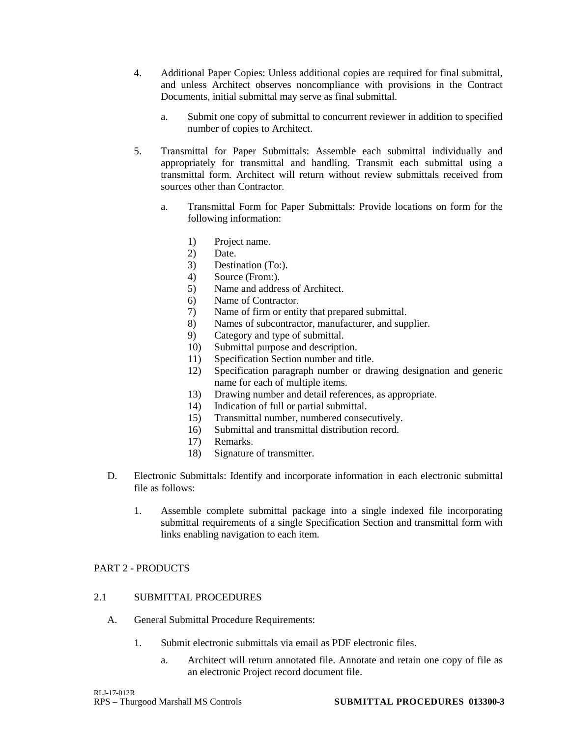4. Additional Paper Copies: Unless additional copies are required for final submittal, and unless Architect observes noncompliance with provisions in the Contract Documents, initial submittal may serve as final submittal.

   a. Submit one copy of submittal to concurrent reviewer in addition to specified number of copies to Architect.

5. Transmittal for Paper Submittals: Assemble each submittal individually and appropriately for transmittal and handling. Transmit each submittal using a transmittal form. Architect will return without review submittals received from sources other than Contractor.

   a. Transmittal Form for Paper Submittals: Provide locations on form for the following information:

      1) Project name.
      2) Date.
      3) Destination (To:).
      4) Source (From:).
      5) Name and address of Architect.
      6) Name of Contractor.
      7) Name of firm or entity that prepared submittal.
      8) Names of subcontractor, manufacturer, and supplier.
      9) Category and type of submittal.
      10) Submittal purpose and description.
      11) Specification Section number and title.
      12) Specification paragraph number or drawing designation and generic name for each of multiple items.
      13) Drawing number and detail references, as appropriate.
      14) Indication of full or partial submittal.
      15) Transmittal number, numbered consecutively.
      16) Submittal and transmittal distribution record.
      17) Remarks.
      18) Signature of transmitter.

D. Electronic Submittals: Identify and incorporate information in each electronic submittal file as follows:

   1. Assemble complete submittal package into a single indexed file incorporating submittal requirements of a single Specification Section and transmittal form with links enabling navigation to each item.

## PART 2 - PRODUCTS

### 2.1 SUBMITTAL PROCEDURES

A. General Submittal Procedure Requirements:

   1. Submit electronic submittals via email as PDF electronic files.

      a. Architect will return annotated file. Annotate and retain one copy of file as an electronic Project record document file.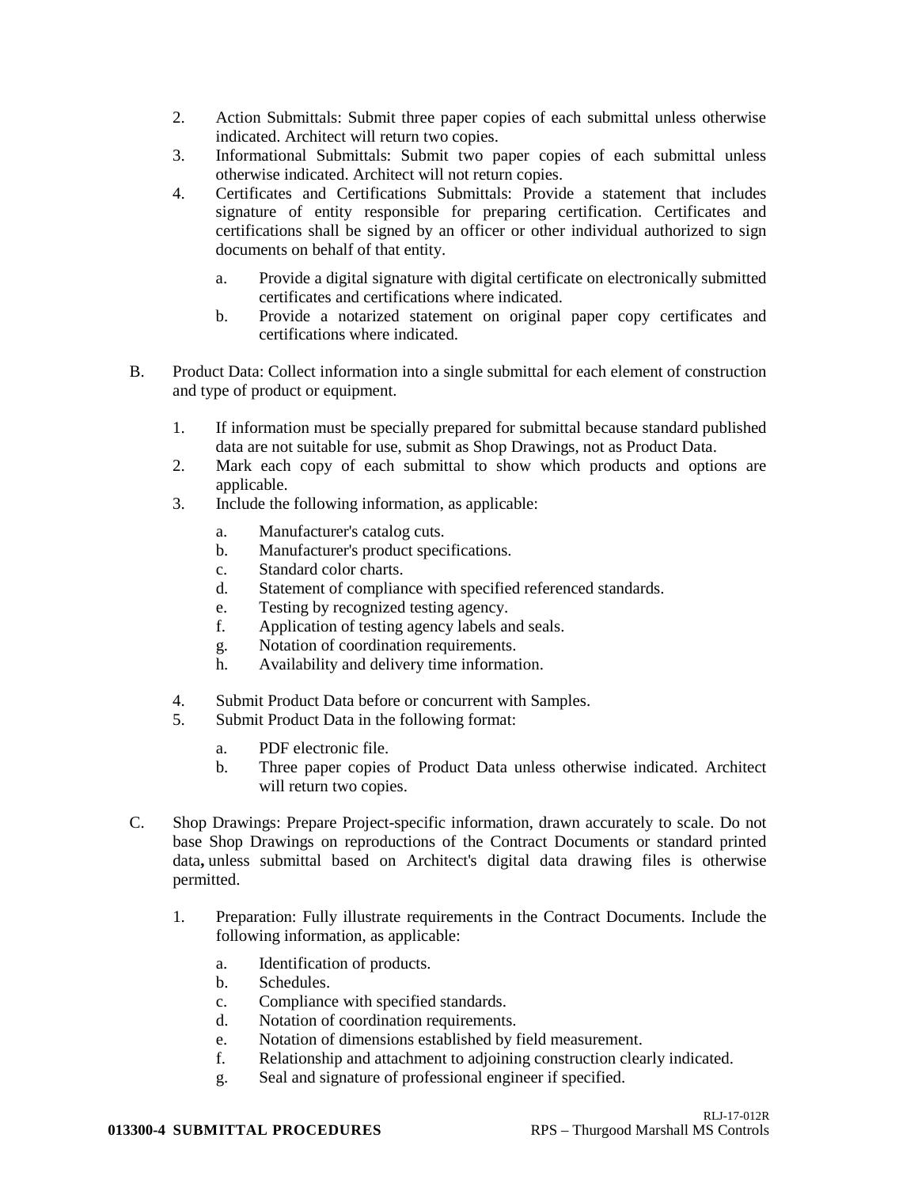2. Action Submittals: Submit three paper copies of each submittal unless otherwise indicated. Architect will return two copies.
3. Informational Submittals: Submit two paper copies of each submittal unless otherwise indicated. Architect will not return copies.
4. Certificates and Certifications Submittals: Provide a statement that includes signature of entity responsible for preparing certification. Certificates and certifications shall be signed by an officer or other individual authorized to sign documents on behalf of that entity.

    a. Provide a digital signature with digital certificate on electronically submitted certificates and certifications where indicated.
    b. Provide a notarized statement on original paper copy certificates and certifications where indicated.

B. Product Data: Collect information into a single submittal for each element of construction and type of product or equipment.

1. If information must be specially prepared for submittal because standard published data are not suitable for use, submit as Shop Drawings, not as Product Data.
2. Mark each copy of each submittal to show which products and options are applicable.
3. Include the following information, as applicable:

    a. Manufacturer's catalog cuts.
    b. Manufacturer's product specifications.
    c. Standard color charts.
    d. Statement of compliance with specified referenced standards.
    e. Testing by recognized testing agency.
    f. Application of testing agency labels and seals.
    g. Notation of coordination requirements.
    h. Availability and delivery time information.

4. Submit Product Data before or concurrent with Samples.
5. Submit Product Data in the following format:

    a. PDF electronic file.
    b. Three paper copies of Product Data unless otherwise indicated. Architect will return two copies.

C. Shop Drawings: Prepare Project-specific information, drawn accurately to scale. Do not base Shop Drawings on reproductions of the Contract Documents or standard printed data**,** unless submittal based on Architect's digital data drawing files is otherwise permitted.

1. Preparation: Fully illustrate requirements in the Contract Documents. Include the following information, as applicable:

    a. Identification of products.
    b. Schedules.
    c. Compliance with specified standards.
    d. Notation of coordination requirements.
    e. Notation of dimensions established by field measurement.
    f. Relationship and attachment to adjoining construction clearly indicated.
    g. Seal and signature of professional engineer if specified.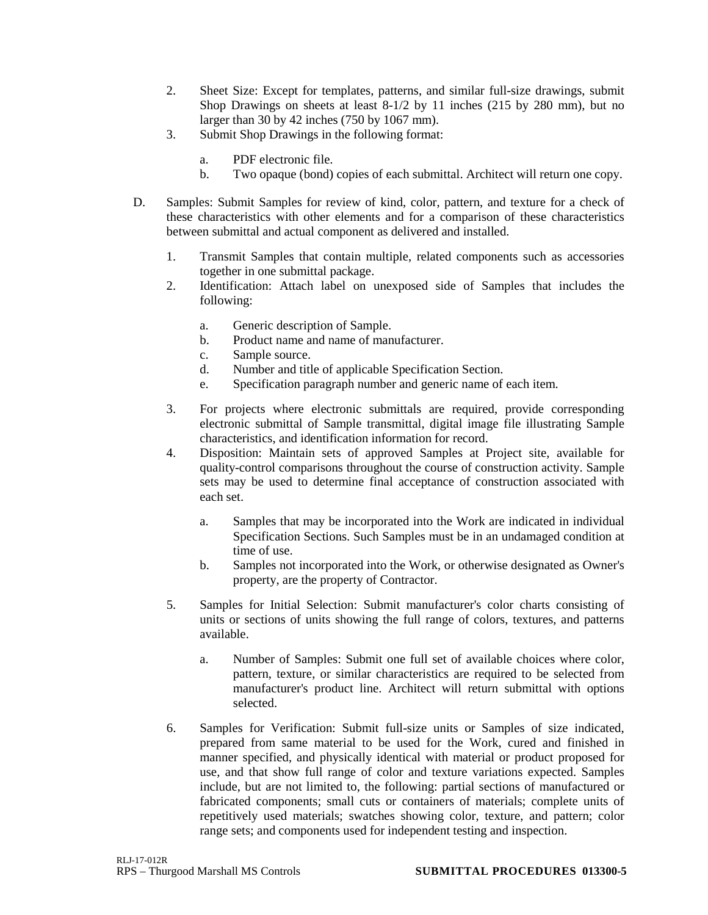2. Sheet Size: Except for templates, patterns, and similar full-size drawings, submit Shop Drawings on sheets at least 8-1/2 by 11 inches (215 by 280 mm), but no larger than 30 by 42 inches (750 by 1067 mm).
3. Submit Shop Drawings in the following format:

   a. PDF electronic file.
   b. Two opaque (bond) copies of each submittal. Architect will return one copy.

D. Samples: Submit Samples for review of kind, color, pattern, and texture for a check of these characteristics with other elements and for a comparison of these characteristics between submittal and actual component as delivered and installed.

1. Transmit Samples that contain multiple, related components such as accessories together in one submittal package.
2. Identification: Attach label on unexposed side of Samples that includes the following:

   a. Generic description of Sample.
   b. Product name and name of manufacturer.
   c. Sample source.
   d. Number and title of applicable Specification Section.
   e. Specification paragraph number and generic name of each item.

3. For projects where electronic submittals are required, provide corresponding electronic submittal of Sample transmittal, digital image file illustrating Sample characteristics, and identification information for record.
4. Disposition: Maintain sets of approved Samples at Project site, available for quality-control comparisons throughout the course of construction activity. Sample sets may be used to determine final acceptance of construction associated with each set.

   a. Samples that may be incorporated into the Work are indicated in individual Specification Sections. Such Samples must be in an undamaged condition at time of use.
   b. Samples not incorporated into the Work, or otherwise designated as Owner's property, are the property of Contractor.

5. Samples for Initial Selection: Submit manufacturer's color charts consisting of units or sections of units showing the full range of colors, textures, and patterns available.

   a. Number of Samples: Submit one full set of available choices where color, pattern, texture, or similar characteristics are required to be selected from manufacturer's product line. Architect will return submittal with options selected.

6. Samples for Verification: Submit full-size units or Samples of size indicated, prepared from same material to be used for the Work, cured and finished in manner specified, and physically identical with material or product proposed for use, and that show full range of color and texture variations expected. Samples include, but are not limited to, the following: partial sections of manufactured or fabricated components; small cuts or containers of materials; complete units of repetitively used materials; swatches showing color, texture, and pattern; color range sets; and components used for independent testing and inspection.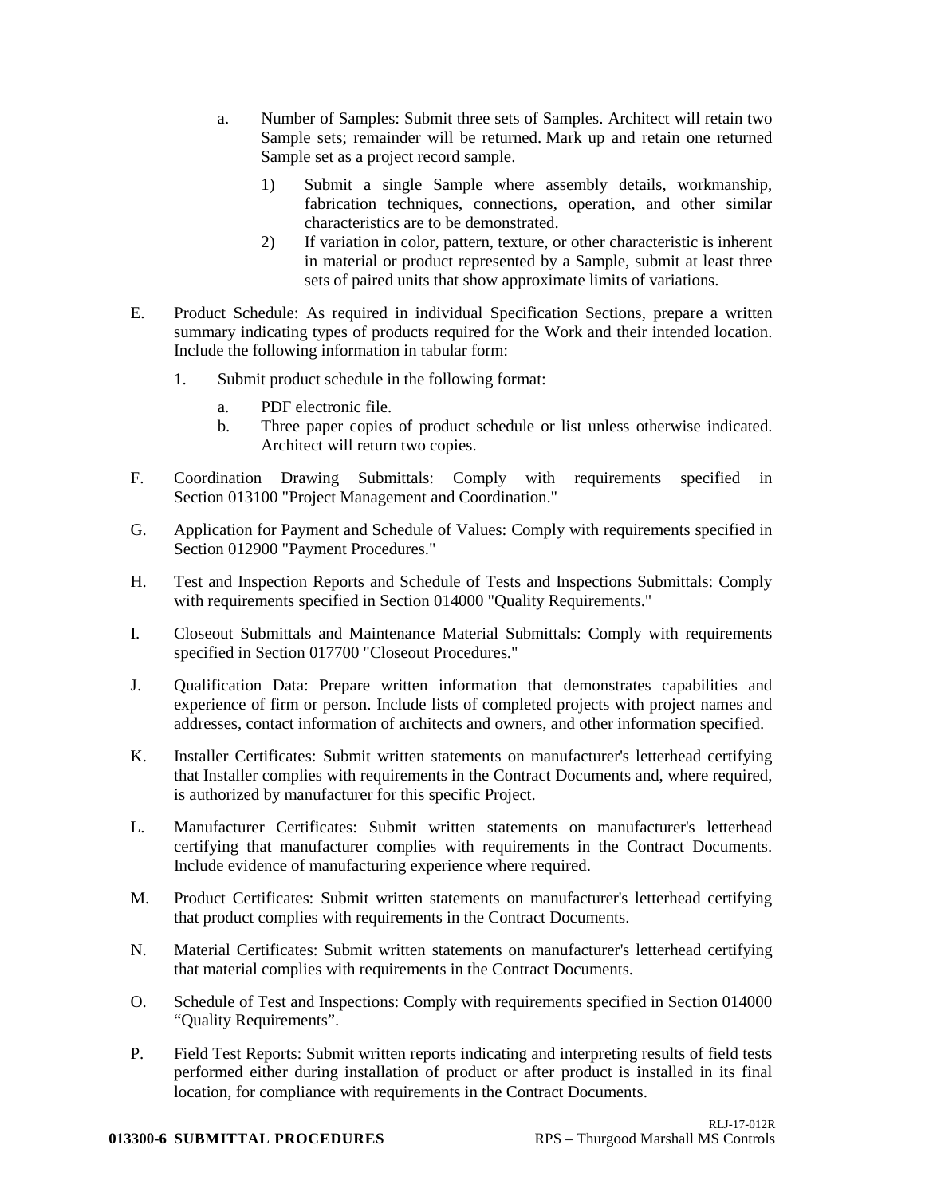a. Number of Samples: Submit three sets of Samples. Architect will retain two Sample sets; remainder will be returned. Mark up and retain one returned Sample set as a project record sample.

    1) Submit a single Sample where assembly details, workmanship, fabrication techniques, connections, operation, and other similar characteristics are to be demonstrated.
    2) If variation in color, pattern, texture, or other characteristic is inherent in material or product represented by a Sample, submit at least three sets of paired units that show approximate limits of variations.

E. Product Schedule: As required in individual Specification Sections, prepare a written summary indicating types of products required for the Work and their intended location. Include the following information in tabular form:

1. Submit product schedule in the following format:

    a. PDF electronic file.
    b. Three paper copies of product schedule or list unless otherwise indicated. Architect will return two copies.

F. Coordination Drawing Submittals: Comply with requirements specified in Section 013100 "Project Management and Coordination."

G. Application for Payment and Schedule of Values: Comply with requirements specified in Section 012900 "Payment Procedures."

H. Test and Inspection Reports and Schedule of Tests and Inspections Submittals: Comply with requirements specified in Section 014000 "Quality Requirements."

I. Closeout Submittals and Maintenance Material Submittals: Comply with requirements specified in Section 017700 "Closeout Procedures."

J. Qualification Data: Prepare written information that demonstrates capabilities and experience of firm or person. Include lists of completed projects with project names and addresses, contact information of architects and owners, and other information specified.

K. Installer Certificates: Submit written statements on manufacturer's letterhead certifying that Installer complies with requirements in the Contract Documents and, where required, is authorized by manufacturer for this specific Project.

L. Manufacturer Certificates: Submit written statements on manufacturer's letterhead certifying that manufacturer complies with requirements in the Contract Documents. Include evidence of manufacturing experience where required.

M. Product Certificates: Submit written statements on manufacturer's letterhead certifying that product complies with requirements in the Contract Documents.

N. Material Certificates: Submit written statements on manufacturer's letterhead certifying that material complies with requirements in the Contract Documents.

O. Schedule of Test and Inspections: Comply with requirements specified in Section 014000 "Quality Requirements".

P. Field Test Reports: Submit written reports indicating and interpreting results of field tests performed either during installation of product or after product is installed in its final location, for compliance with requirements in the Contract Documents.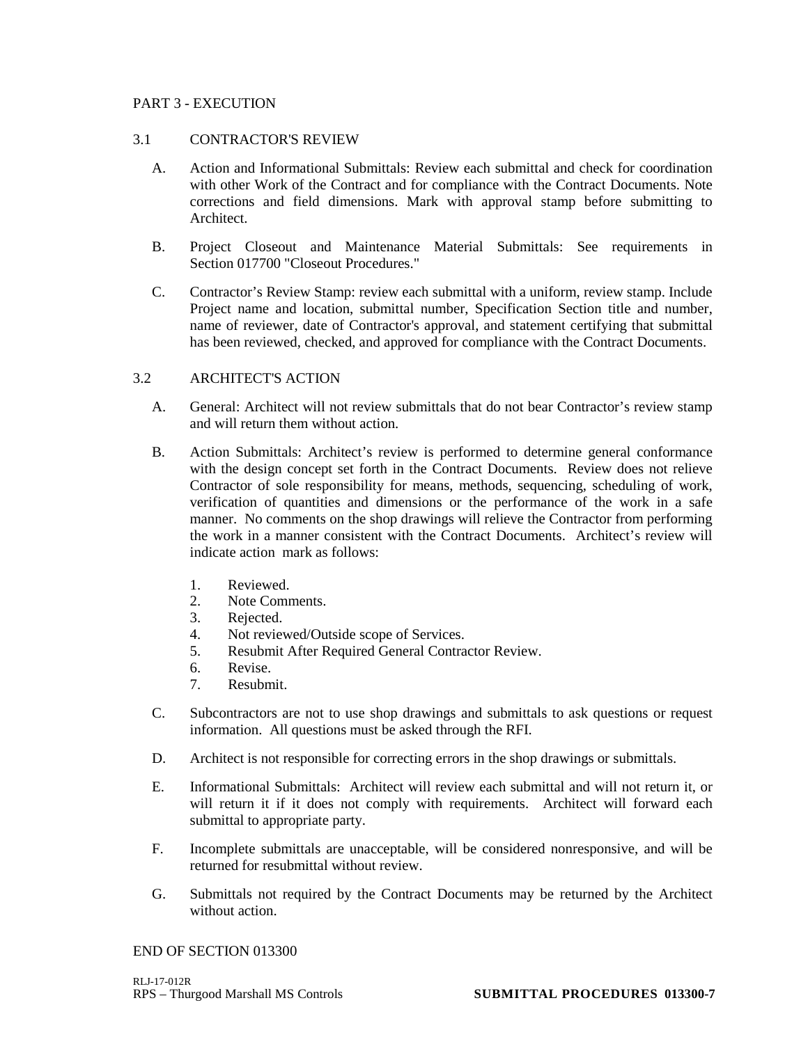## PART 3 - EXECUTION

### 3.1 CONTRACTOR'S REVIEW

A. Action and Informational Submittals: Review each submittal and check for coordination with other Work of the Contract and for compliance with the Contract Documents. Note corrections and field dimensions. Mark with approval stamp before submitting to Architect.

B. Project Closeout and Maintenance Material Submittals: See requirements in Section 017700 "Closeout Procedures."

C. Contractor's Review Stamp: review each submittal with a uniform, review stamp. Include Project name and location, submittal number, Specification Section title and number, name of reviewer, date of Contractor's approval, and statement certifying that submittal has been reviewed, checked, and approved for compliance with the Contract Documents.

### 3.2 ARCHITECT'S ACTION

A. General: Architect will not review submittals that do not bear Contractor's review stamp and will return them without action.

B. Action Submittals: Architect's review is performed to determine general conformance with the design concept set forth in the Contract Documents. Review does not relieve Contractor of sole responsibility for means, methods, sequencing, scheduling of work, verification of quantities and dimensions or the performance of the work in a safe manner. No comments on the shop drawings will relieve the Contractor from performing the work in a manner consistent with the Contract Documents. Architect's review will indicate action mark as follows:

1. Reviewed.
2. Note Comments.
3. Rejected.
4. Not reviewed/Outside scope of Services.
5. Resubmit After Required General Contractor Review.
6. Revise.
7. Resubmit.

C. Subcontractors are not to use shop drawings and submittals to ask questions or request information. All questions must be asked through the RFI.

D. Architect is not responsible for correcting errors in the shop drawings or submittals.

E. Informational Submittals: Architect will review each submittal and will not return it, or will return it if it does not comply with requirements. Architect will forward each submittal to appropriate party.

F. Incomplete submittals are unacceptable, will be considered nonresponsive, and will be returned for resubmittal without review.

G. Submittals not required by the Contract Documents may be returned by the Architect without action.

END OF SECTION 013300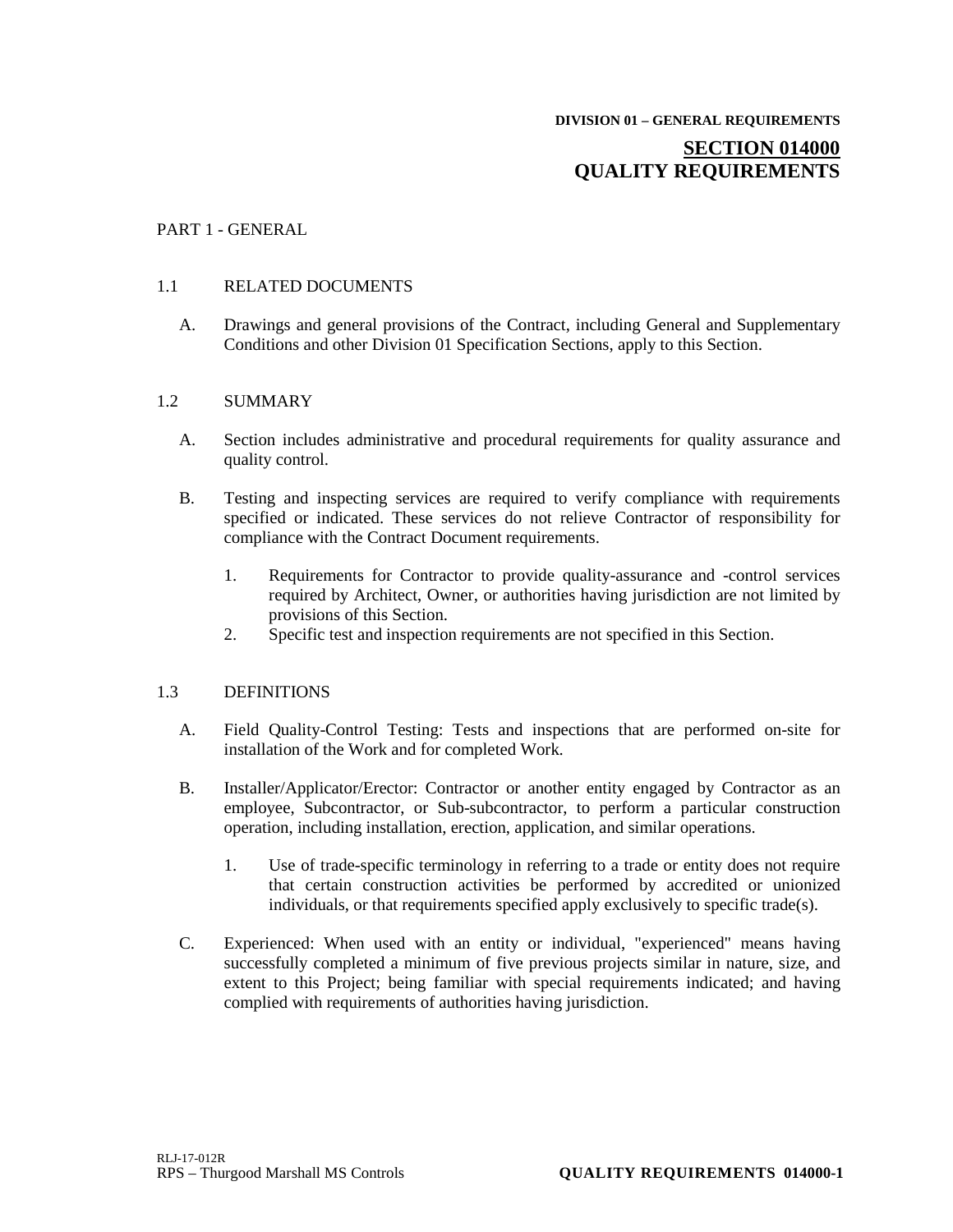**DIVISION 01 – GENERAL REQUIREMENTS**

# SECTION 014000
# QUALITY REQUIREMENTS

PART 1 - GENERAL

## 1.1 RELATED DOCUMENTS

A. Drawings and general provisions of the Contract, including General and Supplementary Conditions and other Division 01 Specification Sections, apply to this Section.

## 1.2 SUMMARY

A. Section includes administrative and procedural requirements for quality assurance and quality control.

B. Testing and inspecting services are required to verify compliance with requirements specified or indicated. These services do not relieve Contractor of responsibility for compliance with the Contract Document requirements.

1. Requirements for Contractor to provide quality-assurance and -control services required by Architect, Owner, or authorities having jurisdiction are not limited by provisions of this Section.
2. Specific test and inspection requirements are not specified in this Section.

## 1.3 DEFINITIONS

A. Field Quality-Control Testing: Tests and inspections that are performed on-site for installation of the Work and for completed Work.

B. Installer/Applicator/Erector: Contractor or another entity engaged by Contractor as an employee, Subcontractor, or Sub-subcontractor, to perform a particular construction operation, including installation, erection, application, and similar operations.

1. Use of trade-specific terminology in referring to a trade or entity does not require that certain construction activities be performed by accredited or unionized individuals, or that requirements specified apply exclusively to specific trade(s).

C. Experienced: When used with an entity or individual, "experienced" means having successfully completed a minimum of five previous projects similar in nature, size, and extent to this Project; being familiar with special requirements indicated; and having complied with requirements of authorities having jurisdiction.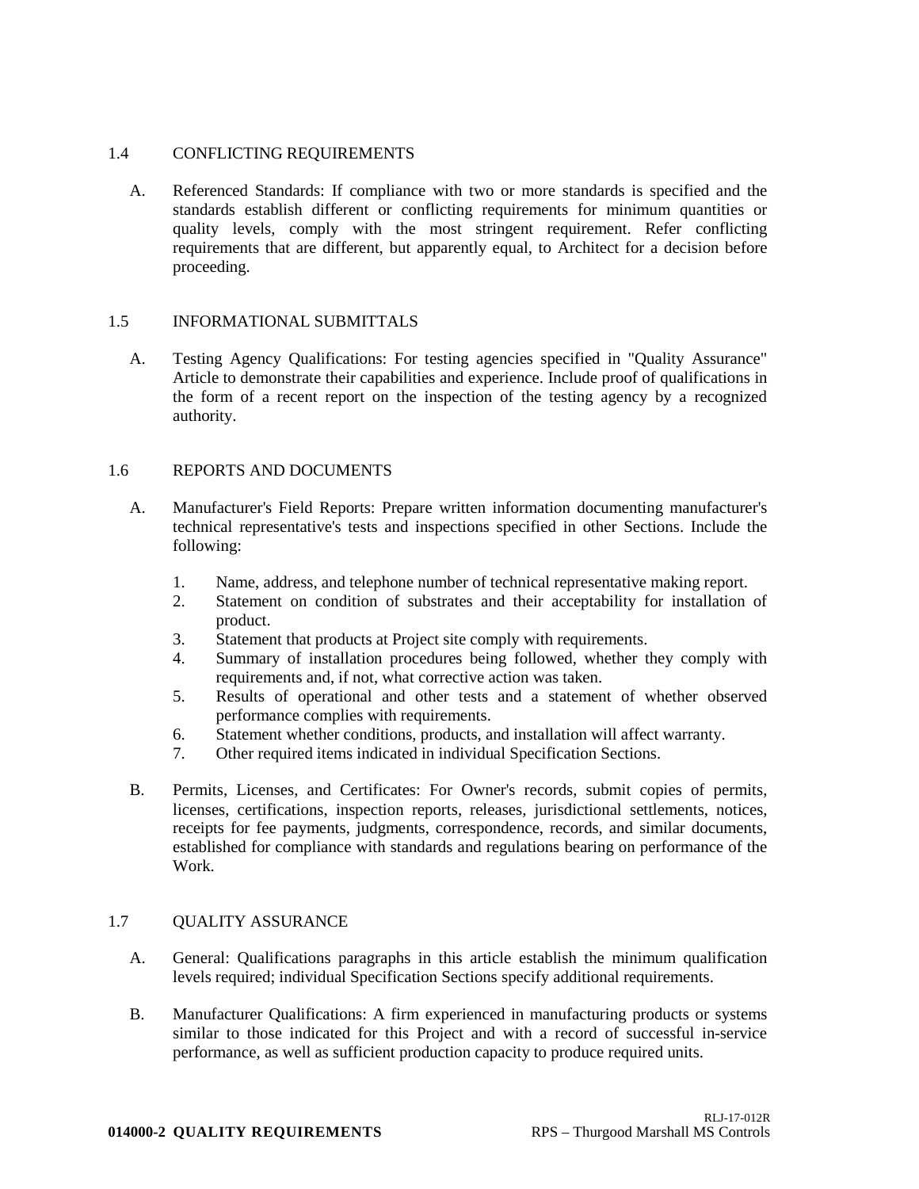## 1.4 CONFLICTING REQUIREMENTS

A. Referenced Standards: If compliance with two or more standards is specified and the standards establish different or conflicting requirements for minimum quantities or quality levels, comply with the most stringent requirement. Refer conflicting requirements that are different, but apparently equal, to Architect for a decision before proceeding.

## 1.5 INFORMATIONAL SUBMITTALS

A. Testing Agency Qualifications: For testing agencies specified in "Quality Assurance" Article to demonstrate their capabilities and experience. Include proof of qualifications in the form of a recent report on the inspection of the testing agency by a recognized authority.

## 1.6 REPORTS AND DOCUMENTS

A. Manufacturer's Field Reports: Prepare written information documenting manufacturer's technical representative's tests and inspections specified in other Sections. Include the following:

1. Name, address, and telephone number of technical representative making report.
2. Statement on condition of substrates and their acceptability for installation of product.
3. Statement that products at Project site comply with requirements.
4. Summary of installation procedures being followed, whether they comply with requirements and, if not, what corrective action was taken.
5. Results of operational and other tests and a statement of whether observed performance complies with requirements.
6. Statement whether conditions, products, and installation will affect warranty.
7. Other required items indicated in individual Specification Sections.

B. Permits, Licenses, and Certificates: For Owner's records, submit copies of permits, licenses, certifications, inspection reports, releases, jurisdictional settlements, notices, receipts for fee payments, judgments, correspondence, records, and similar documents, established for compliance with standards and regulations bearing on performance of the Work.

## 1.7 QUALITY ASSURANCE

A. General: Qualifications paragraphs in this article establish the minimum qualification levels required; individual Specification Sections specify additional requirements.

B. Manufacturer Qualifications: A firm experienced in manufacturing products or systems similar to those indicated for this Project and with a record of successful in-service performance, as well as sufficient production capacity to produce required units.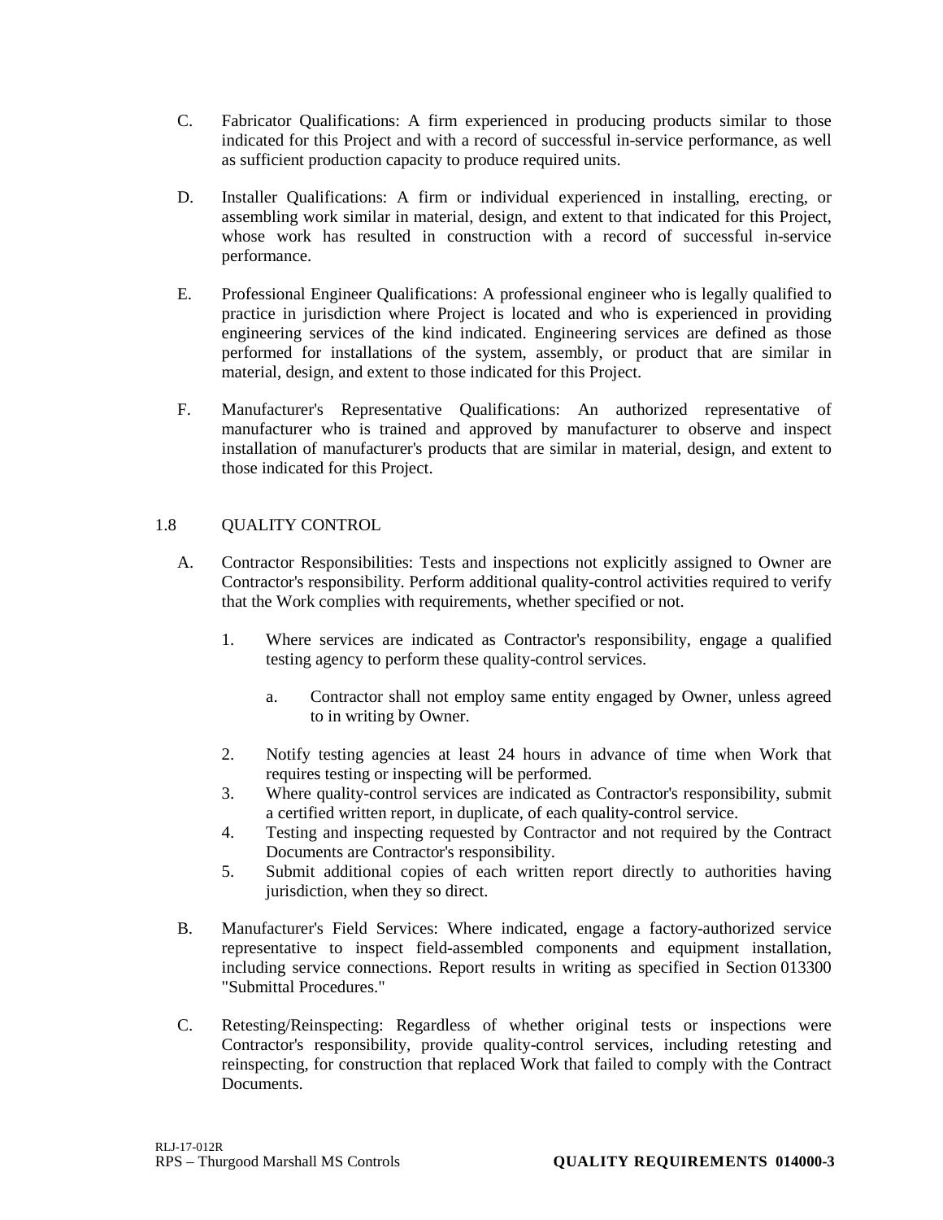C. Fabricator Qualifications: A firm experienced in producing products similar to those indicated for this Project and with a record of successful in-service performance, as well as sufficient production capacity to produce required units.

D. Installer Qualifications: A firm or individual experienced in installing, erecting, or assembling work similar in material, design, and extent to that indicated for this Project, whose work has resulted in construction with a record of successful in-service performance.

E. Professional Engineer Qualifications: A professional engineer who is legally qualified to practice in jurisdiction where Project is located and who is experienced in providing engineering services of the kind indicated. Engineering services are defined as those performed for installations of the system, assembly, or product that are similar in material, design, and extent to those indicated for this Project.

F. Manufacturer's Representative Qualifications: An authorized representative of manufacturer who is trained and approved by manufacturer to observe and inspect installation of manufacturer's products that are similar in material, design, and extent to those indicated for this Project.

## 1.8 QUALITY CONTROL

A. Contractor Responsibilities: Tests and inspections not explicitly assigned to Owner are Contractor's responsibility. Perform additional quality-control activities required to verify that the Work complies with requirements, whether specified or not.

   1. Where services are indicated as Contractor's responsibility, engage a qualified testing agency to perform these quality-control services.

      a. Contractor shall not employ same entity engaged by Owner, unless agreed to in writing by Owner.

   2. Notify testing agencies at least 24 hours in advance of time when Work that requires testing or inspecting will be performed.
   3. Where quality-control services are indicated as Contractor's responsibility, submit a certified written report, in duplicate, of each quality-control service.
   4. Testing and inspecting requested by Contractor and not required by the Contract Documents are Contractor's responsibility.
   5. Submit additional copies of each written report directly to authorities having jurisdiction, when they so direct.

B. Manufacturer's Field Services: Where indicated, engage a factory-authorized service representative to inspect field-assembled components and equipment installation, including service connections. Report results in writing as specified in Section 013300 "Submittal Procedures."

C. Retesting/Reinspecting: Regardless of whether original tests or inspections were Contractor's responsibility, provide quality-control services, including retesting and reinspecting, for construction that replaced Work that failed to comply with the Contract Documents.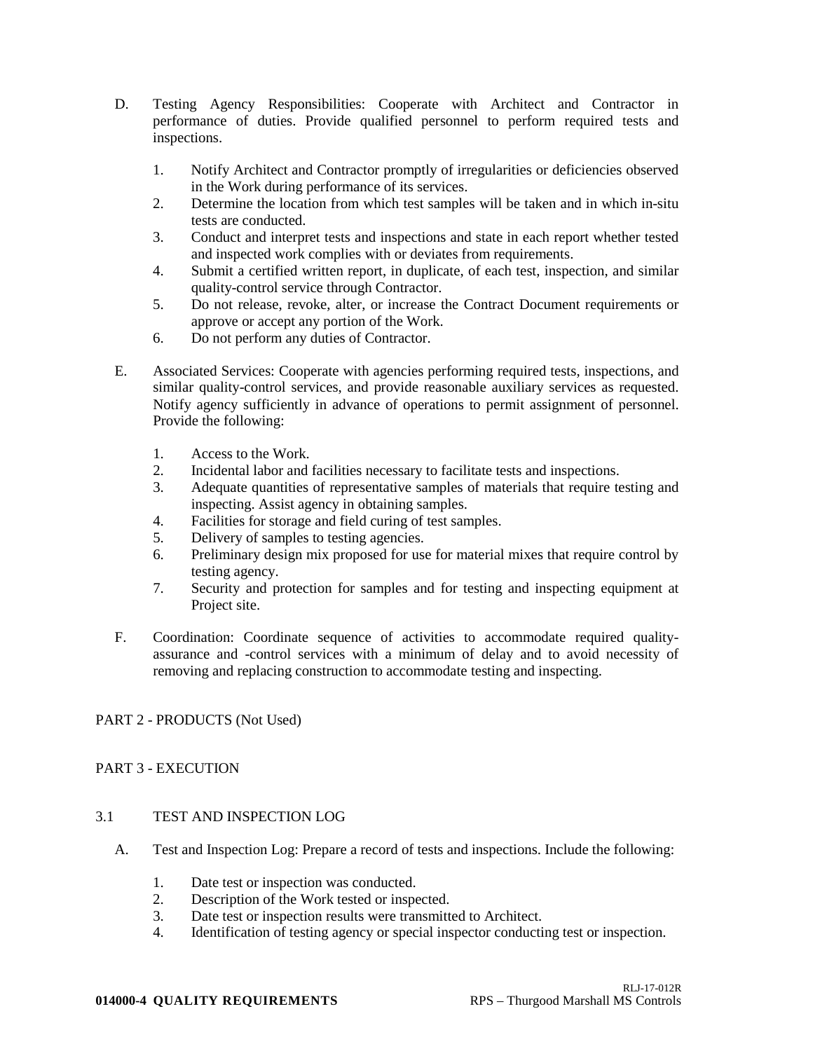D. Testing Agency Responsibilities: Cooperate with Architect and Contractor in performance of duties. Provide qualified personnel to perform required tests and inspections.

1. Notify Architect and Contractor promptly of irregularities or deficiencies observed in the Work during performance of its services.
2. Determine the location from which test samples will be taken and in which in-situ tests are conducted.
3. Conduct and interpret tests and inspections and state in each report whether tested and inspected work complies with or deviates from requirements.
4. Submit a certified written report, in duplicate, of each test, inspection, and similar quality-control service through Contractor.
5. Do not release, revoke, alter, or increase the Contract Document requirements or approve or accept any portion of the Work.
6. Do not perform any duties of Contractor.

E. Associated Services: Cooperate with agencies performing required tests, inspections, and similar quality-control services, and provide reasonable auxiliary services as requested. Notify agency sufficiently in advance of operations to permit assignment of personnel. Provide the following:

1. Access to the Work.
2. Incidental labor and facilities necessary to facilitate tests and inspections.
3. Adequate quantities of representative samples of materials that require testing and inspecting. Assist agency in obtaining samples.
4. Facilities for storage and field curing of test samples.
5. Delivery of samples to testing agencies.
6. Preliminary design mix proposed for use for material mixes that require control by testing agency.
7. Security and protection for samples and for testing and inspecting equipment at Project site.

F. Coordination: Coordinate sequence of activities to accommodate required quality-assurance and -control services with a minimum of delay and to avoid necessity of removing and replacing construction to accommodate testing and inspecting.

## PART 2 - PRODUCTS (Not Used)

## PART 3 - EXECUTION

### 3.1 TEST AND INSPECTION LOG

A. Test and Inspection Log: Prepare a record of tests and inspections. Include the following:

1. Date test or inspection was conducted.
2. Description of the Work tested or inspected.
3. Date test or inspection results were transmitted to Architect.
4. Identification of testing agency or special inspector conducting test or inspection.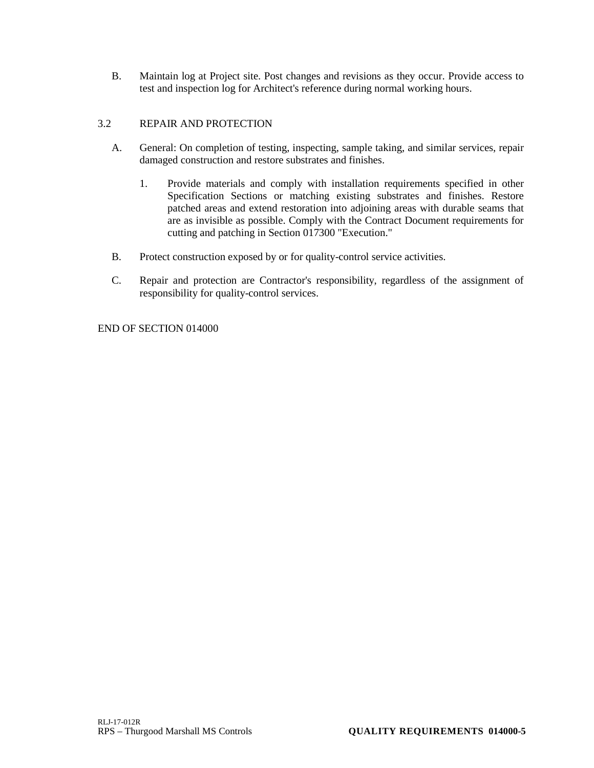B. Maintain log at Project site. Post changes and revisions as they occur. Provide access to test and inspection log for Architect's reference during normal working hours.

## 3.2 REPAIR AND PROTECTION

A. General: On completion of testing, inspecting, sample taking, and similar services, repair damaged construction and restore substrates and finishes.

1. Provide materials and comply with installation requirements specified in other Specification Sections or matching existing substrates and finishes. Restore patched areas and extend restoration into adjoining areas with durable seams that are as invisible as possible. Comply with the Contract Document requirements for cutting and patching in Section 017300 "Execution."

B. Protect construction exposed by or for quality-control service activities.

C. Repair and protection are Contractor's responsibility, regardless of the assignment of responsibility for quality-control services.

END OF SECTION 014000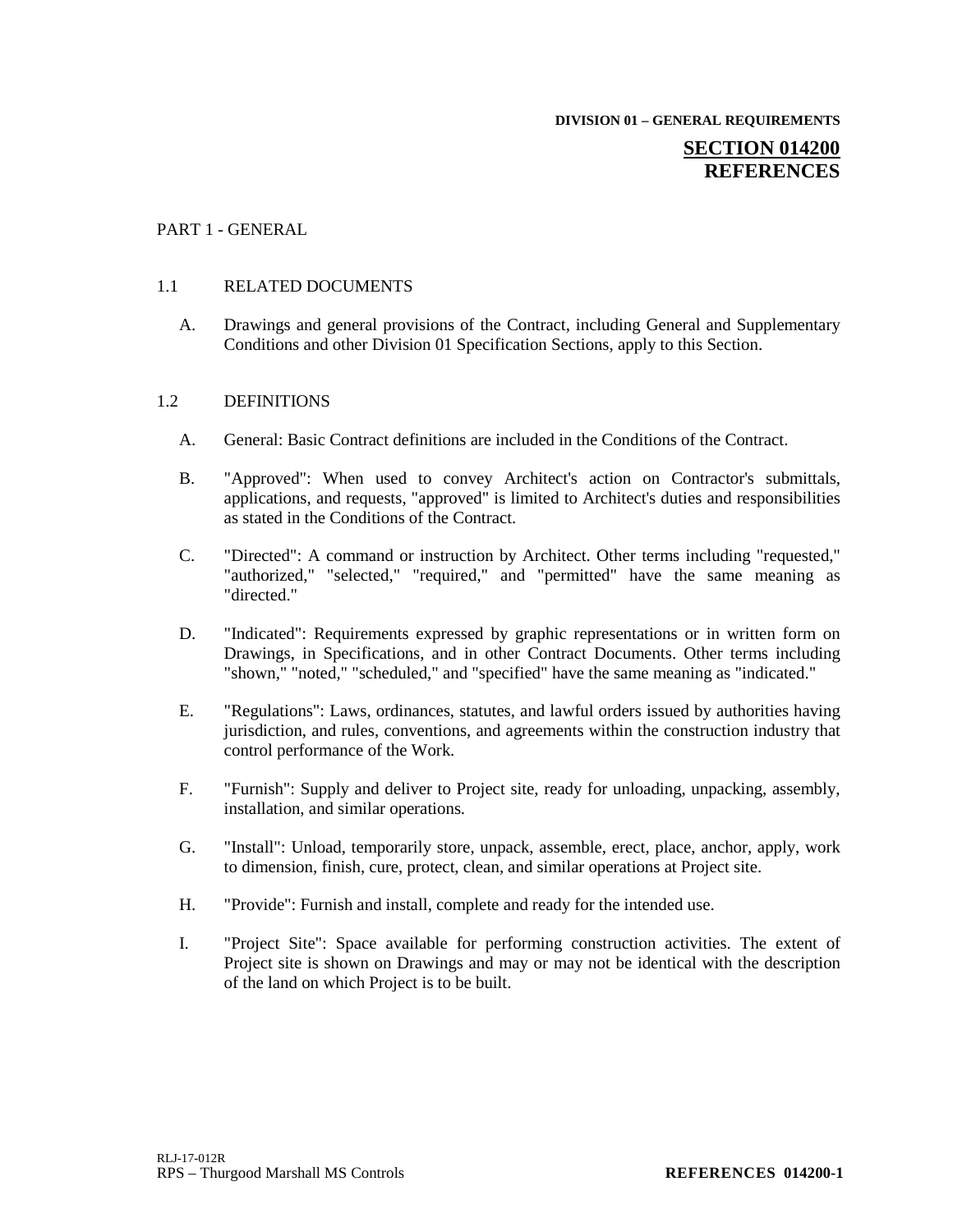DIVISION 01 – GENERAL REQUIREMENTS

# SECTION 014200 REFERENCES

PART 1 - GENERAL

1.1 RELATED DOCUMENTS

A. Drawings and general provisions of the Contract, including General and Supplementary Conditions and other Division 01 Specification Sections, apply to this Section.

1.2 DEFINITIONS

A. General: Basic Contract definitions are included in the Conditions of the Contract.

B. "Approved": When used to convey Architect's action on Contractor's submittals, applications, and requests, "approved" is limited to Architect's duties and responsibilities as stated in the Conditions of the Contract.

C. "Directed": A command or instruction by Architect. Other terms including "requested," "authorized," "selected," "required," and "permitted" have the same meaning as "directed."

D. "Indicated": Requirements expressed by graphic representations or in written form on Drawings, in Specifications, and in other Contract Documents. Other terms including "shown," "noted," "scheduled," and "specified" have the same meaning as "indicated."

E. "Regulations": Laws, ordinances, statutes, and lawful orders issued by authorities having jurisdiction, and rules, conventions, and agreements within the construction industry that control performance of the Work.

F. "Furnish": Supply and deliver to Project site, ready for unloading, unpacking, assembly, installation, and similar operations.

G. "Install": Unload, temporarily store, unpack, assemble, erect, place, anchor, apply, work to dimension, finish, cure, protect, clean, and similar operations at Project site.

H. "Provide": Furnish and install, complete and ready for the intended use.

I. "Project Site": Space available for performing construction activities. The extent of Project site is shown on Drawings and may or may not be identical with the description of the land on which Project is to be built.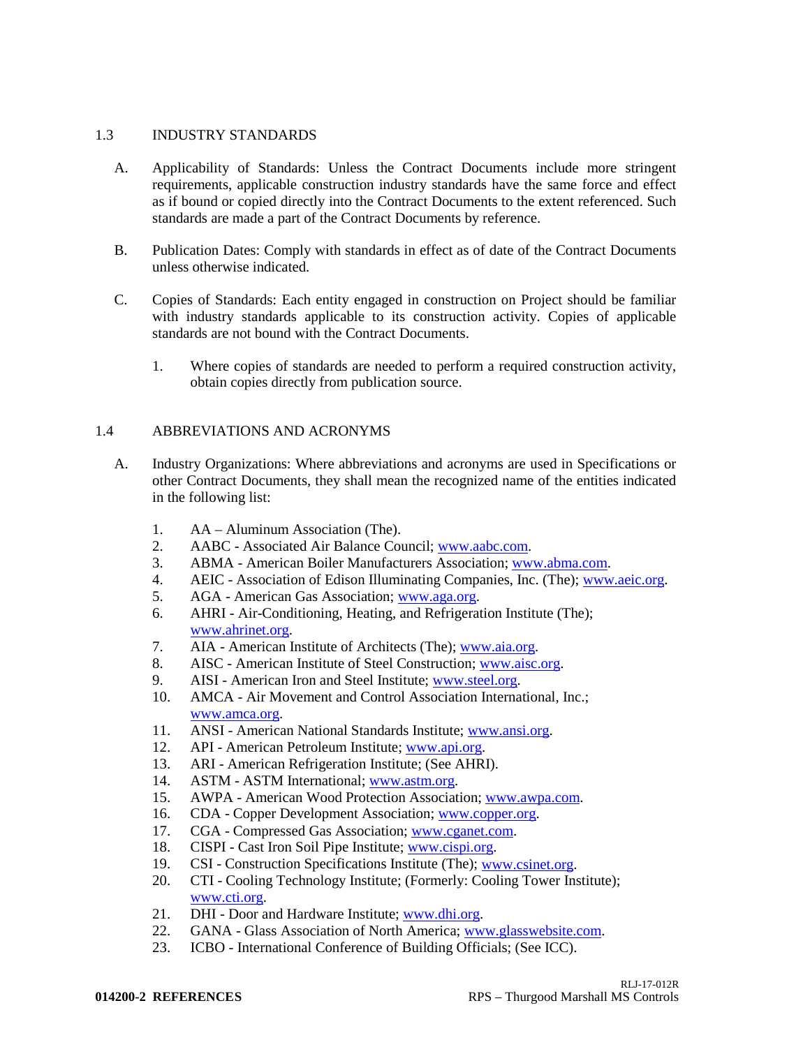## 1.3 INDUSTRY STANDARDS

A. Applicability of Standards: Unless the Contract Documents include more stringent requirements, applicable construction industry standards have the same force and effect as if bound or copied directly into the Contract Documents to the extent referenced. Such standards are made a part of the Contract Documents by reference.

B. Publication Dates: Comply with standards in effect as of date of the Contract Documents unless otherwise indicated.

C. Copies of Standards: Each entity engaged in construction on Project should be familiar with industry standards applicable to its construction activity. Copies of applicable standards are not bound with the Contract Documents.

1. Where copies of standards are needed to perform a required construction activity, obtain copies directly from publication source.

## 1.4 ABBREVIATIONS AND ACRONYMS

A. Industry Organizations: Where abbreviations and acronyms are used in Specifications or other Contract Documents, they shall mean the recognized name of the entities indicated in the following list:

1. AA – Aluminum Association (The).
2. AABC - Associated Air Balance Council; www.aabc.com.
3. ABMA - American Boiler Manufacturers Association; www.abma.com.
4. AEIC - Association of Edison Illuminating Companies, Inc. (The); www.aeic.org.
5. AGA - American Gas Association; www.aga.org.
6. AHRI - Air-Conditioning, Heating, and Refrigeration Institute (The); www.ahrinet.org.
7. AIA - American Institute of Architects (The); www.aia.org.
8. AISC - American Institute of Steel Construction; www.aisc.org.
9. AISI - American Iron and Steel Institute; www.steel.org.
10. AMCA - Air Movement and Control Association International, Inc.; www.amca.org.
11. ANSI - American National Standards Institute; www.ansi.org.
12. API - American Petroleum Institute; www.api.org.
13. ARI - American Refrigeration Institute; (See AHRI).
14. ASTM - ASTM International; www.astm.org.
15. AWPA - American Wood Protection Association; www.awpa.com.
16. CDA - Copper Development Association; www.copper.org.
17. CGA - Compressed Gas Association; www.cganet.com.
18. CISPI - Cast Iron Soil Pipe Institute; www.cispi.org.
19. CSI - Construction Specifications Institute (The); www.csinet.org.
20. CTI - Cooling Technology Institute; (Formerly: Cooling Tower Institute); www.cti.org.
21. DHI - Door and Hardware Institute; www.dhi.org.
22. GANA - Glass Association of North America; www.glasswebsite.com.
23. ICBO - International Conference of Building Officials; (See ICC).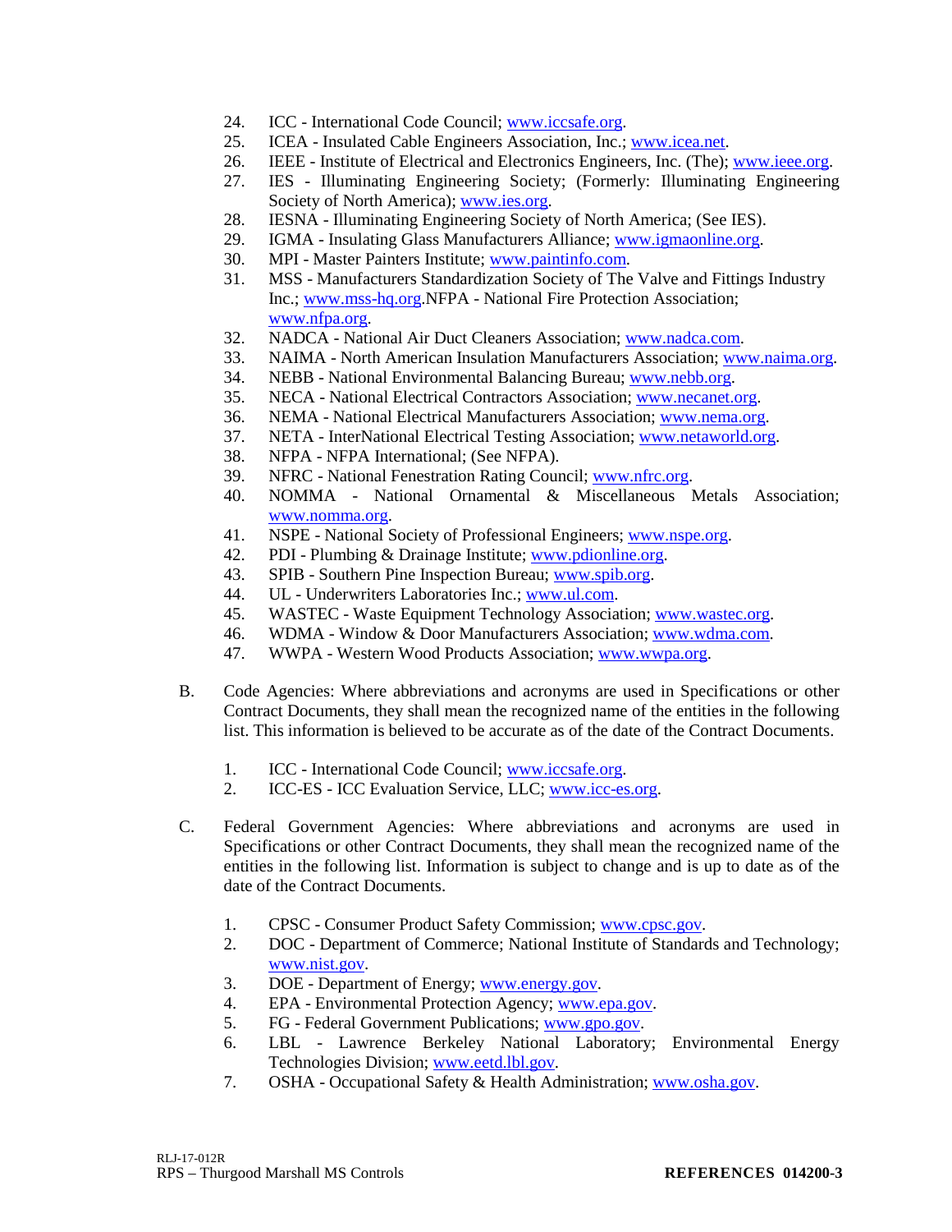24. ICC - International Code Council; www.iccsafe.org.
25. ICEA - Insulated Cable Engineers Association, Inc.; www.icea.net.
26. IEEE - Institute of Electrical and Electronics Engineers, Inc. (The); www.ieee.org.
27. IES - Illuminating Engineering Society; (Formerly: Illuminating Engineering Society of North America); www.ies.org.
28. IESNA - Illuminating Engineering Society of North America; (See IES).
29. IGMA - Insulating Glass Manufacturers Alliance; www.igmaonline.org.
30. MPI - Master Painters Institute; www.paintinfo.com.
31. MSS - Manufacturers Standardization Society of The Valve and Fittings Industry Inc.; www.mss-hq.org.NFPA - National Fire Protection Association; www.nfpa.org.
32. NADCA - National Air Duct Cleaners Association; www.nadca.com.
33. NAIMA - North American Insulation Manufacturers Association; www.naima.org.
34. NEBB - National Environmental Balancing Bureau; www.nebb.org.
35. NECA - National Electrical Contractors Association; www.necanet.org.
36. NEMA - National Electrical Manufacturers Association; www.nema.org.
37. NETA - InterNational Electrical Testing Association; www.netaworld.org.
38. NFPA - NFPA International; (See NFPA).
39. NFRC - National Fenestration Rating Council; www.nfrc.org.
40. NOMMA - National Ornamental & Miscellaneous Metals Association; www.nomma.org.
41. NSPE - National Society of Professional Engineers; www.nspe.org.
42. PDI - Plumbing & Drainage Institute; www.pdionline.org.
43. SPIB - Southern Pine Inspection Bureau; www.spib.org.
44. UL - Underwriters Laboratories Inc.; www.ul.com.
45. WASTEC - Waste Equipment Technology Association; www.wastec.org.
46. WDMA - Window & Door Manufacturers Association; www.wdma.com.
47. WWPA - Western Wood Products Association; www.wwpa.org.

B. Code Agencies: Where abbreviations and acronyms are used in Specifications or other Contract Documents, they shall mean the recognized name of the entities in the following list. This information is believed to be accurate as of the date of the Contract Documents.

   1. ICC - International Code Council; www.iccsafe.org.
   2. ICC-ES - ICC Evaluation Service, LLC; www.icc-es.org.

C. Federal Government Agencies: Where abbreviations and acronyms are used in Specifications or other Contract Documents, they shall mean the recognized name of the entities in the following list. Information is subject to change and is up to date as of the date of the Contract Documents.

   1. CPSC - Consumer Product Safety Commission; www.cpsc.gov.
   2. DOC - Department of Commerce; National Institute of Standards and Technology; www.nist.gov.
   3. DOE - Department of Energy; www.energy.gov.
   4. EPA - Environmental Protection Agency; www.epa.gov.
   5. FG - Federal Government Publications; www.gpo.gov.
   6. LBL - Lawrence Berkeley National Laboratory; Environmental Energy Technologies Division; www.eetd.lbl.gov.
   7. OSHA - Occupational Safety & Health Administration; www.osha.gov.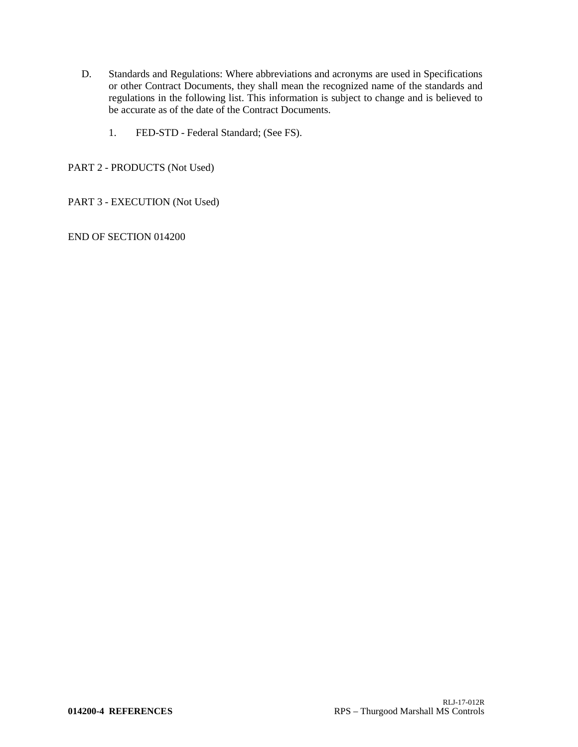D. Standards and Regulations: Where abbreviations and acronyms are used in Specifications or other Contract Documents, they shall mean the recognized name of the standards and regulations in the following list. This information is subject to change and is believed to be accurate as of the date of the Contract Documents.

   1. FED-STD - Federal Standard; (See FS).

PART 2 - PRODUCTS (Not Used)

PART 3 - EXECUTION (Not Used)

END OF SECTION 014200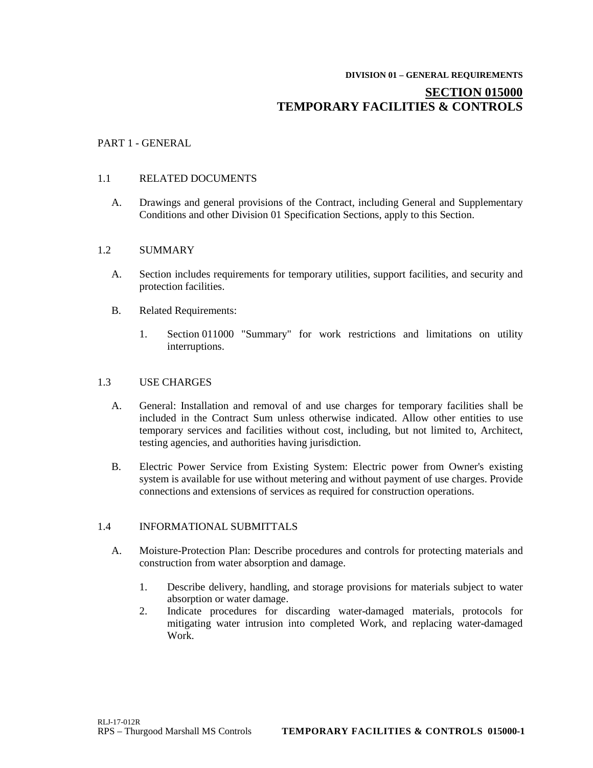**DIVISION 01 – GENERAL REQUIREMENTS**

# SECTION 015000
# TEMPORARY FACILITIES & CONTROLS

## PART 1 - GENERAL

### 1.1 RELATED DOCUMENTS

A. Drawings and general provisions of the Contract, including General and Supplementary Conditions and other Division 01 Specification Sections, apply to this Section.

### 1.2 SUMMARY

A. Section includes requirements for temporary utilities, support facilities, and security and protection facilities.

B. Related Requirements:

1. Section 011000 "Summary" for work restrictions and limitations on utility interruptions.

### 1.3 USE CHARGES

A. General: Installation and removal of and use charges for temporary facilities shall be included in the Contract Sum unless otherwise indicated. Allow other entities to use temporary services and facilities without cost, including, but not limited to, Architect, testing agencies, and authorities having jurisdiction.

B. Electric Power Service from Existing System: Electric power from Owner's existing system is available for use without metering and without payment of use charges. Provide connections and extensions of services as required for construction operations.

### 1.4 INFORMATIONAL SUBMITTALS

A. Moisture-Protection Plan: Describe procedures and controls for protecting materials and construction from water absorption and damage.

1. Describe delivery, handling, and storage provisions for materials subject to water absorption or water damage.
2. Indicate procedures for discarding water-damaged materials, protocols for mitigating water intrusion into completed Work, and replacing water-damaged Work.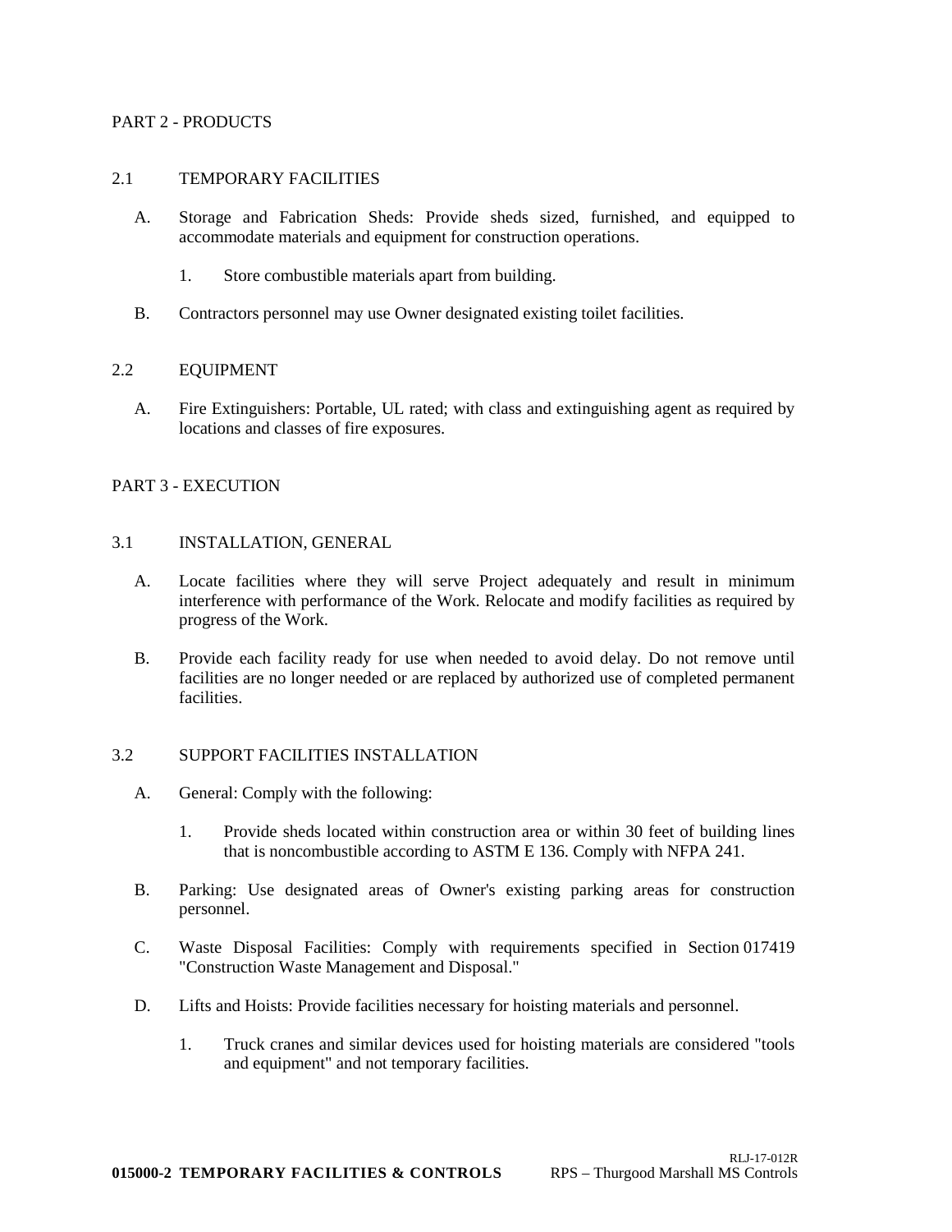## PART 2 - PRODUCTS

### 2.1 TEMPORARY FACILITIES

A. Storage and Fabrication Sheds: Provide sheds sized, furnished, and equipped to accommodate materials and equipment for construction operations.

   1. Store combustible materials apart from building.

B. Contractors personnel may use Owner designated existing toilet facilities.

### 2.2 EQUIPMENT

A. Fire Extinguishers: Portable, UL rated; with class and extinguishing agent as required by locations and classes of fire exposures.

## PART 3 - EXECUTION

### 3.1 INSTALLATION, GENERAL

A. Locate facilities where they will serve Project adequately and result in minimum interference with performance of the Work. Relocate and modify facilities as required by progress of the Work.

B. Provide each facility ready for use when needed to avoid delay. Do not remove until facilities are no longer needed or are replaced by authorized use of completed permanent facilities.

### 3.2 SUPPORT FACILITIES INSTALLATION

A. General: Comply with the following:

   1. Provide sheds located within construction area or within 30 feet of building lines that is noncombustible according to ASTM E 136. Comply with NFPA 241.

B. Parking: Use designated areas of Owner's existing parking areas for construction personnel.

C. Waste Disposal Facilities: Comply with requirements specified in Section 017419 "Construction Waste Management and Disposal."

D. Lifts and Hoists: Provide facilities necessary for hoisting materials and personnel.

   1. Truck cranes and similar devices used for hoisting materials are considered "tools and equipment" and not temporary facilities.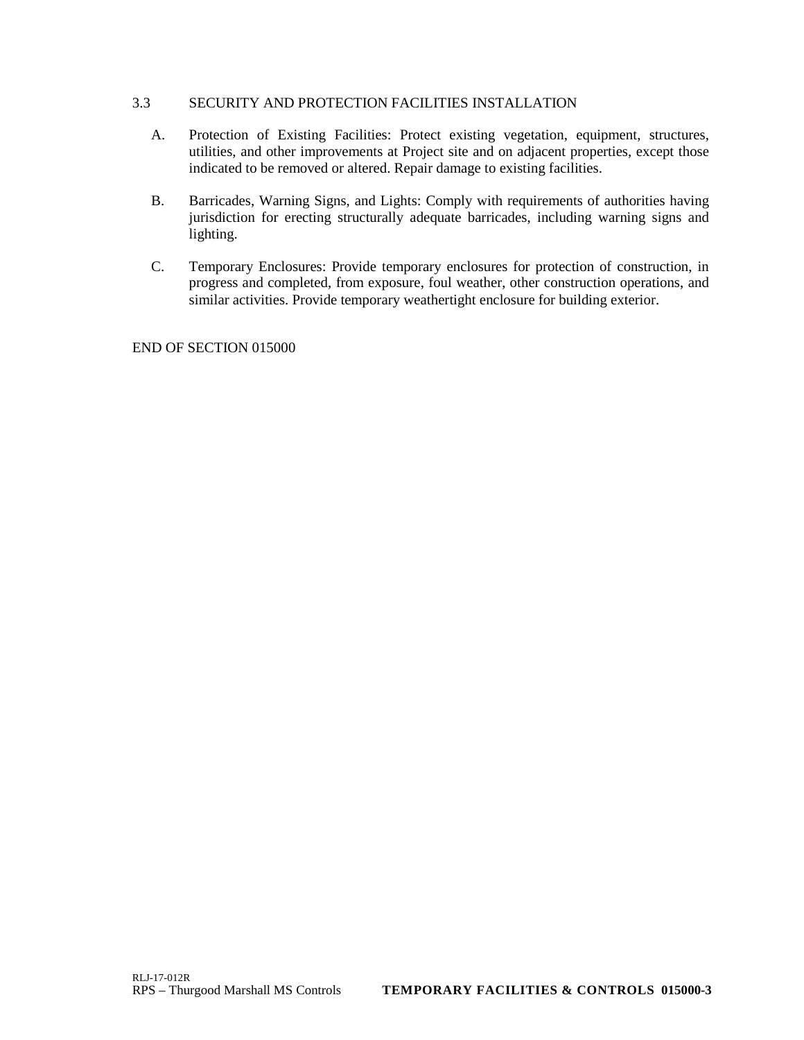## 3.3 SECURITY AND PROTECTION FACILITIES INSTALLATION

A. Protection of Existing Facilities: Protect existing vegetation, equipment, structures, utilities, and other improvements at Project site and on adjacent properties, except those indicated to be removed or altered. Repair damage to existing facilities.

B. Barricades, Warning Signs, and Lights: Comply with requirements of authorities having jurisdiction for erecting structurally adequate barricades, including warning signs and lighting.

C. Temporary Enclosures: Provide temporary enclosures for protection of construction, in progress and completed, from exposure, foul weather, other construction operations, and similar activities. Provide temporary weathertight enclosure for building exterior.

END OF SECTION 015000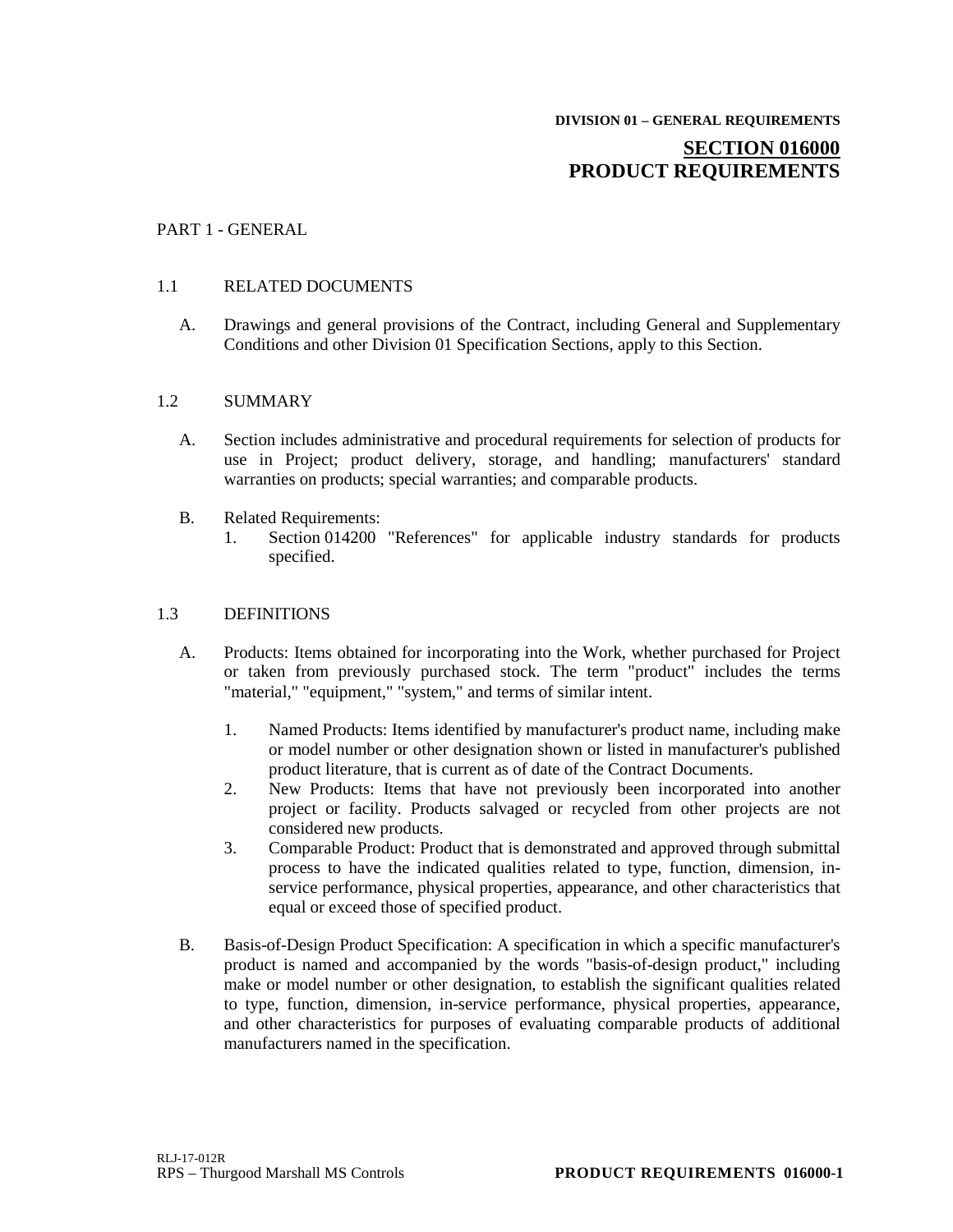**DIVISION 01 – GENERAL REQUIREMENTS**

# SECTION 016000
# PRODUCT REQUIREMENTS

PART 1 - GENERAL

## 1.1 RELATED DOCUMENTS

A. Drawings and general provisions of the Contract, including General and Supplementary Conditions and other Division 01 Specification Sections, apply to this Section.

## 1.2 SUMMARY

A. Section includes administrative and procedural requirements for selection of products for use in Project; product delivery, storage, and handling; manufacturers' standard warranties on products; special warranties; and comparable products.

B. Related Requirements:
   1. Section 014200 "References" for applicable industry standards for products specified.

## 1.3 DEFINITIONS

A. Products: Items obtained for incorporating into the Work, whether purchased for Project or taken from previously purchased stock. The term "product" includes the terms "material," "equipment," "system," and terms of similar intent.

   1. Named Products: Items identified by manufacturer's product name, including make or model number or other designation shown or listed in manufacturer's published product literature, that is current as of date of the Contract Documents.
   2. New Products: Items that have not previously been incorporated into another project or facility. Products salvaged or recycled from other projects are not considered new products.
   3. Comparable Product: Product that is demonstrated and approved through submittal process to have the indicated qualities related to type, function, dimension, in-service performance, physical properties, appearance, and other characteristics that equal or exceed those of specified product.

B. Basis-of-Design Product Specification: A specification in which a specific manufacturer's product is named and accompanied by the words "basis-of-design product," including make or model number or other designation, to establish the significant qualities related to type, function, dimension, in-service performance, physical properties, appearance, and other characteristics for purposes of evaluating comparable products of additional manufacturers named in the specification.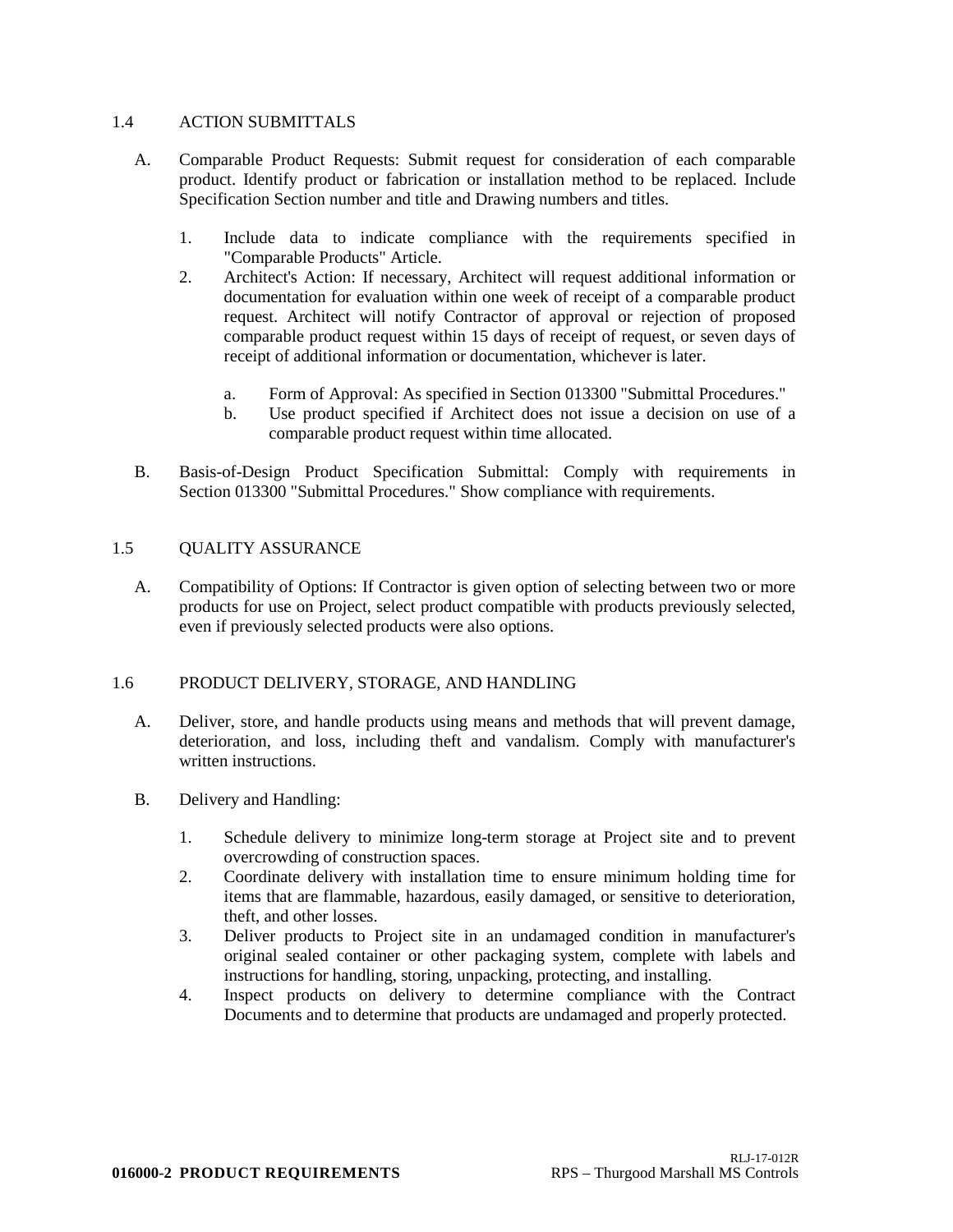## 1.4 ACTION SUBMITTALS

A. Comparable Product Requests: Submit request for consideration of each comparable product. Identify product or fabrication or installation method to be replaced. Include Specification Section number and title and Drawing numbers and titles.

   1. Include data to indicate compliance with the requirements specified in "Comparable Products" Article.
   2. Architect's Action: If necessary, Architect will request additional information or documentation for evaluation within one week of receipt of a comparable product request. Architect will notify Contractor of approval or rejection of proposed comparable product request within 15 days of receipt of request, or seven days of receipt of additional information or documentation, whichever is later.

      a. Form of Approval: As specified in Section 013300 "Submittal Procedures."
      b. Use product specified if Architect does not issue a decision on use of a comparable product request within time allocated.

B. Basis-of-Design Product Specification Submittal: Comply with requirements in Section 013300 "Submittal Procedures." Show compliance with requirements.

## 1.5 QUALITY ASSURANCE

A. Compatibility of Options: If Contractor is given option of selecting between two or more products for use on Project, select product compatible with products previously selected, even if previously selected products were also options.

## 1.6 PRODUCT DELIVERY, STORAGE, AND HANDLING

A. Deliver, store, and handle products using means and methods that will prevent damage, deterioration, and loss, including theft and vandalism. Comply with manufacturer's written instructions.

B. Delivery and Handling:

   1. Schedule delivery to minimize long-term storage at Project site and to prevent overcrowding of construction spaces.
   2. Coordinate delivery with installation time to ensure minimum holding time for items that are flammable, hazardous, easily damaged, or sensitive to deterioration, theft, and other losses.
   3. Deliver products to Project site in an undamaged condition in manufacturer's original sealed container or other packaging system, complete with labels and instructions for handling, storing, unpacking, protecting, and installing.
   4. Inspect products on delivery to determine compliance with the Contract Documents and to determine that products are undamaged and properly protected.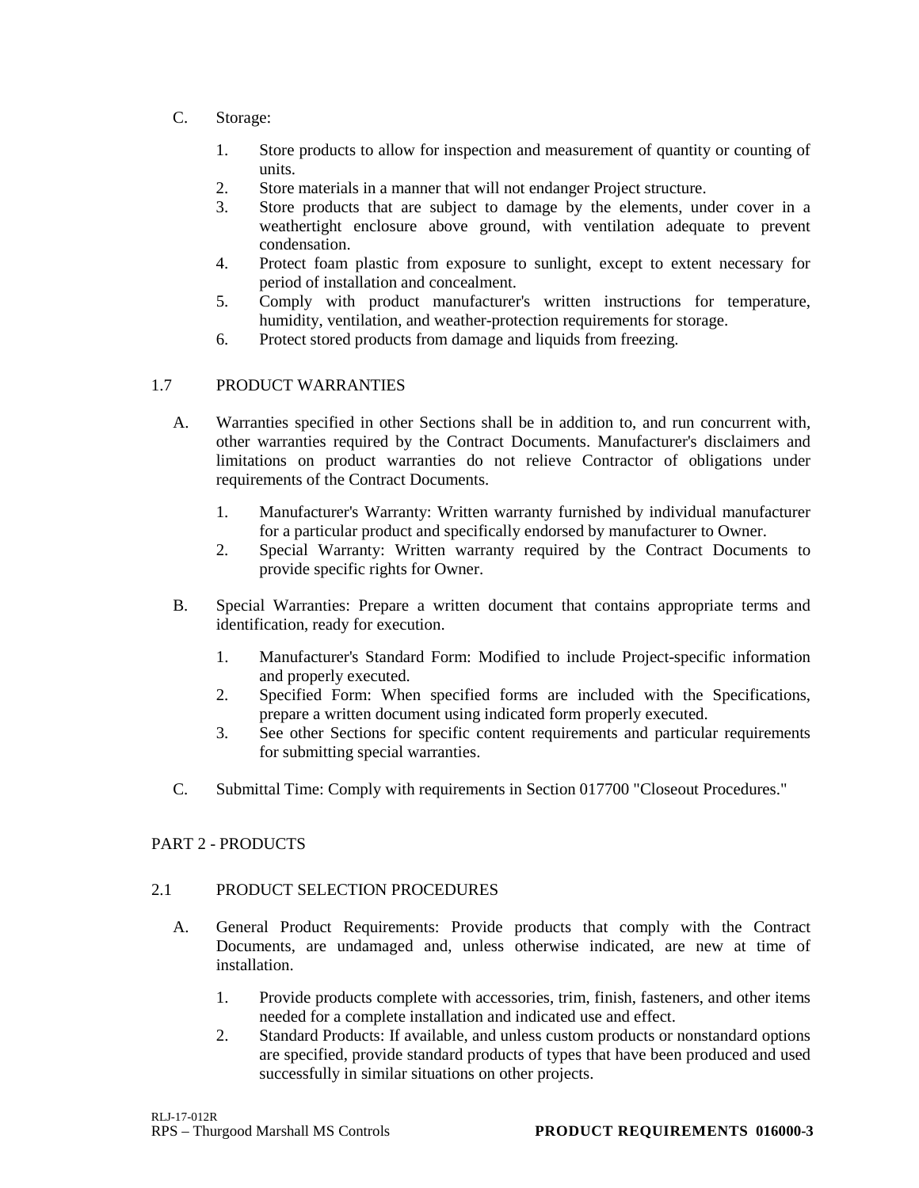C. Storage:

    1. Store products to allow for inspection and measurement of quantity or counting of units.
    2. Store materials in a manner that will not endanger Project structure.
    3. Store products that are subject to damage by the elements, under cover in a weathertight enclosure above ground, with ventilation adequate to prevent condensation.
    4. Protect foam plastic from exposure to sunlight, except to extent necessary for period of installation and concealment.
    5. Comply with product manufacturer's written instructions for temperature, humidity, ventilation, and weather-protection requirements for storage.
    6. Protect stored products from damage and liquids from freezing.

## 1.7 PRODUCT WARRANTIES

A. Warranties specified in other Sections shall be in addition to, and run concurrent with, other warranties required by the Contract Documents. Manufacturer's disclaimers and limitations on product warranties do not relieve Contractor of obligations under requirements of the Contract Documents.

    1. Manufacturer's Warranty: Written warranty furnished by individual manufacturer for a particular product and specifically endorsed by manufacturer to Owner.
    2. Special Warranty: Written warranty required by the Contract Documents to provide specific rights for Owner.

B. Special Warranties: Prepare a written document that contains appropriate terms and identification, ready for execution.

    1. Manufacturer's Standard Form: Modified to include Project-specific information and properly executed.
    2. Specified Form: When specified forms are included with the Specifications, prepare a written document using indicated form properly executed.
    3. See other Sections for specific content requirements and particular requirements for submitting special warranties.

C. Submittal Time: Comply with requirements in Section 017700 "Closeout Procedures."

# PART 2 - PRODUCTS

## 2.1 PRODUCT SELECTION PROCEDURES

A. General Product Requirements: Provide products that comply with the Contract Documents, are undamaged and, unless otherwise indicated, are new at time of installation.

    1. Provide products complete with accessories, trim, finish, fasteners, and other items needed for a complete installation and indicated use and effect.
    2. Standard Products: If available, and unless custom products or nonstandard options are specified, provide standard products of types that have been produced and used successfully in similar situations on other projects.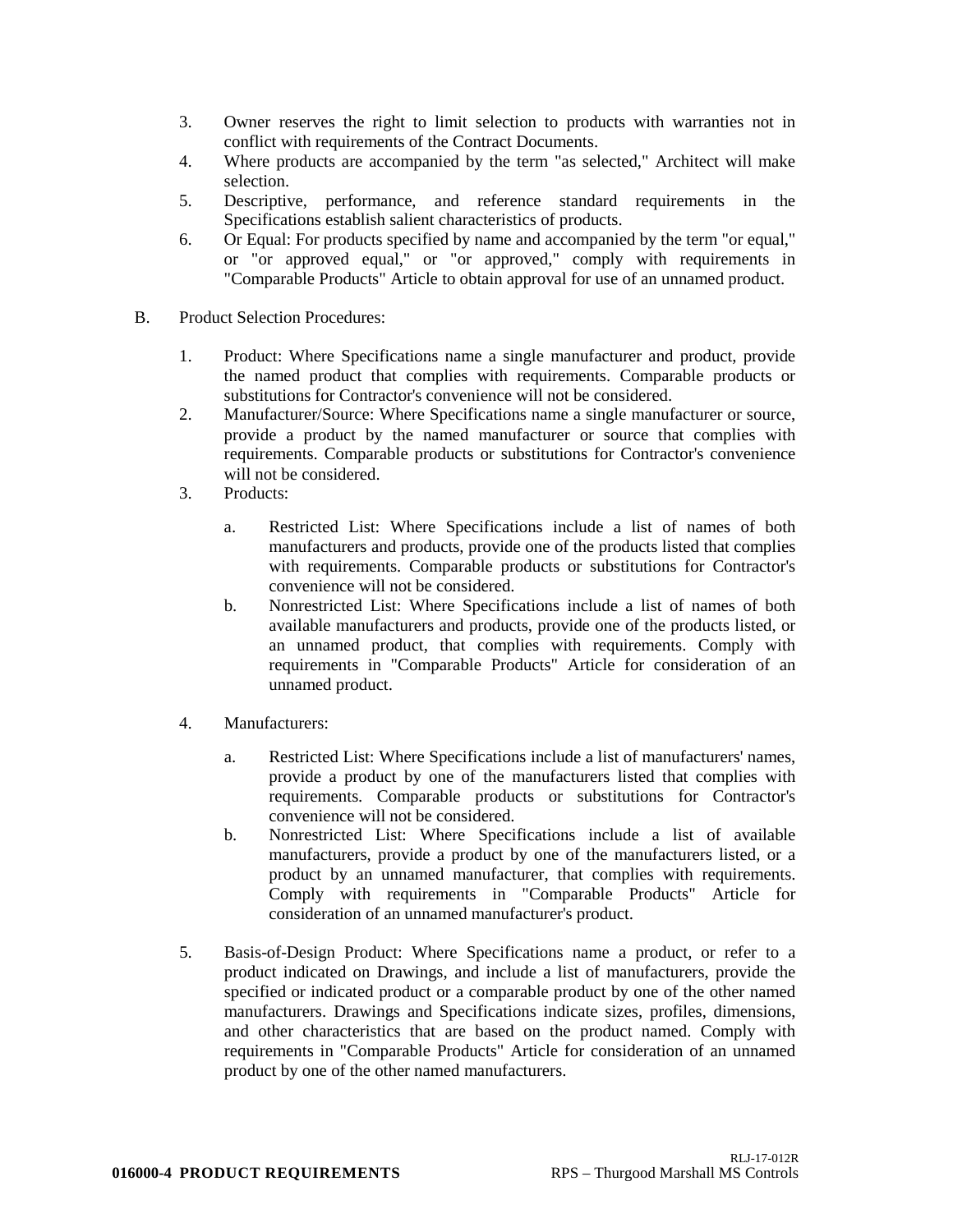3. Owner reserves the right to limit selection to products with warranties not in conflict with requirements of the Contract Documents.
4. Where products are accompanied by the term "as selected," Architect will make selection.
5. Descriptive, performance, and reference standard requirements in the Specifications establish salient characteristics of products.
6. Or Equal: For products specified by name and accompanied by the term "or equal," or "or approved equal," or "or approved," comply with requirements in "Comparable Products" Article to obtain approval for use of an unnamed product.

B. Product Selection Procedures:

1. Product: Where Specifications name a single manufacturer and product, provide the named product that complies with requirements. Comparable products or substitutions for Contractor's convenience will not be considered.
2. Manufacturer/Source: Where Specifications name a single manufacturer or source, provide a product by the named manufacturer or source that complies with requirements. Comparable products or substitutions for Contractor's convenience will not be considered.
3. Products:

   a. Restricted List: Where Specifications include a list of names of both manufacturers and products, provide one of the products listed that complies with requirements. Comparable products or substitutions for Contractor's convenience will not be considered.
   b. Nonrestricted List: Where Specifications include a list of names of both available manufacturers and products, provide one of the products listed, or an unnamed product, that complies with requirements. Comply with requirements in "Comparable Products" Article for consideration of an unnamed product.

4. Manufacturers:

   a. Restricted List: Where Specifications include a list of manufacturers' names, provide a product by one of the manufacturers listed that complies with requirements. Comparable products or substitutions for Contractor's convenience will not be considered.
   b. Nonrestricted List: Where Specifications include a list of available manufacturers, provide a product by one of the manufacturers listed, or a product by an unnamed manufacturer, that complies with requirements. Comply with requirements in "Comparable Products" Article for consideration of an unnamed manufacturer's product.

5. Basis-of-Design Product: Where Specifications name a product, or refer to a product indicated on Drawings, and include a list of manufacturers, provide the specified or indicated product or a comparable product by one of the other named manufacturers. Drawings and Specifications indicate sizes, profiles, dimensions, and other characteristics that are based on the product named. Comply with requirements in "Comparable Products" Article for consideration of an unnamed product by one of the other named manufacturers.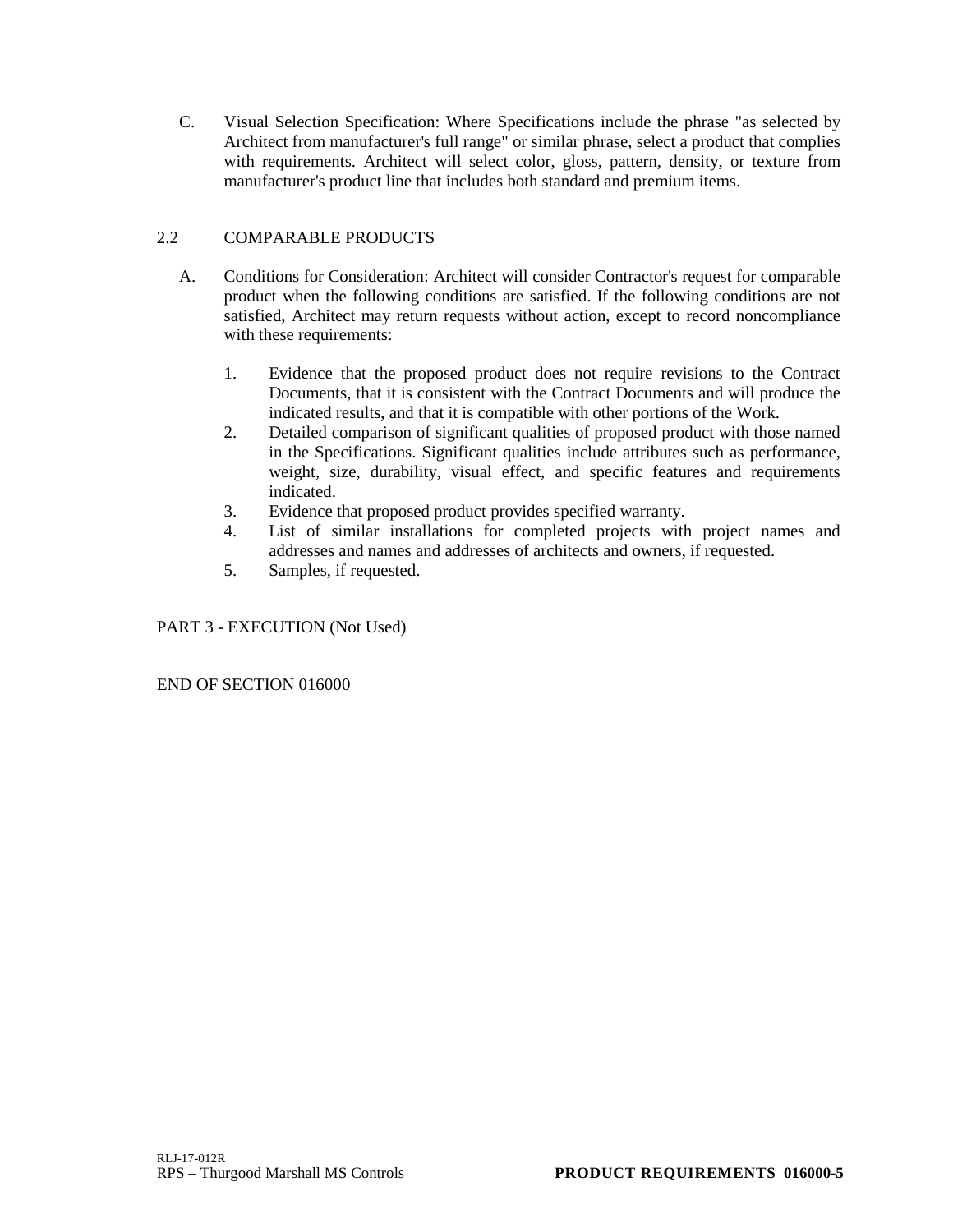C. Visual Selection Specification: Where Specifications include the phrase "as selected by Architect from manufacturer's full range" or similar phrase, select a product that complies with requirements. Architect will select color, gloss, pattern, density, or texture from manufacturer's product line that includes both standard and premium items.

## 2.2 COMPARABLE PRODUCTS

A. Conditions for Consideration: Architect will consider Contractor's request for comparable product when the following conditions are satisfied. If the following conditions are not satisfied, Architect may return requests without action, except to record noncompliance with these requirements:

1. Evidence that the proposed product does not require revisions to the Contract Documents, that it is consistent with the Contract Documents and will produce the indicated results, and that it is compatible with other portions of the Work.
2. Detailed comparison of significant qualities of proposed product with those named in the Specifications. Significant qualities include attributes such as performance, weight, size, durability, visual effect, and specific features and requirements indicated.
3. Evidence that proposed product provides specified warranty.
4. List of similar installations for completed projects with project names and addresses and names and addresses of architects and owners, if requested.
5. Samples, if requested.

## PART 3 - EXECUTION (Not Used)

END OF SECTION 016000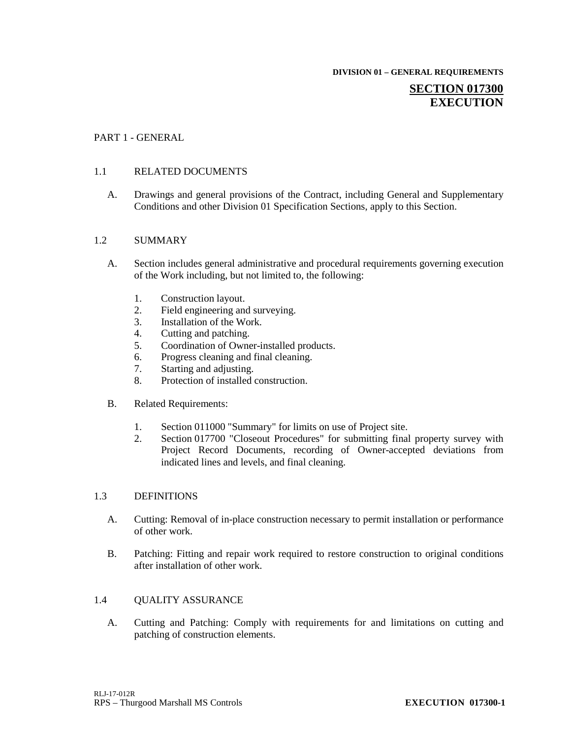DIVISION 01 – GENERAL REQUIREMENTS

# SECTION 017300
# EXECUTION

## PART 1 - GENERAL

### 1.1 RELATED DOCUMENTS

A. Drawings and general provisions of the Contract, including General and Supplementary Conditions and other Division 01 Specification Sections, apply to this Section.

### 1.2 SUMMARY

A. Section includes general administrative and procedural requirements governing execution of the Work including, but not limited to, the following:

1. Construction layout.
2. Field engineering and surveying.
3. Installation of the Work.
4. Cutting and patching.
5. Coordination of Owner-installed products.
6. Progress cleaning and final cleaning.
7. Starting and adjusting.
8. Protection of installed construction.

B. Related Requirements:

1. Section 011000 "Summary" for limits on use of Project site.
2. Section 017700 "Closeout Procedures" for submitting final property survey with Project Record Documents, recording of Owner-accepted deviations from indicated lines and levels, and final cleaning.

### 1.3 DEFINITIONS

A. Cutting: Removal of in-place construction necessary to permit installation or performance of other work.

B. Patching: Fitting and repair work required to restore construction to original conditions after installation of other work.

### 1.4 QUALITY ASSURANCE

A. Cutting and Patching: Comply with requirements for and limitations on cutting and patching of construction elements.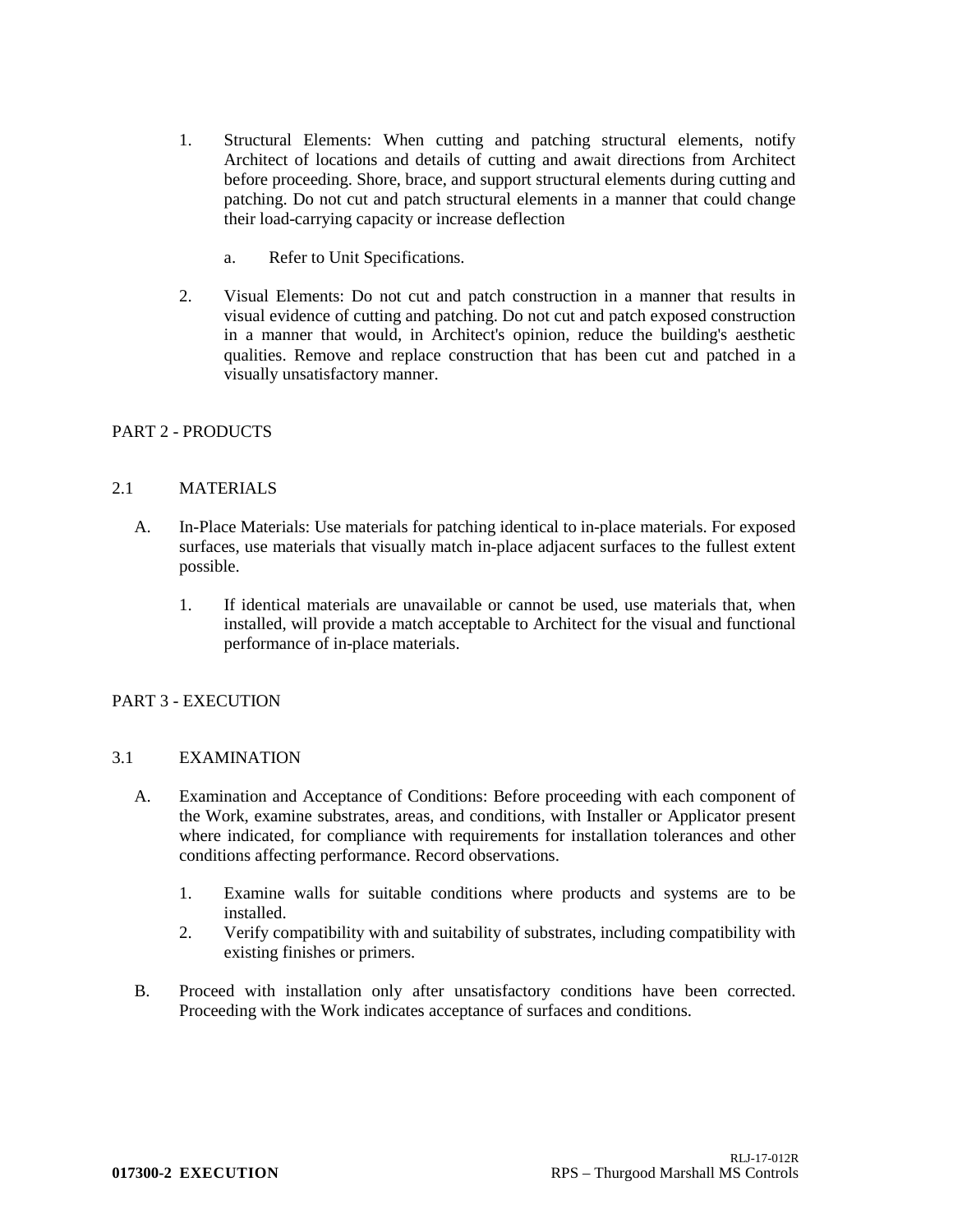1. Structural Elements: When cutting and patching structural elements, notify Architect of locations and details of cutting and await directions from Architect before proceeding. Shore, brace, and support structural elements during cutting and patching. Do not cut and patch structural elements in a manner that could change their load-carrying capacity or increase deflection

   a. Refer to Unit Specifications.

2. Visual Elements: Do not cut and patch construction in a manner that results in visual evidence of cutting and patching. Do not cut and patch exposed construction in a manner that would, in Architect's opinion, reduce the building's aesthetic qualities. Remove and replace construction that has been cut and patched in a visually unsatisfactory manner.

## PART 2 - PRODUCTS

### 2.1 MATERIALS

A. In-Place Materials: Use materials for patching identical to in-place materials. For exposed surfaces, use materials that visually match in-place adjacent surfaces to the fullest extent possible.

   1. If identical materials are unavailable or cannot be used, use materials that, when installed, will provide a match acceptable to Architect for the visual and functional performance of in-place materials.

## PART 3 - EXECUTION

### 3.1 EXAMINATION

A. Examination and Acceptance of Conditions: Before proceeding with each component of the Work, examine substrates, areas, and conditions, with Installer or Applicator present where indicated, for compliance with requirements for installation tolerances and other conditions affecting performance. Record observations.

   1. Examine walls for suitable conditions where products and systems are to be installed.
   2. Verify compatibility with and suitability of substrates, including compatibility with existing finishes or primers.

B. Proceed with installation only after unsatisfactory conditions have been corrected. Proceeding with the Work indicates acceptance of surfaces and conditions.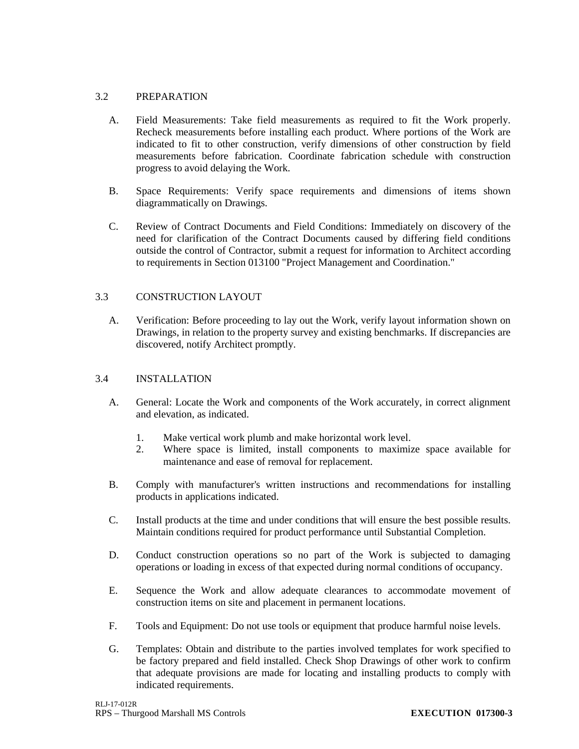## 3.2 PREPARATION

A. Field Measurements: Take field measurements as required to fit the Work properly. Recheck measurements before installing each product. Where portions of the Work are indicated to fit to other construction, verify dimensions of other construction by field measurements before fabrication. Coordinate fabrication schedule with construction progress to avoid delaying the Work.

B. Space Requirements: Verify space requirements and dimensions of items shown diagrammatically on Drawings.

C. Review of Contract Documents and Field Conditions: Immediately on discovery of the need for clarification of the Contract Documents caused by differing field conditions outside the control of Contractor, submit a request for information to Architect according to requirements in Section 013100 "Project Management and Coordination."

## 3.3 CONSTRUCTION LAYOUT

A. Verification: Before proceeding to lay out the Work, verify layout information shown on Drawings, in relation to the property survey and existing benchmarks. If discrepancies are discovered, notify Architect promptly.

## 3.4 INSTALLATION

A. General: Locate the Work and components of the Work accurately, in correct alignment and elevation, as indicated.

1. Make vertical work plumb and make horizontal work level.
2. Where space is limited, install components to maximize space available for maintenance and ease of removal for replacement.

B. Comply with manufacturer's written instructions and recommendations for installing products in applications indicated.

C. Install products at the time and under conditions that will ensure the best possible results. Maintain conditions required for product performance until Substantial Completion.

D. Conduct construction operations so no part of the Work is subjected to damaging operations or loading in excess of that expected during normal conditions of occupancy.

E. Sequence the Work and allow adequate clearances to accommodate movement of construction items on site and placement in permanent locations.

F. Tools and Equipment: Do not use tools or equipment that produce harmful noise levels.

G. Templates: Obtain and distribute to the parties involved templates for work specified to be factory prepared and field installed. Check Shop Drawings of other work to confirm that adequate provisions are made for locating and installing products to comply with indicated requirements.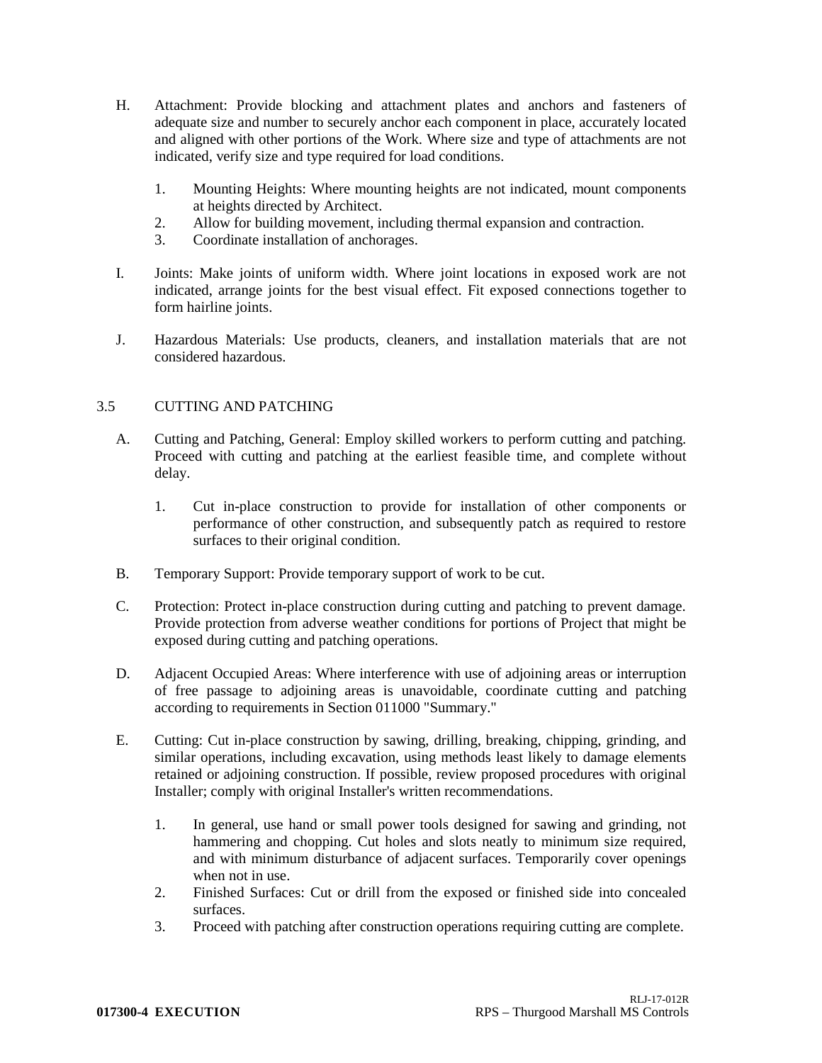H. Attachment: Provide blocking and attachment plates and anchors and fasteners of adequate size and number to securely anchor each component in place, accurately located and aligned with other portions of the Work. Where size and type of attachments are not indicated, verify size and type required for load conditions.

   1. Mounting Heights: Where mounting heights are not indicated, mount components at heights directed by Architect.
   2. Allow for building movement, including thermal expansion and contraction.
   3. Coordinate installation of anchorages.

I. Joints: Make joints of uniform width. Where joint locations in exposed work are not indicated, arrange joints for the best visual effect. Fit exposed connections together to form hairline joints.

J. Hazardous Materials: Use products, cleaners, and installation materials that are not considered hazardous.

## 3.5 CUTTING AND PATCHING

A. Cutting and Patching, General: Employ skilled workers to perform cutting and patching. Proceed with cutting and patching at the earliest feasible time, and complete without delay.

   1. Cut in-place construction to provide for installation of other components or performance of other construction, and subsequently patch as required to restore surfaces to their original condition.

B. Temporary Support: Provide temporary support of work to be cut.

C. Protection: Protect in-place construction during cutting and patching to prevent damage. Provide protection from adverse weather conditions for portions of Project that might be exposed during cutting and patching operations.

D. Adjacent Occupied Areas: Where interference with use of adjoining areas or interruption of free passage to adjoining areas is unavoidable, coordinate cutting and patching according to requirements in Section 011000 "Summary."

E. Cutting: Cut in-place construction by sawing, drilling, breaking, chipping, grinding, and similar operations, including excavation, using methods least likely to damage elements retained or adjoining construction. If possible, review proposed procedures with original Installer; comply with original Installer's written recommendations.

   1. In general, use hand or small power tools designed for sawing and grinding, not hammering and chopping. Cut holes and slots neatly to minimum size required, and with minimum disturbance of adjacent surfaces. Temporarily cover openings when not in use.
   2. Finished Surfaces: Cut or drill from the exposed or finished side into concealed surfaces.
   3. Proceed with patching after construction operations requiring cutting are complete.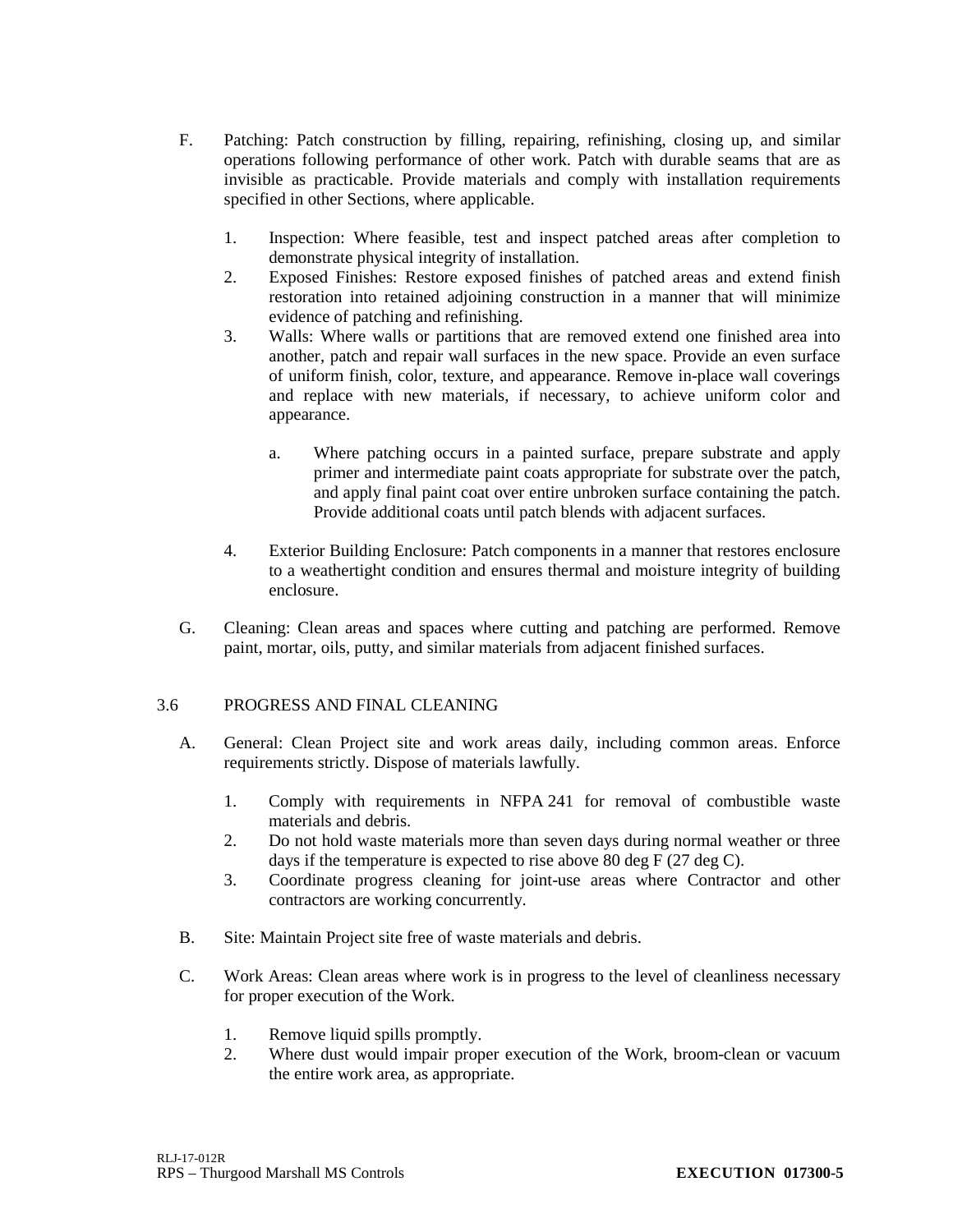F. Patching: Patch construction by filling, repairing, refinishing, closing up, and similar operations following performance of other work. Patch with durable seams that are as invisible as practicable. Provide materials and comply with installation requirements specified in other Sections, where applicable.

   1. Inspection: Where feasible, test and inspect patched areas after completion to demonstrate physical integrity of installation.
   2. Exposed Finishes: Restore exposed finishes of patched areas and extend finish restoration into retained adjoining construction in a manner that will minimize evidence of patching and refinishing.
   3. Walls: Where walls or partitions that are removed extend one finished area into another, patch and repair wall surfaces in the new space. Provide an even surface of uniform finish, color, texture, and appearance. Remove in-place wall coverings and replace with new materials, if necessary, to achieve uniform color and appearance.

      a. Where patching occurs in a painted surface, prepare substrate and apply primer and intermediate paint coats appropriate for substrate over the patch, and apply final paint coat over entire unbroken surface containing the patch. Provide additional coats until patch blends with adjacent surfaces.

   4. Exterior Building Enclosure: Patch components in a manner that restores enclosure to a weathertight condition and ensures thermal and moisture integrity of building enclosure.

G. Cleaning: Clean areas and spaces where cutting and patching are performed. Remove paint, mortar, oils, putty, and similar materials from adjacent finished surfaces.

## 3.6 PROGRESS AND FINAL CLEANING

A. General: Clean Project site and work areas daily, including common areas. Enforce requirements strictly. Dispose of materials lawfully.

   1. Comply with requirements in NFPA 241 for removal of combustible waste materials and debris.
   2. Do not hold waste materials more than seven days during normal weather or three days if the temperature is expected to rise above 80 deg F (27 deg C).
   3. Coordinate progress cleaning for joint-use areas where Contractor and other contractors are working concurrently.

B. Site: Maintain Project site free of waste materials and debris.

C. Work Areas: Clean areas where work is in progress to the level of cleanliness necessary for proper execution of the Work.

   1. Remove liquid spills promptly.
   2. Where dust would impair proper execution of the Work, broom-clean or vacuum the entire work area, as appropriate.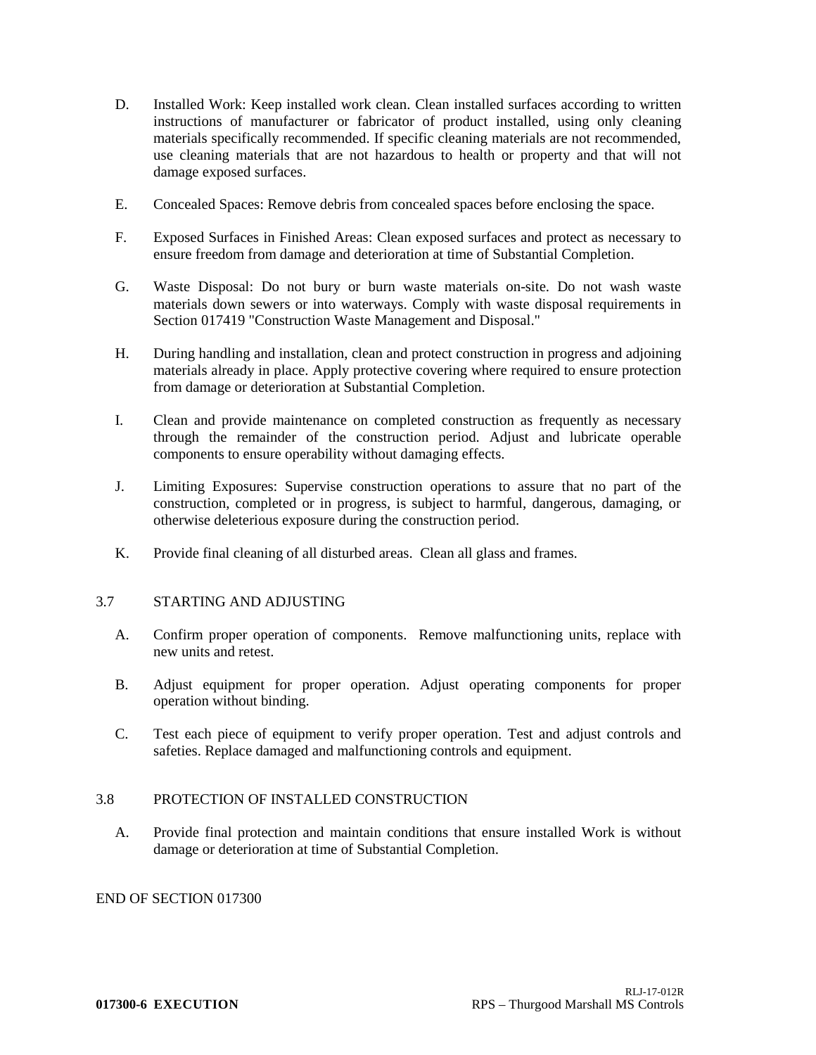D. Installed Work: Keep installed work clean. Clean installed surfaces according to written instructions of manufacturer or fabricator of product installed, using only cleaning materials specifically recommended. If specific cleaning materials are not recommended, use cleaning materials that are not hazardous to health or property and that will not damage exposed surfaces.

E. Concealed Spaces: Remove debris from concealed spaces before enclosing the space.

F. Exposed Surfaces in Finished Areas: Clean exposed surfaces and protect as necessary to ensure freedom from damage and deterioration at time of Substantial Completion.

G. Waste Disposal: Do not bury or burn waste materials on-site. Do not wash waste materials down sewers or into waterways. Comply with waste disposal requirements in Section 017419 "Construction Waste Management and Disposal."

H. During handling and installation, clean and protect construction in progress and adjoining materials already in place. Apply protective covering where required to ensure protection from damage or deterioration at Substantial Completion.

I. Clean and provide maintenance on completed construction as frequently as necessary through the remainder of the construction period. Adjust and lubricate operable components to ensure operability without damaging effects.

J. Limiting Exposures: Supervise construction operations to assure that no part of the construction, completed or in progress, is subject to harmful, dangerous, damaging, or otherwise deleterious exposure during the construction period.

K. Provide final cleaning of all disturbed areas. Clean all glass and frames.

## 3.7 STARTING AND ADJUSTING

A. Confirm proper operation of components. Remove malfunctioning units, replace with new units and retest.

B. Adjust equipment for proper operation. Adjust operating components for proper operation without binding.

C. Test each piece of equipment to verify proper operation. Test and adjust controls and safeties. Replace damaged and malfunctioning controls and equipment.

## 3.8 PROTECTION OF INSTALLED CONSTRUCTION

A. Provide final protection and maintain conditions that ensure installed Work is without damage or deterioration at time of Substantial Completion.

END OF SECTION 017300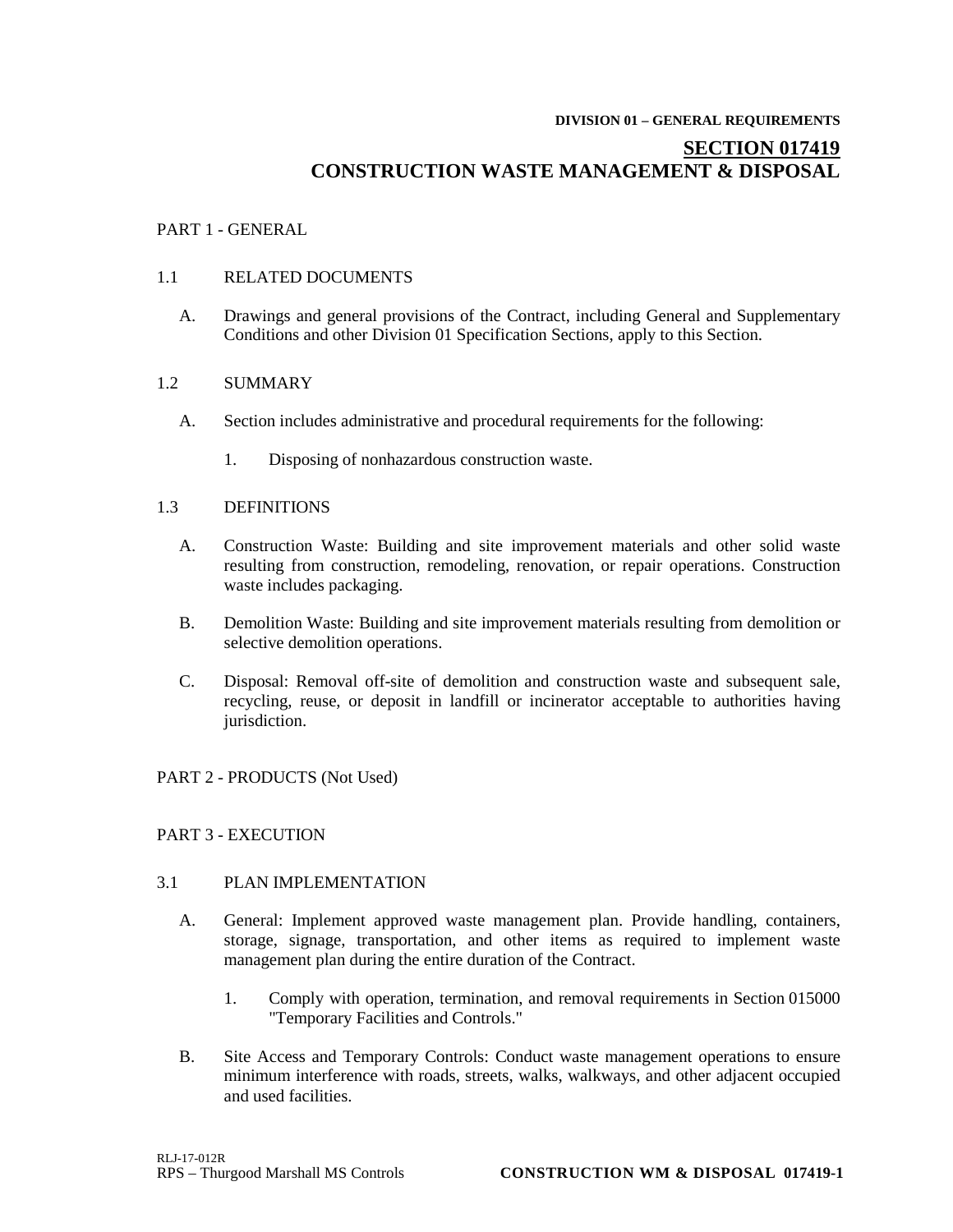DIVISION 01 – GENERAL REQUIREMENTS

# SECTION 017419
# CONSTRUCTION WASTE MANAGEMENT & DISPOSAL

## PART 1 - GENERAL

### 1.1 RELATED DOCUMENTS

A. Drawings and general provisions of the Contract, including General and Supplementary Conditions and other Division 01 Specification Sections, apply to this Section.

### 1.2 SUMMARY

A. Section includes administrative and procedural requirements for the following:

1. Disposing of nonhazardous construction waste.

### 1.3 DEFINITIONS

A. Construction Waste: Building and site improvement materials and other solid waste resulting from construction, remodeling, renovation, or repair operations. Construction waste includes packaging.

B. Demolition Waste: Building and site improvement materials resulting from demolition or selective demolition operations.

C. Disposal: Removal off-site of demolition and construction waste and subsequent sale, recycling, reuse, or deposit in landfill or incinerator acceptable to authorities having jurisdiction.

## PART 2 - PRODUCTS (Not Used)

## PART 3 - EXECUTION

### 3.1 PLAN IMPLEMENTATION

A. General: Implement approved waste management plan. Provide handling, containers, storage, signage, transportation, and other items as required to implement waste management plan during the entire duration of the Contract.

1. Comply with operation, termination, and removal requirements in Section 015000 "Temporary Facilities and Controls."

B. Site Access and Temporary Controls: Conduct waste management operations to ensure minimum interference with roads, streets, walks, walkways, and other adjacent occupied and used facilities.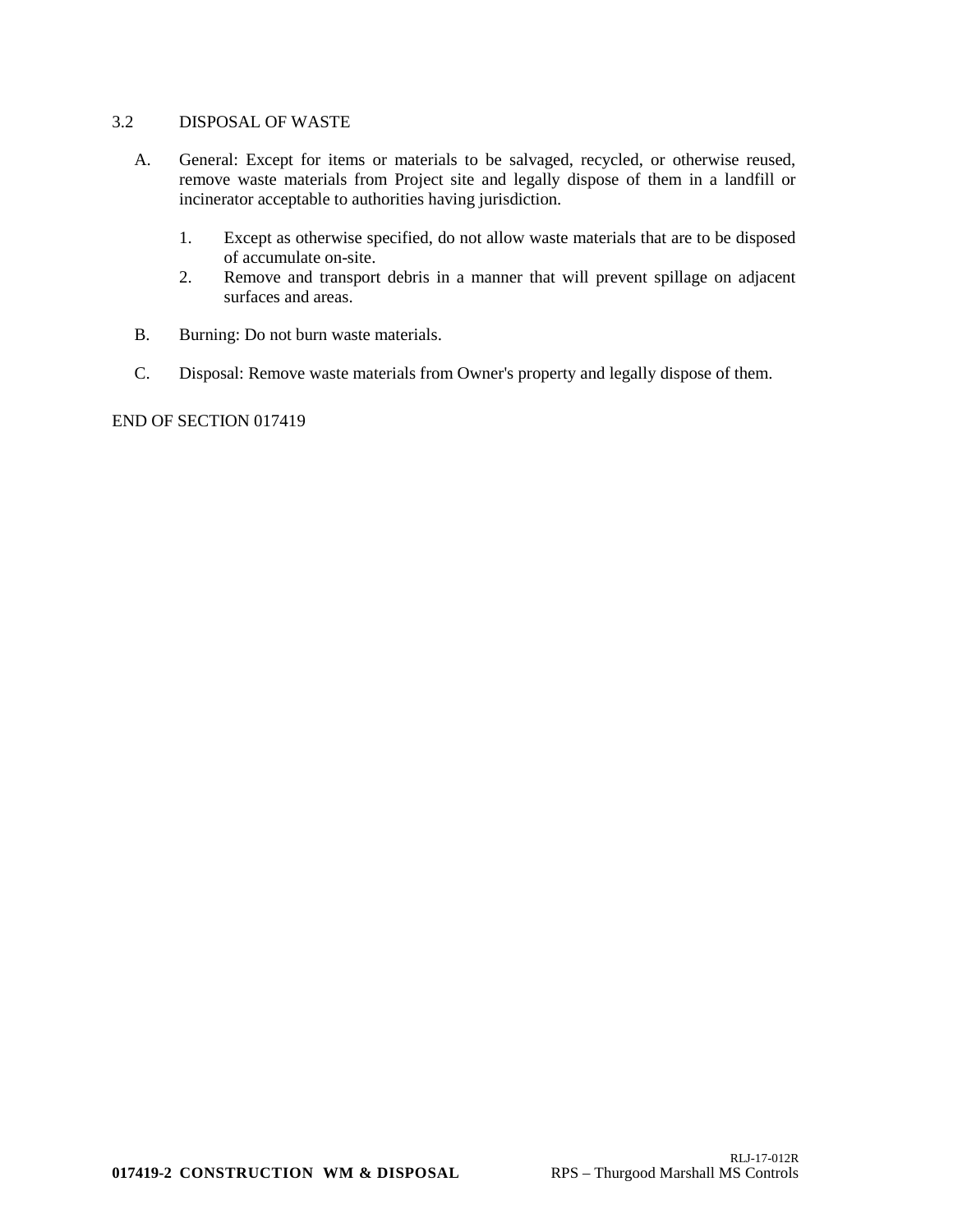### 3.2 DISPOSAL OF WASTE

A. General: Except for items or materials to be salvaged, recycled, or otherwise reused, remove waste materials from Project site and legally dispose of them in a landfill or incinerator acceptable to authorities having jurisdiction.

   1. Except as otherwise specified, do not allow waste materials that are to be disposed of accumulate on-site.
   2. Remove and transport debris in a manner that will prevent spillage on adjacent surfaces and areas.

B. Burning: Do not burn waste materials.

C. Disposal: Remove waste materials from Owner's property and legally dispose of them.

END OF SECTION 017419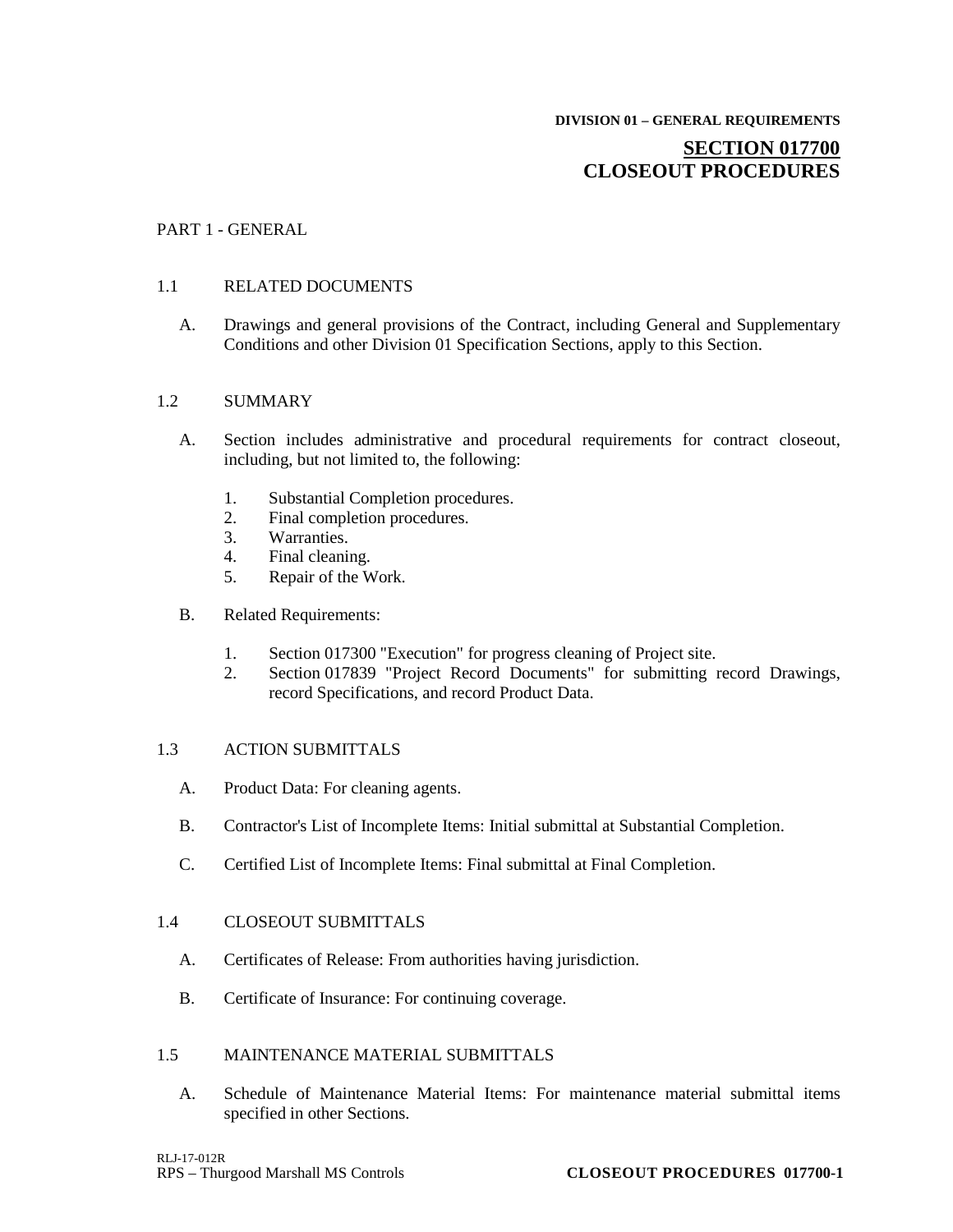DIVISION 01 – GENERAL REQUIREMENTS

# SECTION 017700
# CLOSEOUT PROCEDURES

## PART 1 - GENERAL

### 1.1 RELATED DOCUMENTS

A. Drawings and general provisions of the Contract, including General and Supplementary Conditions and other Division 01 Specification Sections, apply to this Section.

### 1.2 SUMMARY

A. Section includes administrative and procedural requirements for contract closeout, including, but not limited to, the following:

1. Substantial Completion procedures.
2. Final completion procedures.
3. Warranties.
4. Final cleaning.
5. Repair of the Work.

B. Related Requirements:

1. Section 017300 "Execution" for progress cleaning of Project site.
2. Section 017839 "Project Record Documents" for submitting record Drawings, record Specifications, and record Product Data.

### 1.3 ACTION SUBMITTALS

A. Product Data: For cleaning agents.

B. Contractor's List of Incomplete Items: Initial submittal at Substantial Completion.

C. Certified List of Incomplete Items: Final submittal at Final Completion.

### 1.4 CLOSEOUT SUBMITTALS

A. Certificates of Release: From authorities having jurisdiction.

B. Certificate of Insurance: For continuing coverage.

### 1.5 MAINTENANCE MATERIAL SUBMITTALS

A. Schedule of Maintenance Material Items: For maintenance material submittal items specified in other Sections.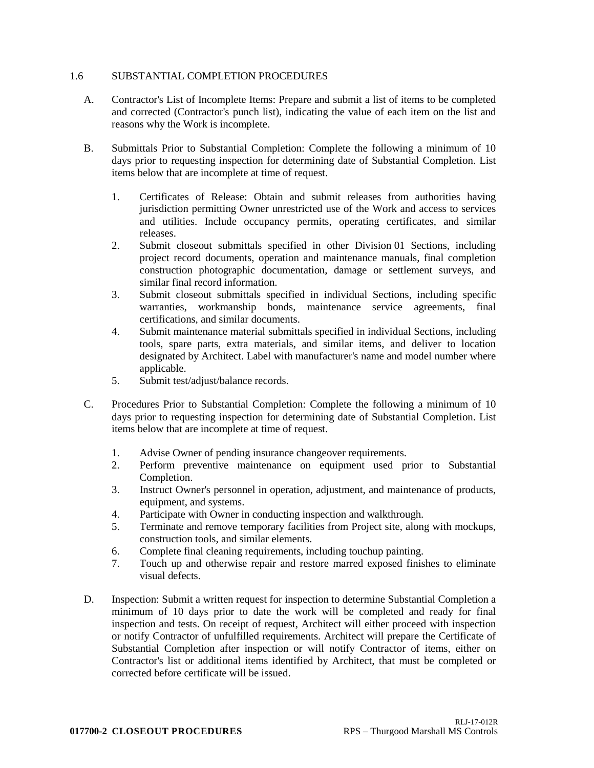## 1.6 SUBSTANTIAL COMPLETION PROCEDURES

A. Contractor's List of Incomplete Items: Prepare and submit a list of items to be completed and corrected (Contractor's punch list), indicating the value of each item on the list and reasons why the Work is incomplete.

B. Submittals Prior to Substantial Completion: Complete the following a minimum of 10 days prior to requesting inspection for determining date of Substantial Completion. List items below that are incomplete at time of request.

   1. Certificates of Release: Obtain and submit releases from authorities having jurisdiction permitting Owner unrestricted use of the Work and access to services and utilities. Include occupancy permits, operating certificates, and similar releases.
   2. Submit closeout submittals specified in other Division 01 Sections, including project record documents, operation and maintenance manuals, final completion construction photographic documentation, damage or settlement surveys, and similar final record information.
   3. Submit closeout submittals specified in individual Sections, including specific warranties, workmanship bonds, maintenance service agreements, final certifications, and similar documents.
   4. Submit maintenance material submittals specified in individual Sections, including tools, spare parts, extra materials, and similar items, and deliver to location designated by Architect. Label with manufacturer's name and model number where applicable.
   5. Submit test/adjust/balance records.

C. Procedures Prior to Substantial Completion: Complete the following a minimum of 10 days prior to requesting inspection for determining date of Substantial Completion. List items below that are incomplete at time of request.

   1. Advise Owner of pending insurance changeover requirements.
   2. Perform preventive maintenance on equipment used prior to Substantial Completion.
   3. Instruct Owner's personnel in operation, adjustment, and maintenance of products, equipment, and systems.
   4. Participate with Owner in conducting inspection and walkthrough.
   5. Terminate and remove temporary facilities from Project site, along with mockups, construction tools, and similar elements.
   6. Complete final cleaning requirements, including touchup painting.
   7. Touch up and otherwise repair and restore marred exposed finishes to eliminate visual defects.

D. Inspection: Submit a written request for inspection to determine Substantial Completion a minimum of 10 days prior to date the work will be completed and ready for final inspection and tests. On receipt of request, Architect will either proceed with inspection or notify Contractor of unfulfilled requirements. Architect will prepare the Certificate of Substantial Completion after inspection or will notify Contractor of items, either on Contractor's list or additional items identified by Architect, that must be completed or corrected before certificate will be issued.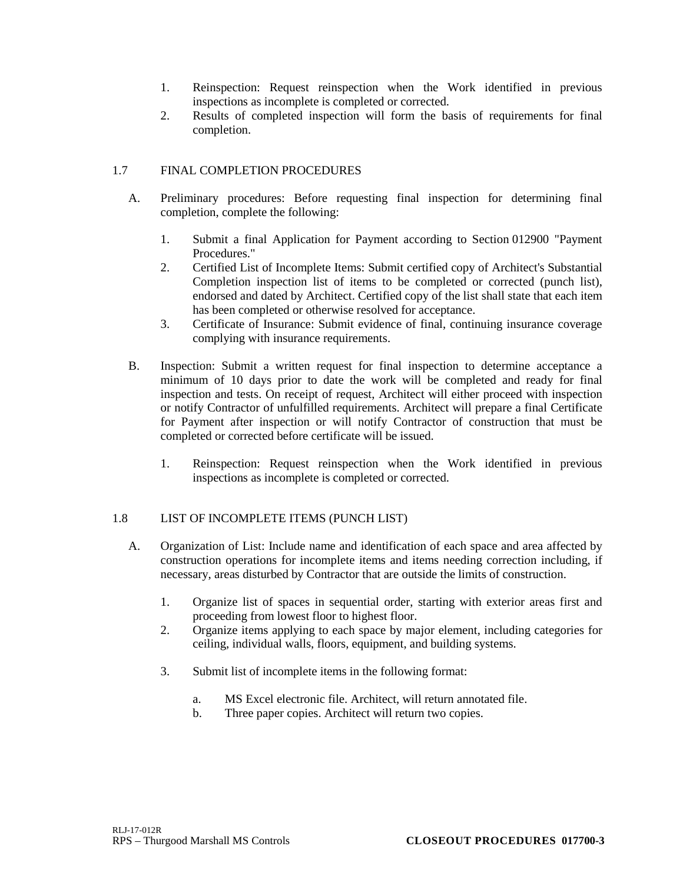1. Reinspection: Request reinspection when the Work identified in previous inspections as incomplete is completed or corrected.
2. Results of completed inspection will form the basis of requirements for final completion.

## 1.7 FINAL COMPLETION PROCEDURES

A. Preliminary procedures: Before requesting final inspection for determining final completion, complete the following:

1. Submit a final Application for Payment according to Section 012900 "Payment Procedures."
2. Certified List of Incomplete Items: Submit certified copy of Architect's Substantial Completion inspection list of items to be completed or corrected (punch list), endorsed and dated by Architect. Certified copy of the list shall state that each item has been completed or otherwise resolved for acceptance.
3. Certificate of Insurance: Submit evidence of final, continuing insurance coverage complying with insurance requirements.

B. Inspection: Submit a written request for final inspection to determine acceptance a minimum of 10 days prior to date the work will be completed and ready for final inspection and tests. On receipt of request, Architect will either proceed with inspection or notify Contractor of unfulfilled requirements. Architect will prepare a final Certificate for Payment after inspection or will notify Contractor of construction that must be completed or corrected before certificate will be issued.

1. Reinspection: Request reinspection when the Work identified in previous inspections as incomplete is completed or corrected.

## 1.8 LIST OF INCOMPLETE ITEMS (PUNCH LIST)

A. Organization of List: Include name and identification of each space and area affected by construction operations for incomplete items and items needing correction including, if necessary, areas disturbed by Contractor that are outside the limits of construction.

1. Organize list of spaces in sequential order, starting with exterior areas first and proceeding from lowest floor to highest floor.
2. Organize items applying to each space by major element, including categories for ceiling, individual walls, floors, equipment, and building systems.
3. Submit list of incomplete items in the following format:
   a. MS Excel electronic file. Architect, will return annotated file.
   b. Three paper copies. Architect will return two copies.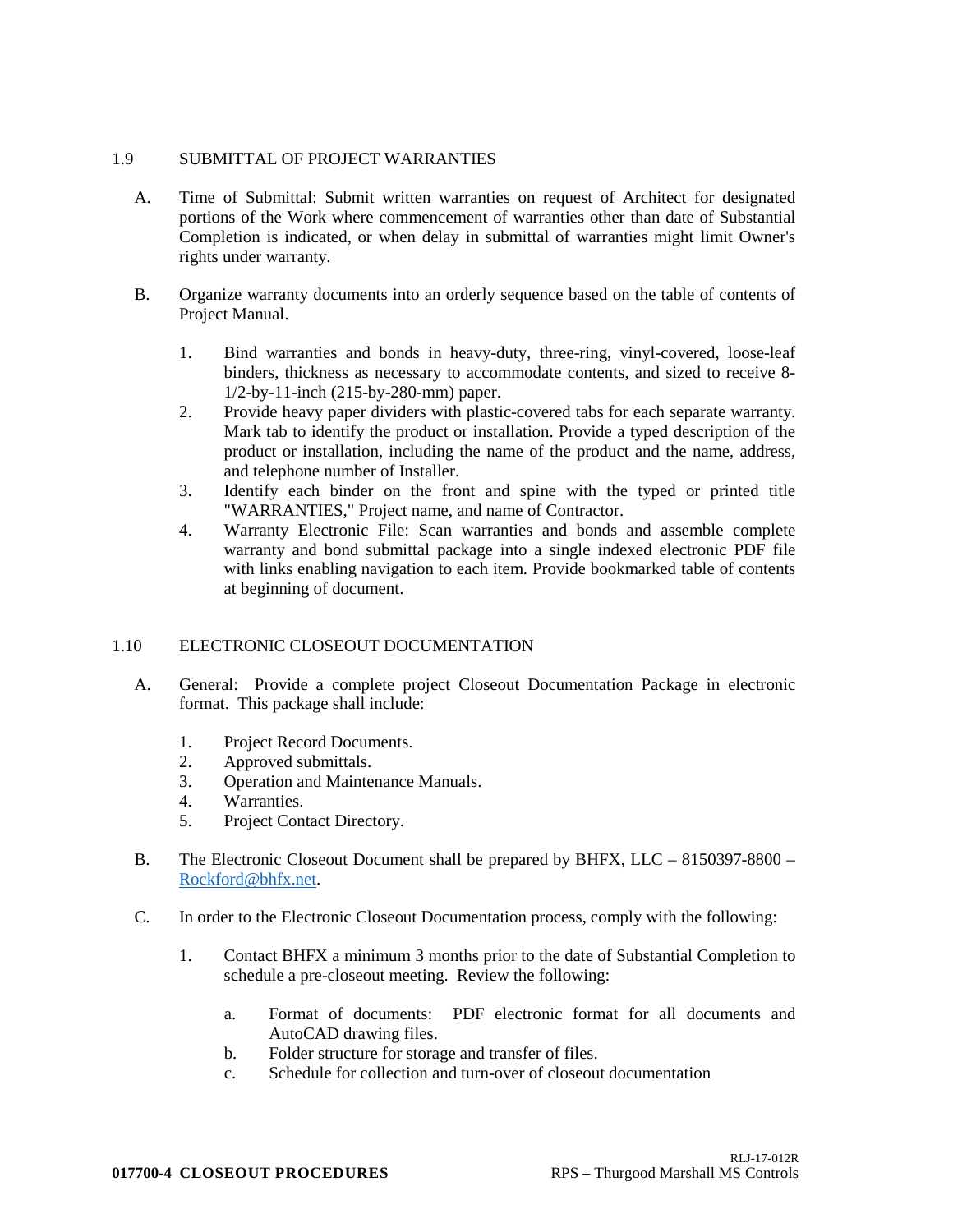## 1.9 SUBMITTAL OF PROJECT WARRANTIES

A. Time of Submittal: Submit written warranties on request of Architect for designated portions of the Work where commencement of warranties other than date of Substantial Completion is indicated, or when delay in submittal of warranties might limit Owner's rights under warranty.

B. Organize warranty documents into an orderly sequence based on the table of contents of Project Manual.

1. Bind warranties and bonds in heavy-duty, three-ring, vinyl-covered, loose-leaf binders, thickness as necessary to accommodate contents, and sized to receive 8-1/2-by-11-inch (215-by-280-mm) paper.
2. Provide heavy paper dividers with plastic-covered tabs for each separate warranty. Mark tab to identify the product or installation. Provide a typed description of the product or installation, including the name of the product and the name, address, and telephone number of Installer.
3. Identify each binder on the front and spine with the typed or printed title "WARRANTIES," Project name, and name of Contractor.
4. Warranty Electronic File: Scan warranties and bonds and assemble complete warranty and bond submittal package into a single indexed electronic PDF file with links enabling navigation to each item. Provide bookmarked table of contents at beginning of document.

## 1.10 ELECTRONIC CLOSEOUT DOCUMENTATION

A. General: Provide a complete project Closeout Documentation Package in electronic format. This package shall include:

1. Project Record Documents.
2. Approved submittals.
3. Operation and Maintenance Manuals.
4. Warranties.
5. Project Contact Directory.

B. The Electronic Closeout Document shall be prepared by BHFX, LLC – 8150397-8800 – Rockford@bhfx.net.

C. In order to the Electronic Closeout Documentation process, comply with the following:

1. Contact BHFX a minimum 3 months prior to the date of Substantial Completion to schedule a pre-closeout meeting. Review the following:
   a. Format of documents: PDF electronic format for all documents and AutoCAD drawing files.
   b. Folder structure for storage and transfer of files.
   c. Schedule for collection and turn-over of closeout documentation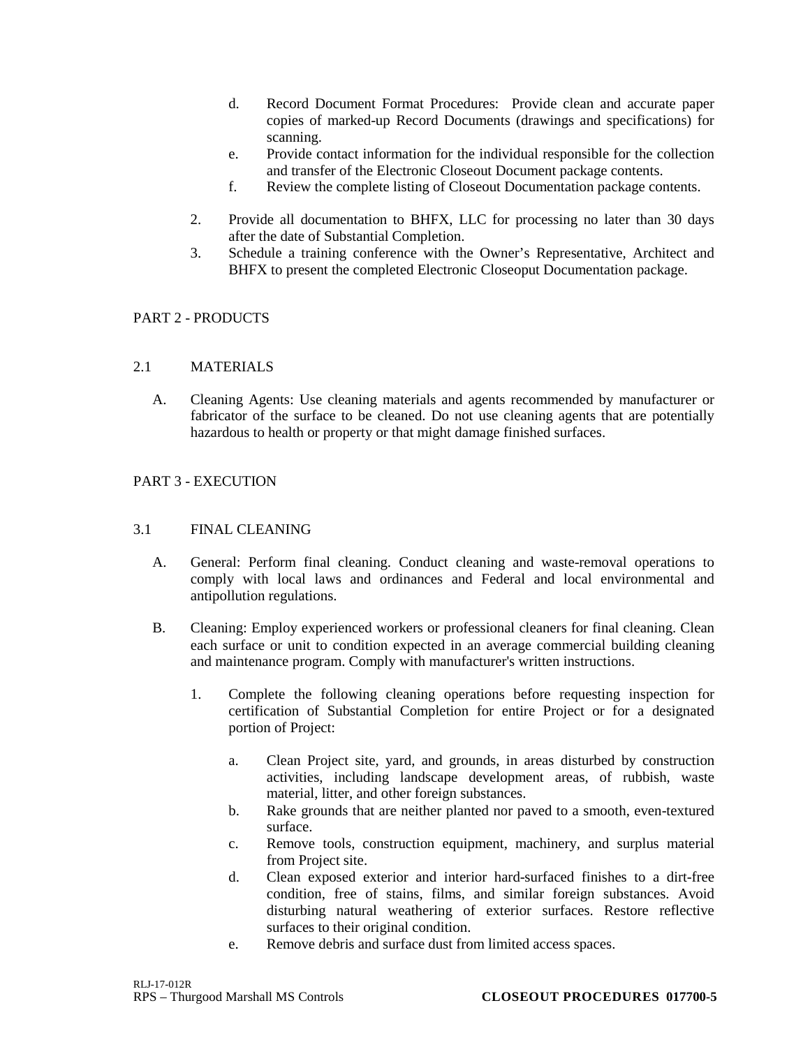d. Record Document Format Procedures: Provide clean and accurate paper copies of marked-up Record Documents (drawings and specifications) for scanning.
e. Provide contact information for the individual responsible for the collection and transfer of the Electronic Closeout Document package contents.
f. Review the complete listing of Closeout Documentation package contents.

2. Provide all documentation to BHFX, LLC for processing no later than 30 days after the date of Substantial Completion.
3. Schedule a training conference with the Owner's Representative, Architect and BHFX to present the completed Electronic Closeoput Documentation package.

## PART 2 - PRODUCTS

### 2.1 MATERIALS

A. Cleaning Agents: Use cleaning materials and agents recommended by manufacturer or fabricator of the surface to be cleaned. Do not use cleaning agents that are potentially hazardous to health or property or that might damage finished surfaces.

## PART 3 - EXECUTION

### 3.1 FINAL CLEANING

A. General: Perform final cleaning. Conduct cleaning and waste-removal operations to comply with local laws and ordinances and Federal and local environmental and antipollution regulations.

B. Cleaning: Employ experienced workers or professional cleaners for final cleaning. Clean each surface or unit to condition expected in an average commercial building cleaning and maintenance program. Comply with manufacturer's written instructions.

1. Complete the following cleaning operations before requesting inspection for certification of Substantial Completion for entire Project or for a designated portion of Project:

    a. Clean Project site, yard, and grounds, in areas disturbed by construction activities, including landscape development areas, of rubbish, waste material, litter, and other foreign substances.
    b. Rake grounds that are neither planted nor paved to a smooth, even-textured surface.
    c. Remove tools, construction equipment, machinery, and surplus material from Project site.
    d. Clean exposed exterior and interior hard-surfaced finishes to a dirt-free condition, free of stains, films, and similar foreign substances. Avoid disturbing natural weathering of exterior surfaces. Restore reflective surfaces to their original condition.
    e. Remove debris and surface dust from limited access spaces.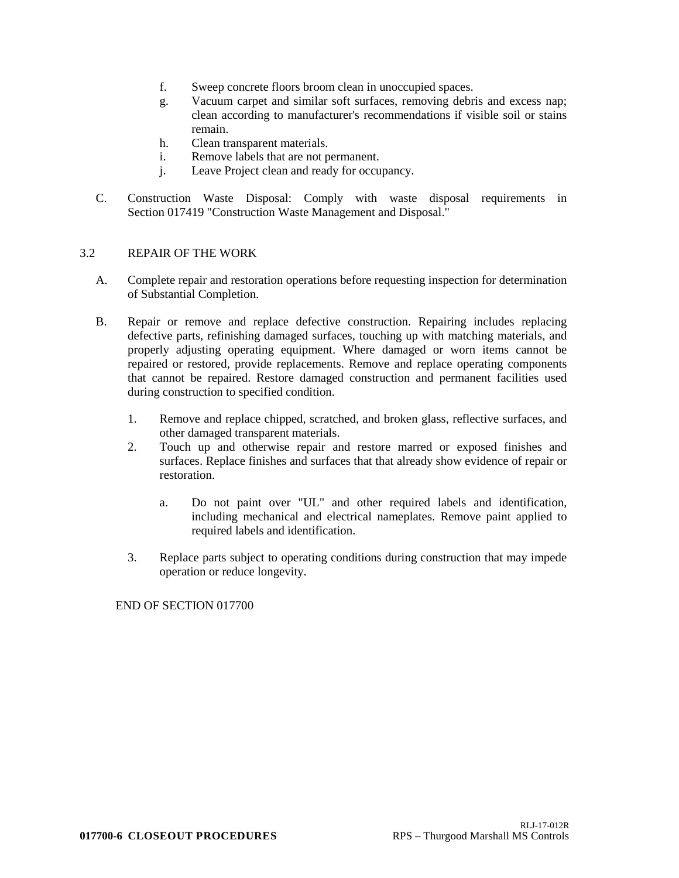f. Sweep concrete floors broom clean in unoccupied spaces.
g. Vacuum carpet and similar soft surfaces, removing debris and excess nap; clean according to manufacturer's recommendations if visible soil or stains remain.
h. Clean transparent materials.
i. Remove labels that are not permanent.
j. Leave Project clean and ready for occupancy.

C. Construction Waste Disposal: Comply with waste disposal requirements in Section 017419 "Construction Waste Management and Disposal."

## 3.2 REPAIR OF THE WORK

A. Complete repair and restoration operations before requesting inspection for determination of Substantial Completion.

B. Repair or remove and replace defective construction. Repairing includes replacing defective parts, refinishing damaged surfaces, touching up with matching materials, and properly adjusting operating equipment. Where damaged or worn items cannot be repaired or restored, provide replacements. Remove and replace operating components that cannot be repaired. Restore damaged construction and permanent facilities used during construction to specified condition.

1. Remove and replace chipped, scratched, and broken glass, reflective surfaces, and other damaged transparent materials.
2. Touch up and otherwise repair and restore marred or exposed finishes and surfaces. Replace finishes and surfaces that that already show evidence of repair or restoration.
   a. Do not paint over "UL" and other required labels and identification, including mechanical and electrical nameplates. Remove paint applied to required labels and identification.
3. Replace parts subject to operating conditions during construction that may impede operation or reduce longevity.

END OF SECTION 017700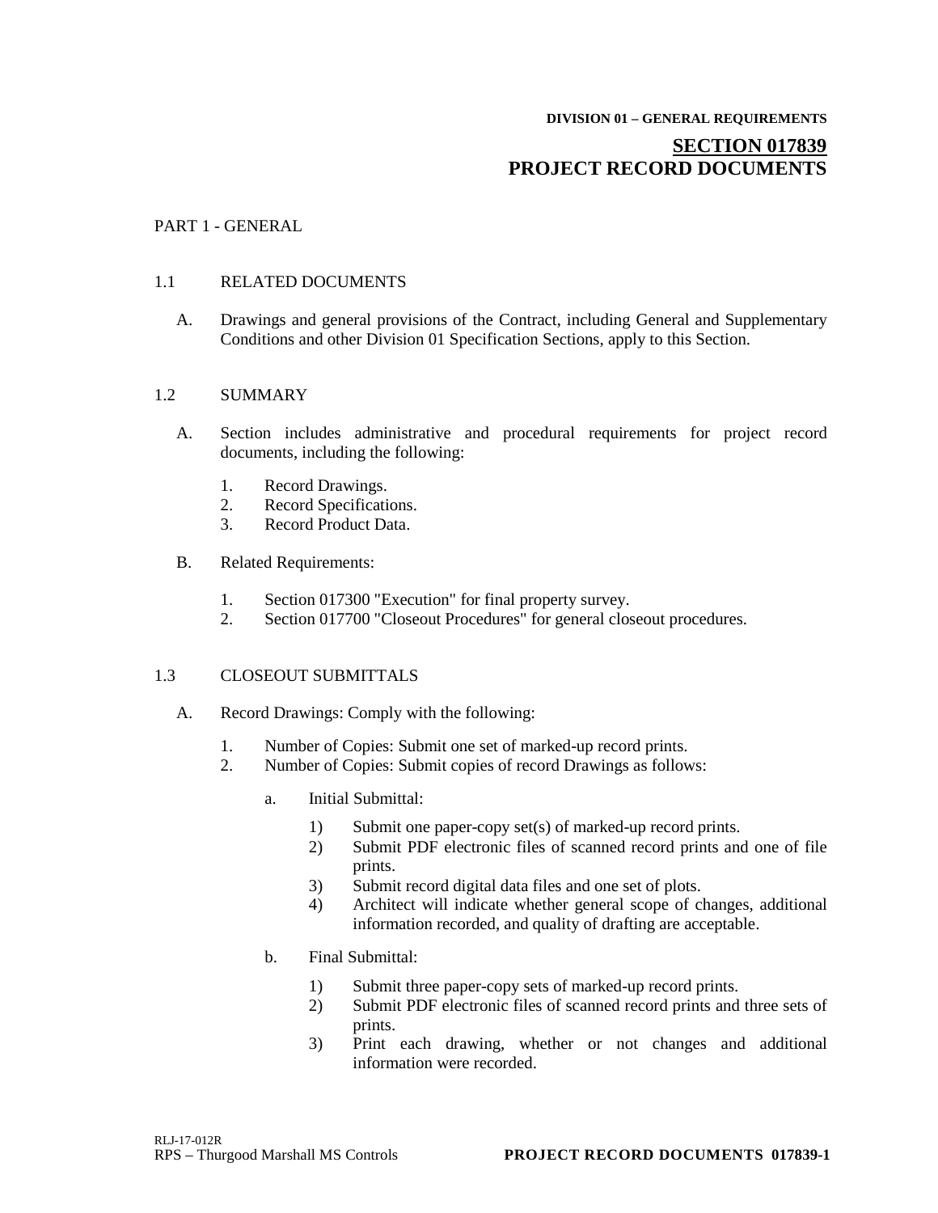**DIVISION 01 – GENERAL REQUIREMENTS**

# SECTION 017839
# PROJECT RECORD DOCUMENTS

PART 1 - GENERAL

1.1 RELATED DOCUMENTS

A. Drawings and general provisions of the Contract, including General and Supplementary Conditions and other Division 01 Specification Sections, apply to this Section.

1.2 SUMMARY

A. Section includes administrative and procedural requirements for project record documents, including the following:

1. Record Drawings.
2. Record Specifications.
3. Record Product Data.

B. Related Requirements:

1. Section 017300 "Execution" for final property survey.
2. Section 017700 "Closeout Procedures" for general closeout procedures.

1.3 CLOSEOUT SUBMITTALS

A. Record Drawings: Comply with the following:

1. Number of Copies: Submit one set of marked-up record prints.
2. Number of Copies: Submit copies of record Drawings as follows:

   a. Initial Submittal:

      1) Submit one paper-copy set(s) of marked-up record prints.
      2) Submit PDF electronic files of scanned record prints and one of file prints.
      3) Submit record digital data files and one set of plots.
      4) Architect will indicate whether general scope of changes, additional information recorded, and quality of drafting are acceptable.

   b. Final Submittal:

      1) Submit three paper-copy sets of marked-up record prints.
      2) Submit PDF electronic files of scanned record prints and three sets of prints.
      3) Print each drawing, whether or not changes and additional information were recorded.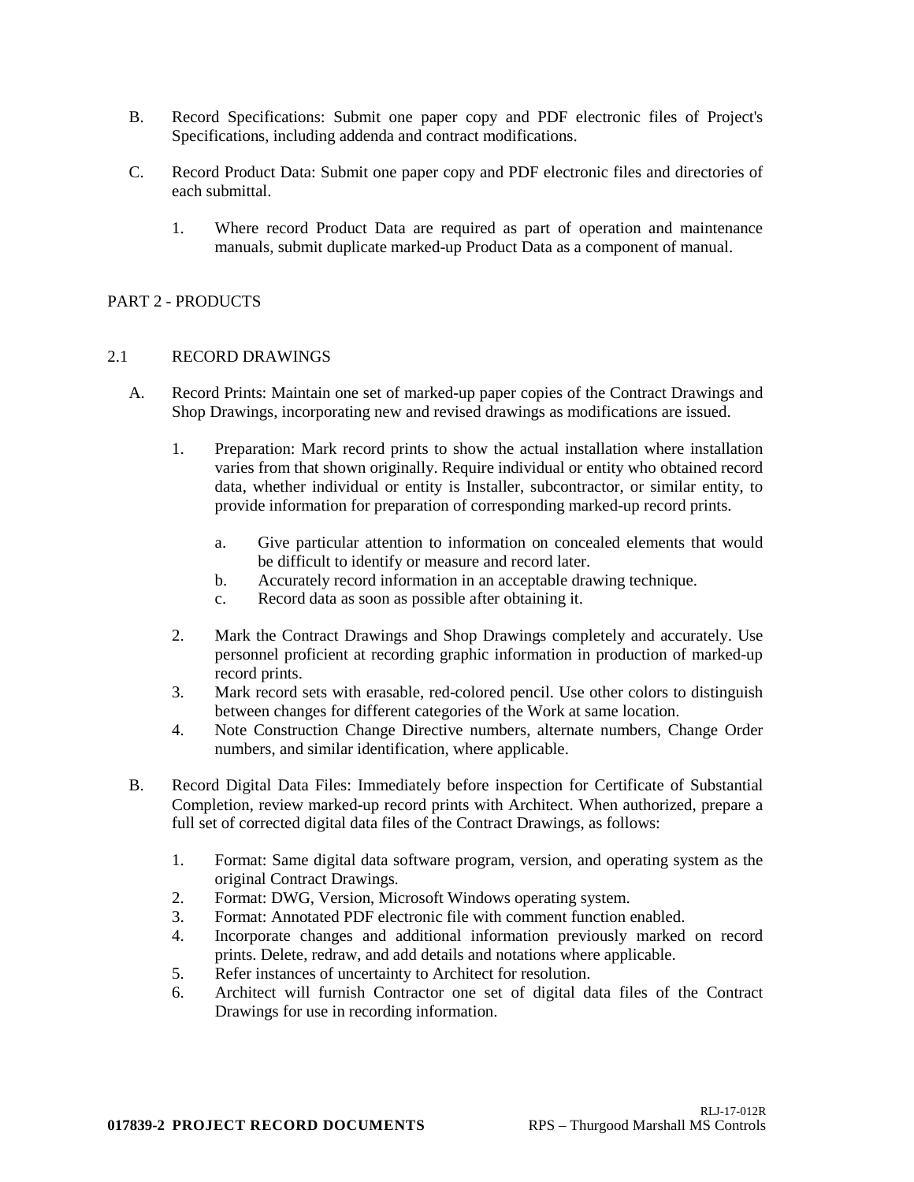B. Record Specifications: Submit one paper copy and PDF electronic files of Project's Specifications, including addenda and contract modifications.

C. Record Product Data: Submit one paper copy and PDF electronic files and directories of each submittal.

1. Where record Product Data are required as part of operation and maintenance manuals, submit duplicate marked-up Product Data as a component of manual.

## PART 2 - PRODUCTS

### 2.1 RECORD DRAWINGS

A. Record Prints: Maintain one set of marked-up paper copies of the Contract Drawings and Shop Drawings, incorporating new and revised drawings as modifications are issued.

1. Preparation: Mark record prints to show the actual installation where installation varies from that shown originally. Require individual or entity who obtained record data, whether individual or entity is Installer, subcontractor, or similar entity, to provide information for preparation of corresponding marked-up record prints.

   a. Give particular attention to information on concealed elements that would be difficult to identify or measure and record later.
   b. Accurately record information in an acceptable drawing technique.
   c. Record data as soon as possible after obtaining it.

2. Mark the Contract Drawings and Shop Drawings completely and accurately. Use personnel proficient at recording graphic information in production of marked-up record prints.
3. Mark record sets with erasable, red-colored pencil. Use other colors to distinguish between changes for different categories of the Work at same location.
4. Note Construction Change Directive numbers, alternate numbers, Change Order numbers, and similar identification, where applicable.

B. Record Digital Data Files: Immediately before inspection for Certificate of Substantial Completion, review marked-up record prints with Architect. When authorized, prepare a full set of corrected digital data files of the Contract Drawings, as follows:

1. Format: Same digital data software program, version, and operating system as the original Contract Drawings.
2. Format: DWG, Version, Microsoft Windows operating system.
3. Format: Annotated PDF electronic file with comment function enabled.
4. Incorporate changes and additional information previously marked on record prints. Delete, redraw, and add details and notations where applicable.
5. Refer instances of uncertainty to Architect for resolution.
6. Architect will furnish Contractor one set of digital data files of the Contract Drawings for use in recording information.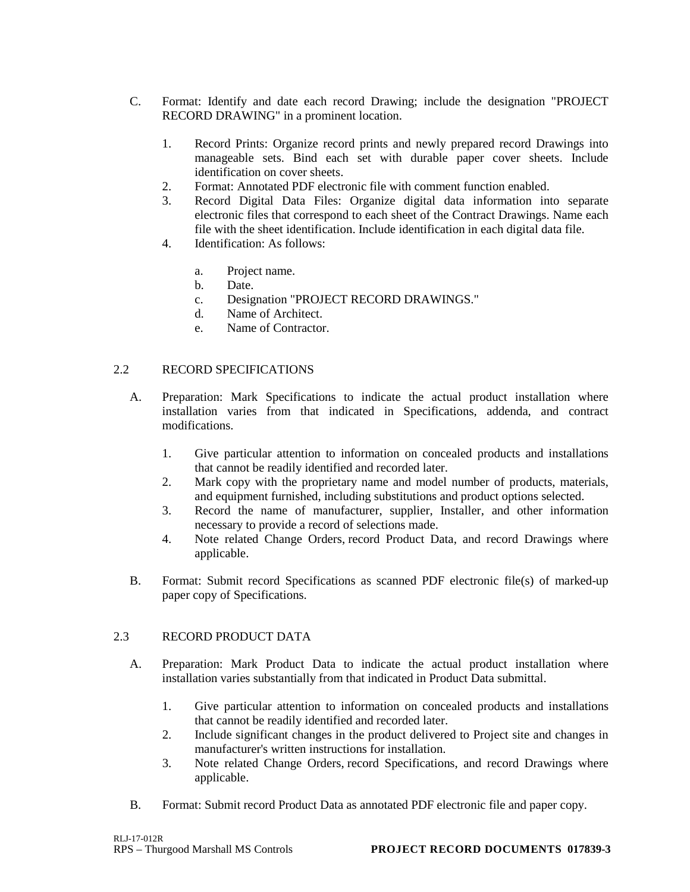C. Format: Identify and date each record Drawing; include the designation "PROJECT RECORD DRAWING" in a prominent location.

1. Record Prints: Organize record prints and newly prepared record Drawings into manageable sets. Bind each set with durable paper cover sheets. Include identification on cover sheets.
2. Format: Annotated PDF electronic file with comment function enabled.
3. Record Digital Data Files: Organize digital data information into separate electronic files that correspond to each sheet of the Contract Drawings. Name each file with the sheet identification. Include identification in each digital data file.
4. Identification: As follows:

   a. Project name.
   b. Date.
   c. Designation "PROJECT RECORD DRAWINGS."
   d. Name of Architect.
   e. Name of Contractor.

## 2.2 RECORD SPECIFICATIONS

A. Preparation: Mark Specifications to indicate the actual product installation where installation varies from that indicated in Specifications, addenda, and contract modifications.

1. Give particular attention to information on concealed products and installations that cannot be readily identified and recorded later.
2. Mark copy with the proprietary name and model number of products, materials, and equipment furnished, including substitutions and product options selected.
3. Record the name of manufacturer, supplier, Installer, and other information necessary to provide a record of selections made.
4. Note related Change Orders, record Product Data, and record Drawings where applicable.

B. Format: Submit record Specifications as scanned PDF electronic file(s) of marked-up paper copy of Specifications.

## 2.3 RECORD PRODUCT DATA

A. Preparation: Mark Product Data to indicate the actual product installation where installation varies substantially from that indicated in Product Data submittal.

1. Give particular attention to information on concealed products and installations that cannot be readily identified and recorded later.
2. Include significant changes in the product delivered to Project site and changes in manufacturer's written instructions for installation.
3. Note related Change Orders, record Specifications, and record Drawings where applicable.

B. Format: Submit record Product Data as annotated PDF electronic file and paper copy.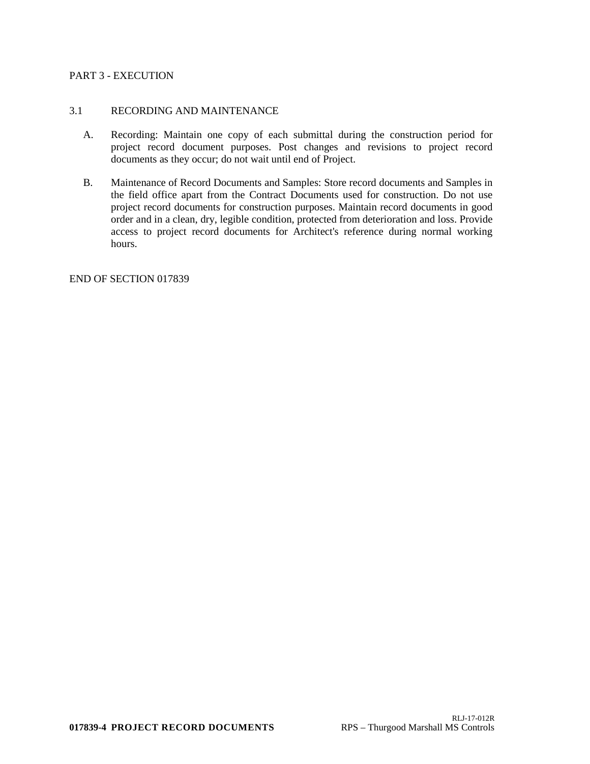## PART 3 - EXECUTION

### 3.1 RECORDING AND MAINTENANCE

A. Recording: Maintain one copy of each submittal during the construction period for project record document purposes. Post changes and revisions to project record documents as they occur; do not wait until end of Project.

B. Maintenance of Record Documents and Samples: Store record documents and Samples in the field office apart from the Contract Documents used for construction. Do not use project record documents for construction purposes. Maintain record documents in good order and in a clean, dry, legible condition, protected from deterioration and loss. Provide access to project record documents for Architect's reference during normal working hours.

END OF SECTION 017839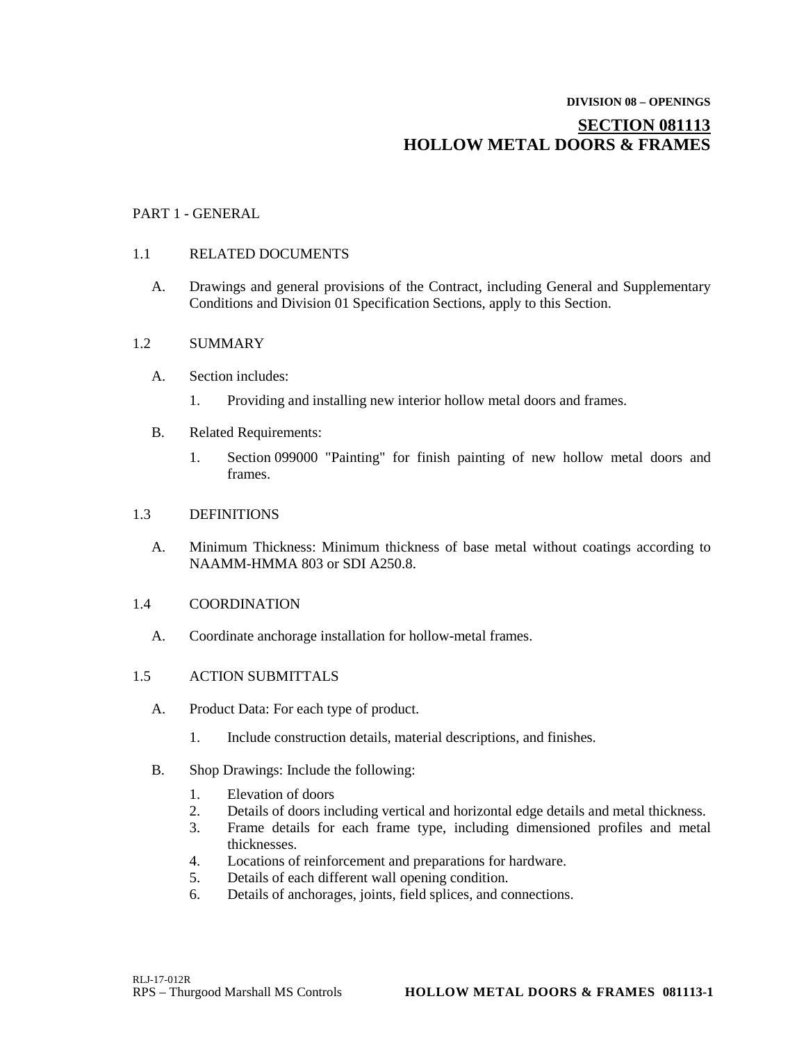**DIVISION 08 – OPENINGS**

# SECTION 081113
# HOLLOW METAL DOORS & FRAMES

## PART 1 - GENERAL

### 1.1 RELATED DOCUMENTS

A. Drawings and general provisions of the Contract, including General and Supplementary Conditions and Division 01 Specification Sections, apply to this Section.

### 1.2 SUMMARY

A. Section includes:

1. Providing and installing new interior hollow metal doors and frames.

B. Related Requirements:

1. Section 099000 "Painting" for finish painting of new hollow metal doors and frames.

### 1.3 DEFINITIONS

A. Minimum Thickness: Minimum thickness of base metal without coatings according to NAAMM-HMMA 803 or SDI A250.8.

### 1.4 COORDINATION

A. Coordinate anchorage installation for hollow-metal frames.

### 1.5 ACTION SUBMITTALS

A. Product Data: For each type of product.

1. Include construction details, material descriptions, and finishes.

B. Shop Drawings: Include the following:

1. Elevation of doors
2. Details of doors including vertical and horizontal edge details and metal thickness.
3. Frame details for each frame type, including dimensioned profiles and metal thicknesses.
4. Locations of reinforcement and preparations for hardware.
5. Details of each different wall opening condition.
6. Details of anchorages, joints, field splices, and connections.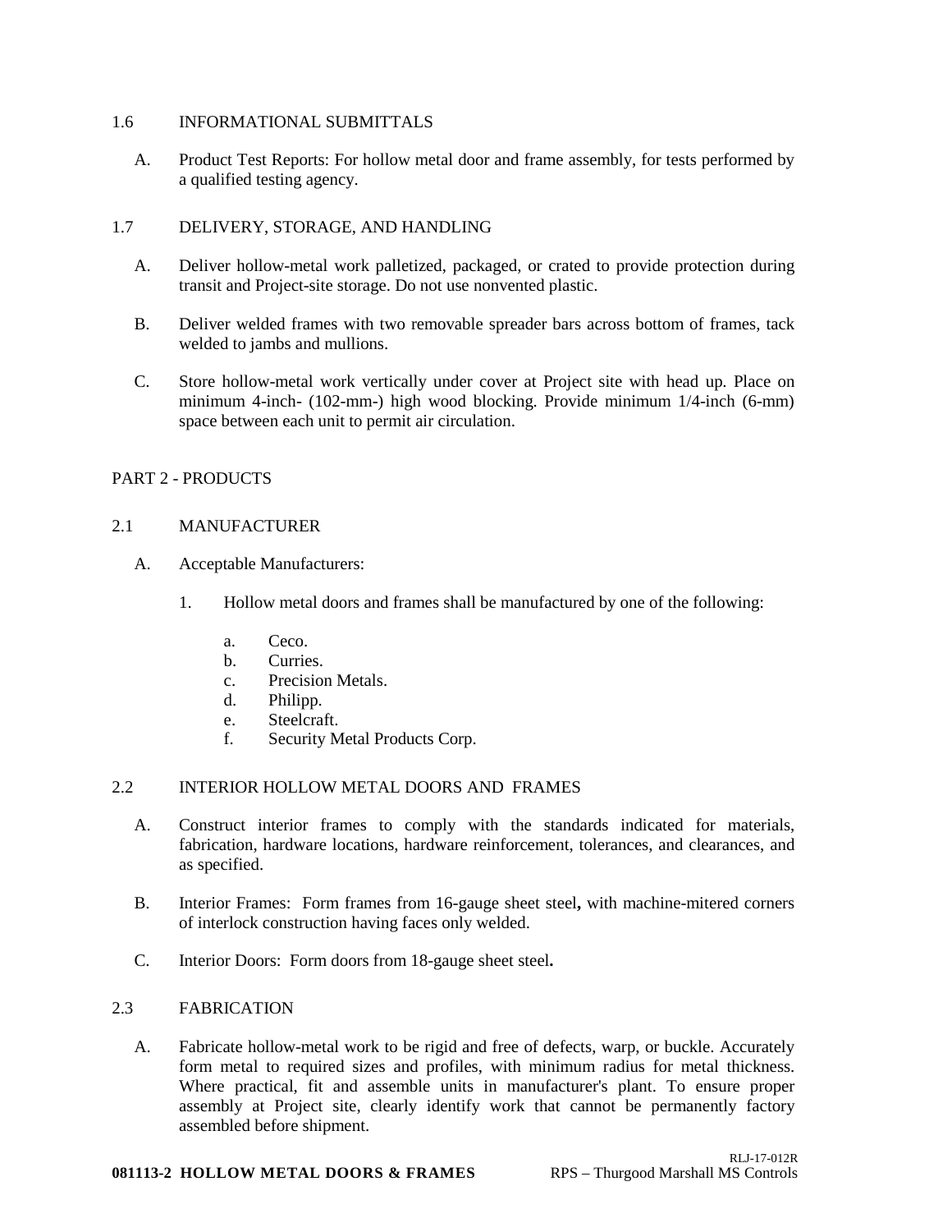## 1.6 INFORMATIONAL SUBMITTALS

A. Product Test Reports: For hollow metal door and frame assembly, for tests performed by a qualified testing agency.

## 1.7 DELIVERY, STORAGE, AND HANDLING

A. Deliver hollow-metal work palletized, packaged, or crated to provide protection during transit and Project-site storage. Do not use nonvented plastic.

B. Deliver welded frames with two removable spreader bars across bottom of frames, tack welded to jambs and mullions.

C. Store hollow-metal work vertically under cover at Project site with head up. Place on minimum 4-inch- (102-mm-) high wood blocking. Provide minimum 1/4-inch (6-mm) space between each unit to permit air circulation.

# PART 2 - PRODUCTS

## 2.1 MANUFACTURER

A. Acceptable Manufacturers:

1. Hollow metal doors and frames shall be manufactured by one of the following:

   a. Ceco.
   b. Curries.
   c. Precision Metals.
   d. Philipp.
   e. Steelcraft.
   f. Security Metal Products Corp.

## 2.2 INTERIOR HOLLOW METAL DOORS AND FRAMES

A. Construct interior frames to comply with the standards indicated for materials, fabrication, hardware locations, hardware reinforcement, tolerances, and clearances, and as specified.

B. Interior Frames: Form frames from 16-gauge sheet steel**,** with machine-mitered corners of interlock construction having faces only welded.

C. Interior Doors: Form doors from 18-gauge sheet steel**.**

## 2.3 FABRICATION

A. Fabricate hollow-metal work to be rigid and free of defects, warp, or buckle. Accurately form metal to required sizes and profiles, with minimum radius for metal thickness. Where practical, fit and assemble units in manufacturer's plant. To ensure proper assembly at Project site, clearly identify work that cannot be permanently factory assembled before shipment.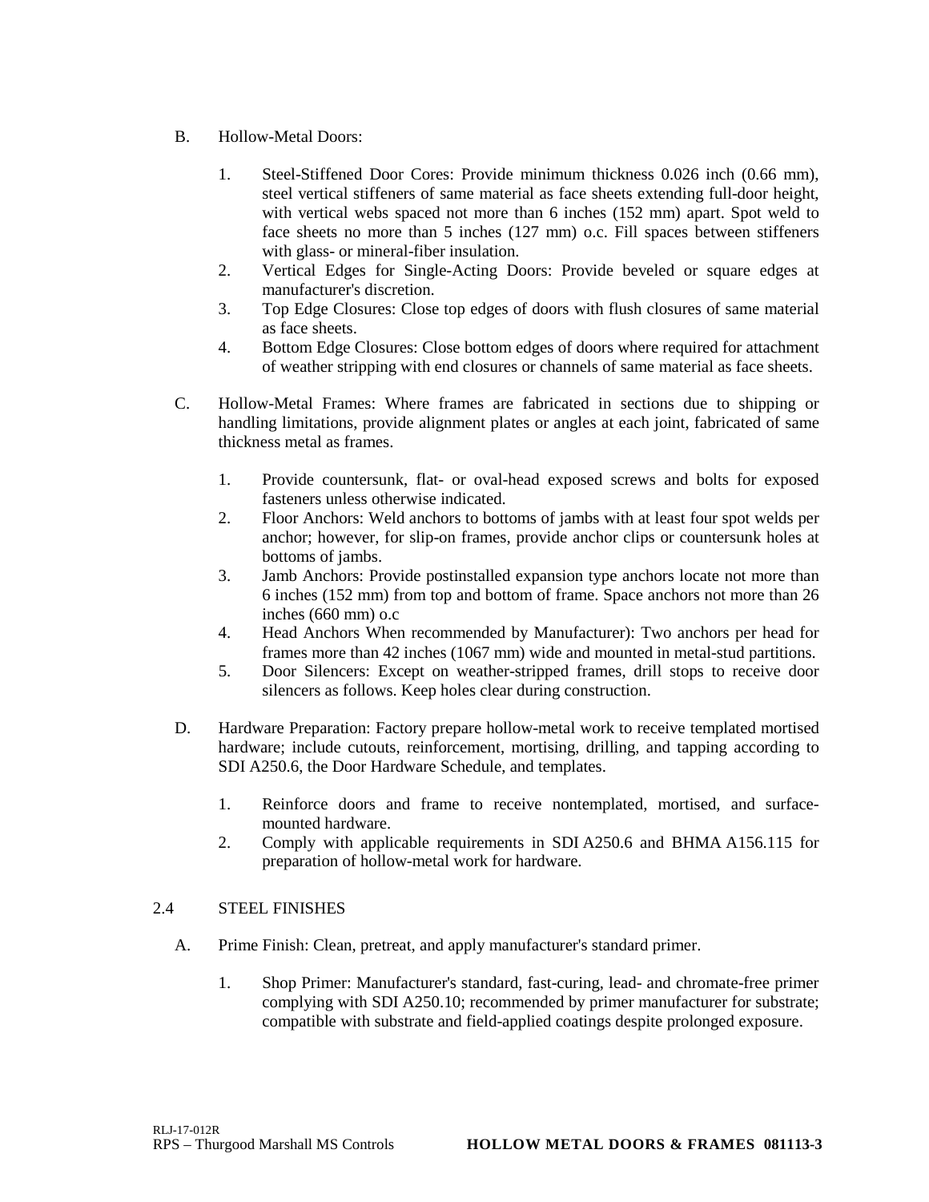B. Hollow-Metal Doors:

1. Steel-Stiffened Door Cores: Provide minimum thickness 0.026 inch (0.66 mm), steel vertical stiffeners of same material as face sheets extending full-door height, with vertical webs spaced not more than 6 inches (152 mm) apart. Spot weld to face sheets no more than 5 inches (127 mm) o.c. Fill spaces between stiffeners with glass- or mineral-fiber insulation.
2. Vertical Edges for Single-Acting Doors: Provide beveled or square edges at manufacturer's discretion.
3. Top Edge Closures: Close top edges of doors with flush closures of same material as face sheets.
4. Bottom Edge Closures: Close bottom edges of doors where required for attachment of weather stripping with end closures or channels of same material as face sheets.

C. Hollow-Metal Frames: Where frames are fabricated in sections due to shipping or handling limitations, provide alignment plates or angles at each joint, fabricated of same thickness metal as frames.

1. Provide countersunk, flat- or oval-head exposed screws and bolts for exposed fasteners unless otherwise indicated.
2. Floor Anchors: Weld anchors to bottoms of jambs with at least four spot welds per anchor; however, for slip-on frames, provide anchor clips or countersunk holes at bottoms of jambs.
3. Jamb Anchors: Provide postinstalled expansion type anchors locate not more than 6 inches (152 mm) from top and bottom of frame. Space anchors not more than 26 inches (660 mm) o.c
4. Head Anchors When recommended by Manufacturer): Two anchors per head for frames more than 42 inches (1067 mm) wide and mounted in metal-stud partitions.
5. Door Silencers: Except on weather-stripped frames, drill stops to receive door silencers as follows. Keep holes clear during construction.

D. Hardware Preparation: Factory prepare hollow-metal work to receive templated mortised hardware; include cutouts, reinforcement, mortising, drilling, and tapping according to SDI A250.6, the Door Hardware Schedule, and templates.

1. Reinforce doors and frame to receive nontemplated, mortised, and surface-mounted hardware.
2. Comply with applicable requirements in SDI A250.6 and BHMA A156.115 for preparation of hollow-metal work for hardware.

## 2.4 STEEL FINISHES

A. Prime Finish: Clean, pretreat, and apply manufacturer's standard primer.

1. Shop Primer: Manufacturer's standard, fast-curing, lead- and chromate-free primer complying with SDI A250.10; recommended by primer manufacturer for substrate; compatible with substrate and field-applied coatings despite prolonged exposure.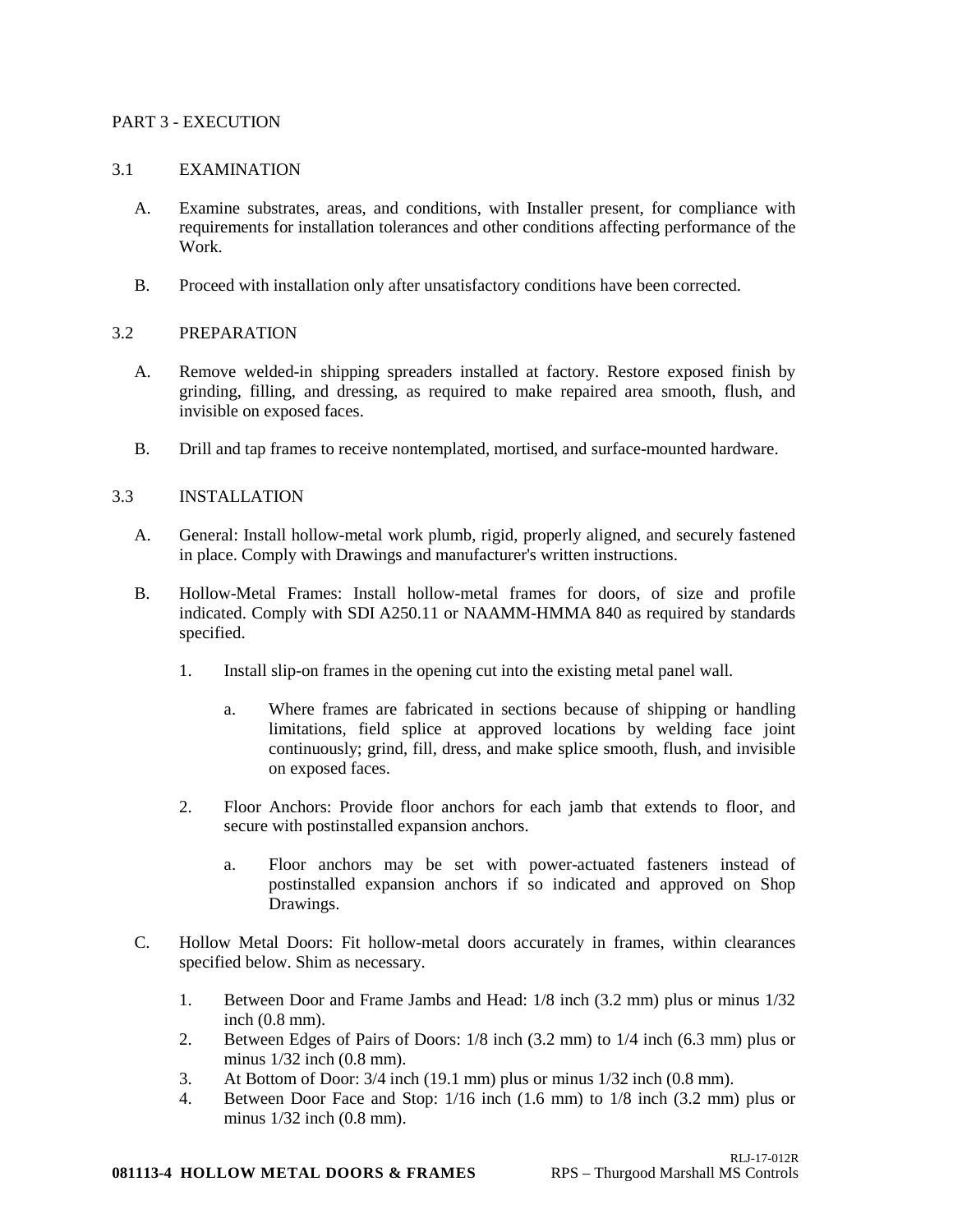## PART 3 - EXECUTION

### 3.1 EXAMINATION

A. Examine substrates, areas, and conditions, with Installer present, for compliance with requirements for installation tolerances and other conditions affecting performance of the Work.

B. Proceed with installation only after unsatisfactory conditions have been corrected.

### 3.2 PREPARATION

A. Remove welded-in shipping spreaders installed at factory. Restore exposed finish by grinding, filling, and dressing, as required to make repaired area smooth, flush, and invisible on exposed faces.

B. Drill and tap frames to receive nontemplated, mortised, and surface-mounted hardware.

### 3.3 INSTALLATION

A. General: Install hollow-metal work plumb, rigid, properly aligned, and securely fastened in place. Comply with Drawings and manufacturer's written instructions.

B. Hollow-Metal Frames: Install hollow-metal frames for doors, of size and profile indicated. Comply with SDI A250.11 or NAAMM-HMMA 840 as required by standards specified.

1. Install slip-on frames in the opening cut into the existing metal panel wall.

    a. Where frames are fabricated in sections because of shipping or handling limitations, field splice at approved locations by welding face joint continuously; grind, fill, dress, and make splice smooth, flush, and invisible on exposed faces.

2. Floor Anchors: Provide floor anchors for each jamb that extends to floor, and secure with postinstalled expansion anchors.

    a. Floor anchors may be set with power-actuated fasteners instead of postinstalled expansion anchors if so indicated and approved on Shop Drawings.

C. Hollow Metal Doors: Fit hollow-metal doors accurately in frames, within clearances specified below. Shim as necessary.

1. Between Door and Frame Jambs and Head: 1/8 inch (3.2 mm) plus or minus 1/32 inch (0.8 mm).
2. Between Edges of Pairs of Doors: 1/8 inch (3.2 mm) to 1/4 inch (6.3 mm) plus or minus 1/32 inch (0.8 mm).
3. At Bottom of Door: 3/4 inch (19.1 mm) plus or minus 1/32 inch (0.8 mm).
4. Between Door Face and Stop: 1/16 inch (1.6 mm) to 1/8 inch (3.2 mm) plus or minus 1/32 inch (0.8 mm).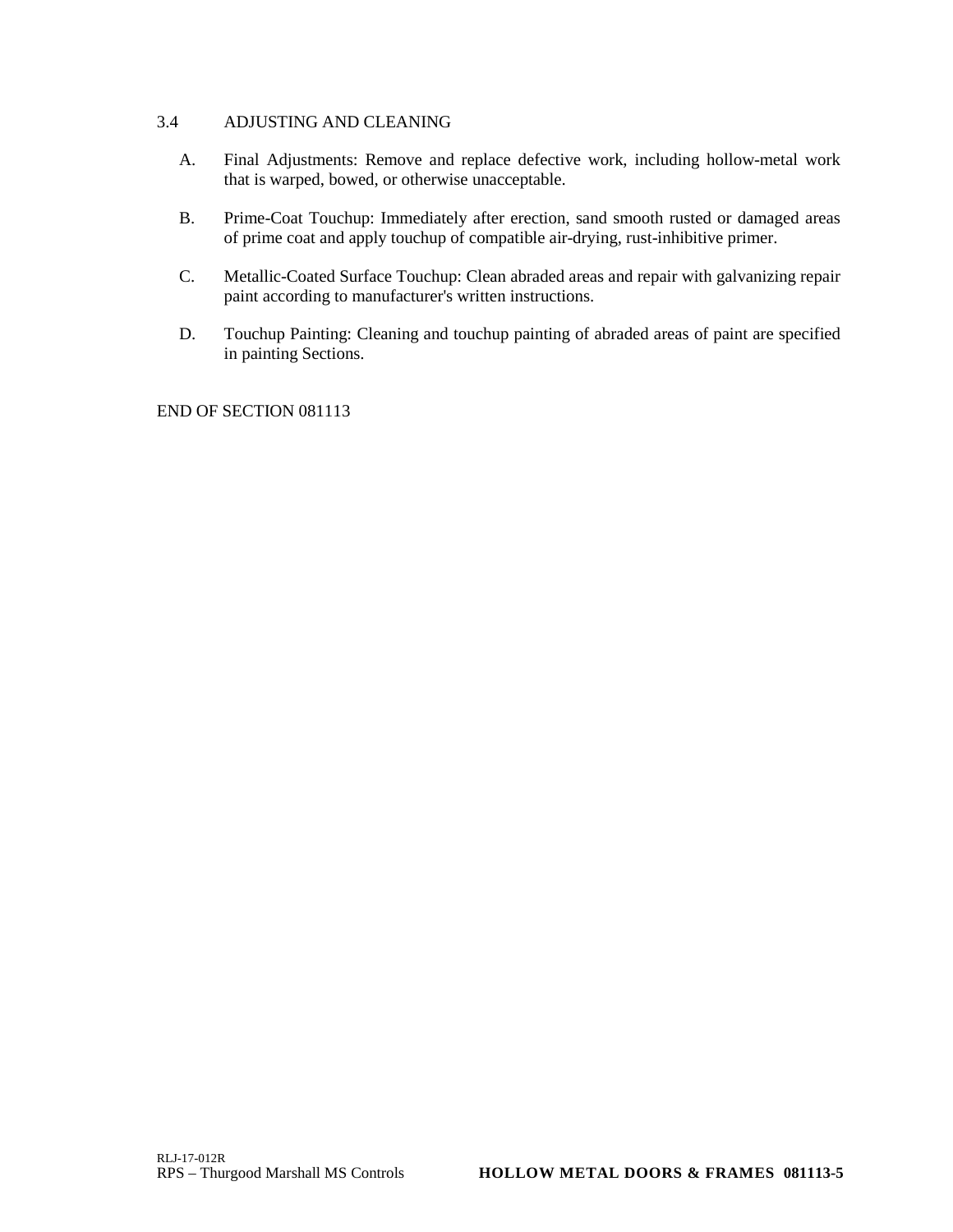## 3.4 ADJUSTING AND CLEANING

A. Final Adjustments: Remove and replace defective work, including hollow-metal work that is warped, bowed, or otherwise unacceptable.

B. Prime-Coat Touchup: Immediately after erection, sand smooth rusted or damaged areas of prime coat and apply touchup of compatible air-drying, rust-inhibitive primer.

C. Metallic-Coated Surface Touchup: Clean abraded areas and repair with galvanizing repair paint according to manufacturer's written instructions.

D. Touchup Painting: Cleaning and touchup painting of abraded areas of paint are specified in painting Sections.

END OF SECTION 081113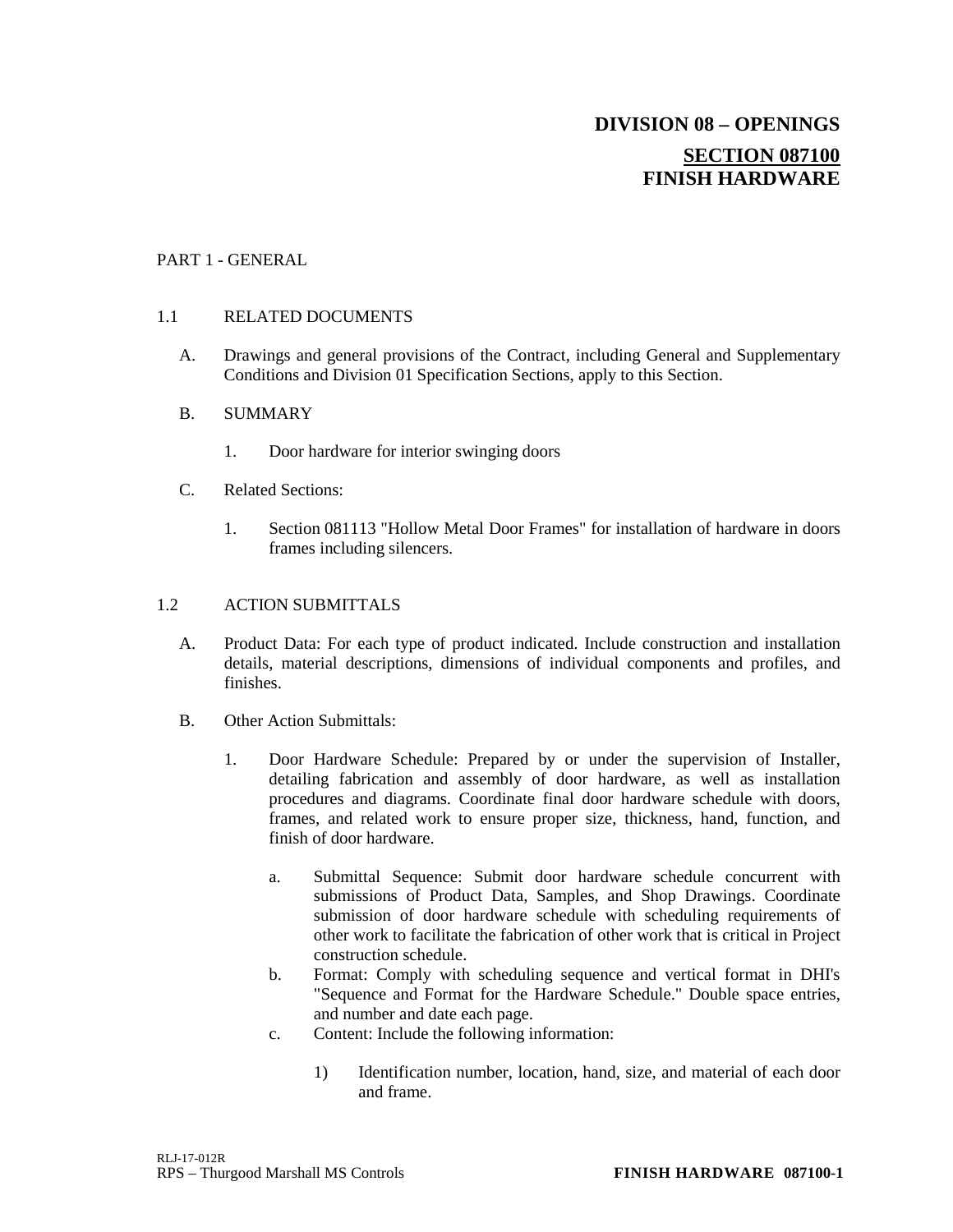# DIVISION 08 – OPENINGS

## SECTION 087100
## FINISH HARDWARE

PART 1 - GENERAL

1.1 RELATED DOCUMENTS

A. Drawings and general provisions of the Contract, including General and Supplementary Conditions and Division 01 Specification Sections, apply to this Section.

B. SUMMARY

1. Door hardware for interior swinging doors

C. Related Sections:

1. Section 081113 "Hollow Metal Door Frames" for installation of hardware in doors frames including silencers.

1.2 ACTION SUBMITTALS

A. Product Data: For each type of product indicated. Include construction and installation details, material descriptions, dimensions of individual components and profiles, and finishes.

B. Other Action Submittals:

1. Door Hardware Schedule: Prepared by or under the supervision of Installer, detailing fabrication and assembly of door hardware, as well as installation procedures and diagrams. Coordinate final door hardware schedule with doors, frames, and related work to ensure proper size, thickness, hand, function, and finish of door hardware.

    a. Submittal Sequence: Submit door hardware schedule concurrent with submissions of Product Data, Samples, and Shop Drawings. Coordinate submission of door hardware schedule with scheduling requirements of other work to facilitate the fabrication of other work that is critical in Project construction schedule.

    b. Format: Comply with scheduling sequence and vertical format in DHI's "Sequence and Format for the Hardware Schedule." Double space entries, and number and date each page.

    c. Content: Include the following information:

        1) Identification number, location, hand, size, and material of each door and frame.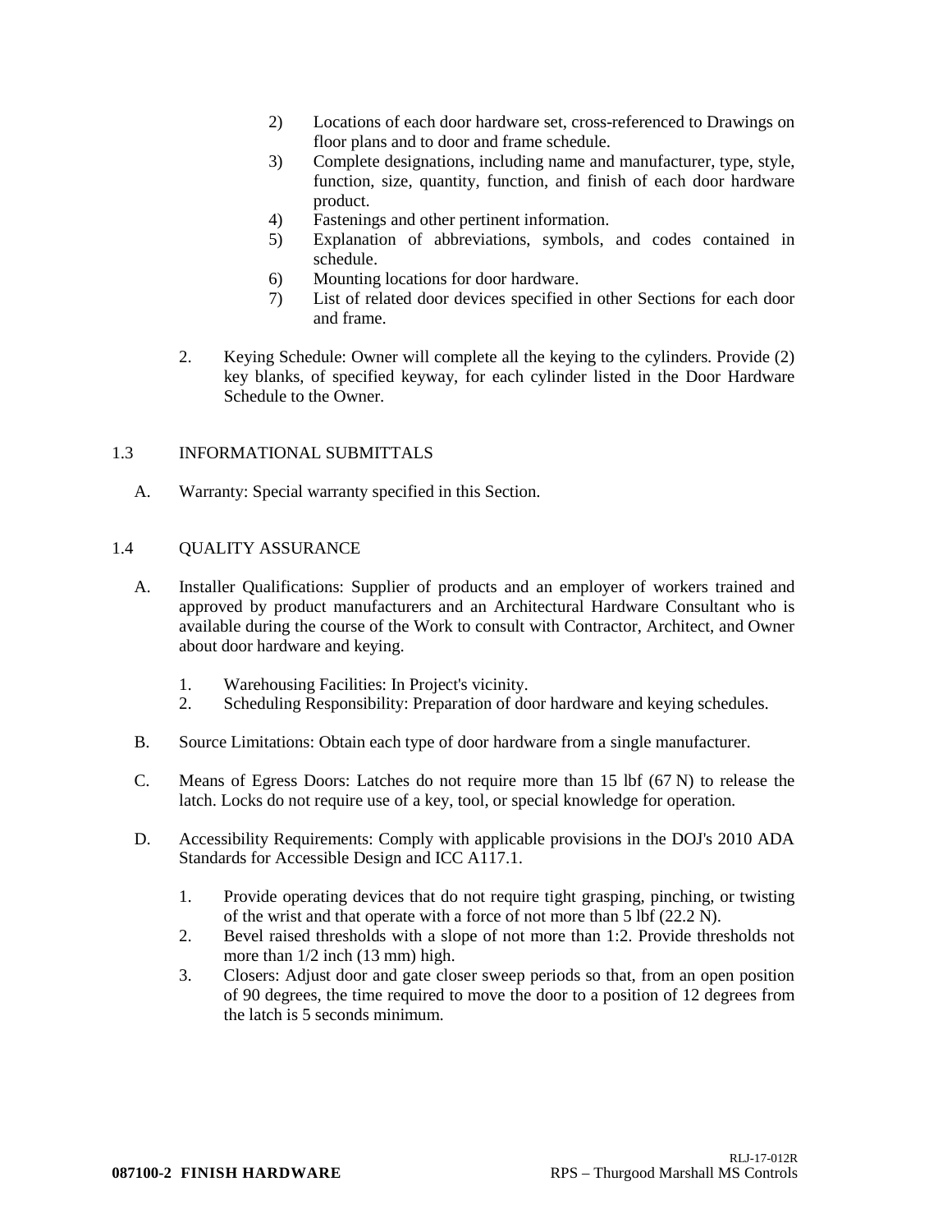2) Locations of each door hardware set, cross-referenced to Drawings on floor plans and to door and frame schedule.
3) Complete designations, including name and manufacturer, type, style, function, size, quantity, function, and finish of each door hardware product.
4) Fastenings and other pertinent information.
5) Explanation of abbreviations, symbols, and codes contained in schedule.
6) Mounting locations for door hardware.
7) List of related door devices specified in other Sections for each door and frame.

2. Keying Schedule: Owner will complete all the keying to the cylinders. Provide (2) key blanks, of specified keyway, for each cylinder listed in the Door Hardware Schedule to the Owner.

## 1.3 INFORMATIONAL SUBMITTALS

A. Warranty: Special warranty specified in this Section.

## 1.4 QUALITY ASSURANCE

A. Installer Qualifications: Supplier of products and an employer of workers trained and approved by product manufacturers and an Architectural Hardware Consultant who is available during the course of the Work to consult with Contractor, Architect, and Owner about door hardware and keying.

1. Warehousing Facilities: In Project's vicinity.
2. Scheduling Responsibility: Preparation of door hardware and keying schedules.

B. Source Limitations: Obtain each type of door hardware from a single manufacturer.

C. Means of Egress Doors: Latches do not require more than 15 lbf (67 N) to release the latch. Locks do not require use of a key, tool, or special knowledge for operation.

D. Accessibility Requirements: Comply with applicable provisions in the DOJ's 2010 ADA Standards for Accessible Design and ICC A117.1.

1. Provide operating devices that do not require tight grasping, pinching, or twisting of the wrist and that operate with a force of not more than 5 lbf (22.2 N).
2. Bevel raised thresholds with a slope of not more than 1:2. Provide thresholds not more than 1/2 inch (13 mm) high.
3. Closers: Adjust door and gate closer sweep periods so that, from an open position of 90 degrees, the time required to move the door to a position of 12 degrees from the latch is 5 seconds minimum.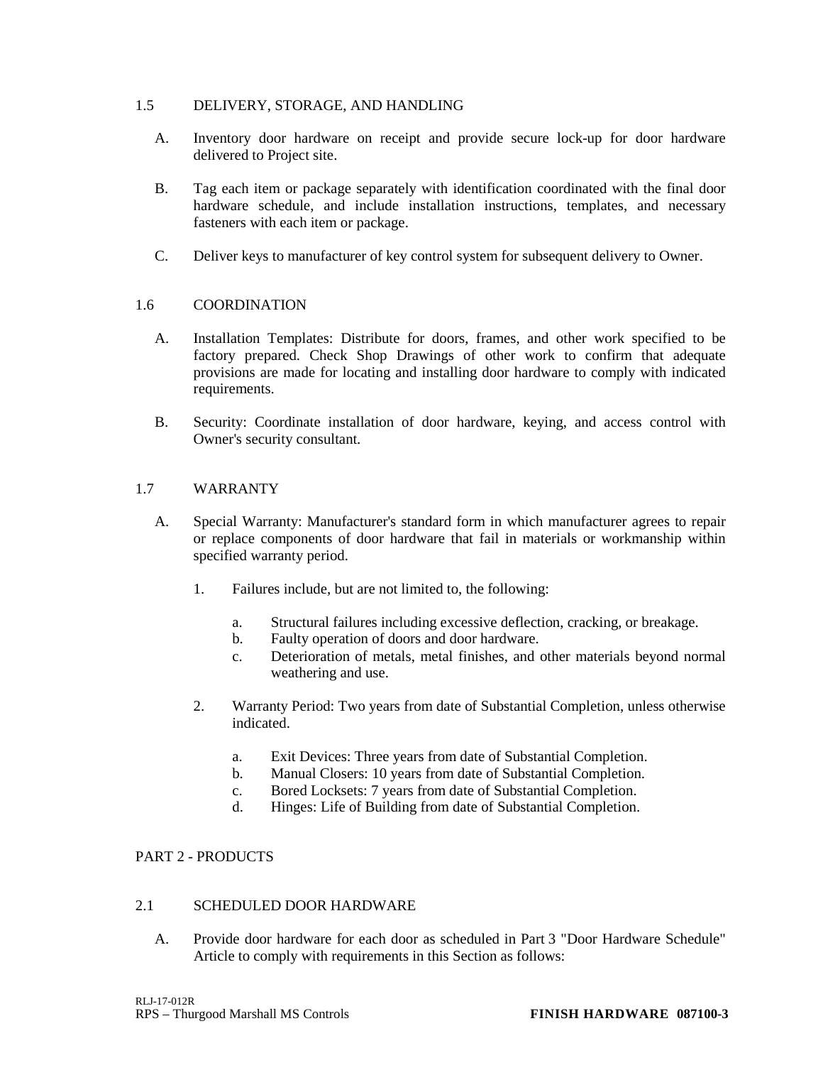## 1.5 DELIVERY, STORAGE, AND HANDLING

A. Inventory door hardware on receipt and provide secure lock-up for door hardware delivered to Project site.

B. Tag each item or package separately with identification coordinated with the final door hardware schedule, and include installation instructions, templates, and necessary fasteners with each item or package.

C. Deliver keys to manufacturer of key control system for subsequent delivery to Owner.

## 1.6 COORDINATION

A. Installation Templates: Distribute for doors, frames, and other work specified to be factory prepared. Check Shop Drawings of other work to confirm that adequate provisions are made for locating and installing door hardware to comply with indicated requirements.

B. Security: Coordinate installation of door hardware, keying, and access control with Owner's security consultant.

## 1.7 WARRANTY

A. Special Warranty: Manufacturer's standard form in which manufacturer agrees to repair or replace components of door hardware that fail in materials or workmanship within specified warranty period.

1. Failures include, but are not limited to, the following:

    a. Structural failures including excessive deflection, cracking, or breakage.
    b. Faulty operation of doors and door hardware.
    c. Deterioration of metals, metal finishes, and other materials beyond normal weathering and use.

2. Warranty Period: Two years from date of Substantial Completion, unless otherwise indicated.

    a. Exit Devices: Three years from date of Substantial Completion.
    b. Manual Closers: 10 years from date of Substantial Completion.
    c. Bored Locksets: 7 years from date of Substantial Completion.
    d. Hinges: Life of Building from date of Substantial Completion.

# PART 2 - PRODUCTS

## 2.1 SCHEDULED DOOR HARDWARE

A. Provide door hardware for each door as scheduled in Part 3 "Door Hardware Schedule" Article to comply with requirements in this Section as follows: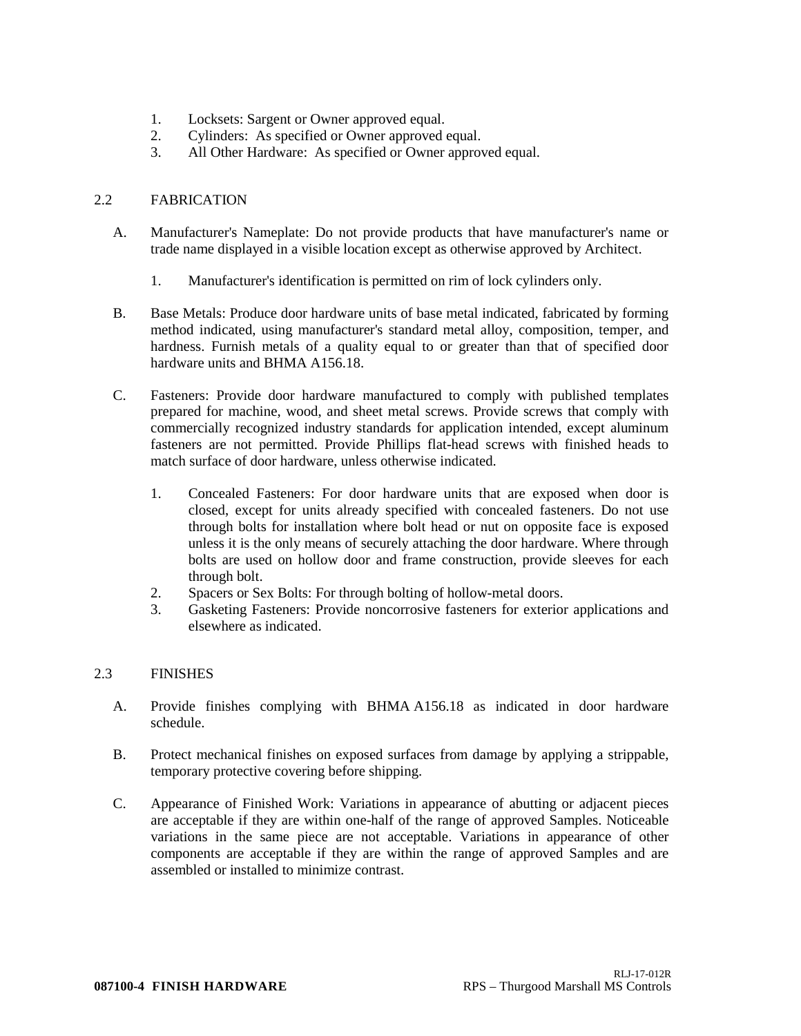1. Locksets: Sargent or Owner approved equal.
2. Cylinders: As specified or Owner approved equal.
3. All Other Hardware: As specified or Owner approved equal.

## 2.2 FABRICATION

A. Manufacturer's Nameplate: Do not provide products that have manufacturer's name or trade name displayed in a visible location except as otherwise approved by Architect.

   1. Manufacturer's identification is permitted on rim of lock cylinders only.

B. Base Metals: Produce door hardware units of base metal indicated, fabricated by forming method indicated, using manufacturer's standard metal alloy, composition, temper, and hardness. Furnish metals of a quality equal to or greater than that of specified door hardware units and BHMA A156.18.

C. Fasteners: Provide door hardware manufactured to comply with published templates prepared for machine, wood, and sheet metal screws. Provide screws that comply with commercially recognized industry standards for application intended, except aluminum fasteners are not permitted. Provide Phillips flat-head screws with finished heads to match surface of door hardware, unless otherwise indicated.

   1. Concealed Fasteners: For door hardware units that are exposed when door is closed, except for units already specified with concealed fasteners. Do not use through bolts for installation where bolt head or nut on opposite face is exposed unless it is the only means of securely attaching the door hardware. Where through bolts are used on hollow door and frame construction, provide sleeves for each through bolt.
   2. Spacers or Sex Bolts: For through bolting of hollow-metal doors.
   3. Gasketing Fasteners: Provide noncorrosive fasteners for exterior applications and elsewhere as indicated.

## 2.3 FINISHES

A. Provide finishes complying with BHMA A156.18 as indicated in door hardware schedule.

B. Protect mechanical finishes on exposed surfaces from damage by applying a strippable, temporary protective covering before shipping.

C. Appearance of Finished Work: Variations in appearance of abutting or adjacent pieces are acceptable if they are within one-half of the range of approved Samples. Noticeable variations in the same piece are not acceptable. Variations in appearance of other components are acceptable if they are within the range of approved Samples and are assembled or installed to minimize contrast.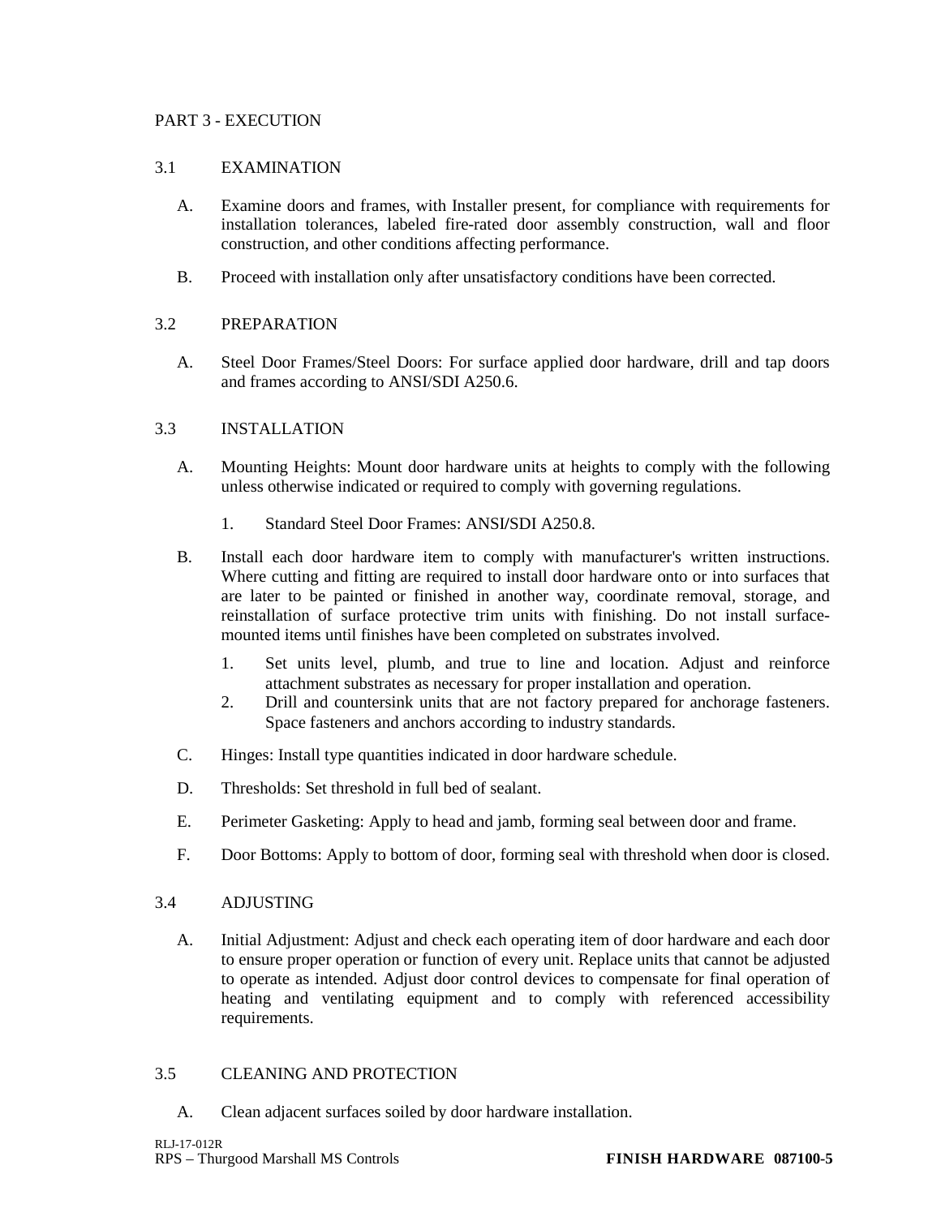## PART 3 - EXECUTION

### 3.1 EXAMINATION

A. Examine doors and frames, with Installer present, for compliance with requirements for installation tolerances, labeled fire-rated door assembly construction, wall and floor construction, and other conditions affecting performance.

B. Proceed with installation only after unsatisfactory conditions have been corrected.

### 3.2 PREPARATION

A. Steel Door Frames/Steel Doors: For surface applied door hardware, drill and tap doors and frames according to ANSI/SDI A250.6.

### 3.3 INSTALLATION

A. Mounting Heights: Mount door hardware units at heights to comply with the following unless otherwise indicated or required to comply with governing regulations.

   1. Standard Steel Door Frames: ANSI/SDI A250.8.

B. Install each door hardware item to comply with manufacturer's written instructions. Where cutting and fitting are required to install door hardware onto or into surfaces that are later to be painted or finished in another way, coordinate removal, storage, and reinstallation of surface protective trim units with finishing. Do not install surface-mounted items until finishes have been completed on substrates involved.

   1. Set units level, plumb, and true to line and location. Adjust and reinforce attachment substrates as necessary for proper installation and operation.
   2. Drill and countersink units that are not factory prepared for anchorage fasteners. Space fasteners and anchors according to industry standards.

C. Hinges: Install type quantities indicated in door hardware schedule.

D. Thresholds: Set threshold in full bed of sealant.

E. Perimeter Gasketing: Apply to head and jamb, forming seal between door and frame.

F. Door Bottoms: Apply to bottom of door, forming seal with threshold when door is closed.

### 3.4 ADJUSTING

A. Initial Adjustment: Adjust and check each operating item of door hardware and each door to ensure proper operation or function of every unit. Replace units that cannot be adjusted to operate as intended. Adjust door control devices to compensate for final operation of heating and ventilating equipment and to comply with referenced accessibility requirements.

### 3.5 CLEANING AND PROTECTION

A. Clean adjacent surfaces soiled by door hardware installation.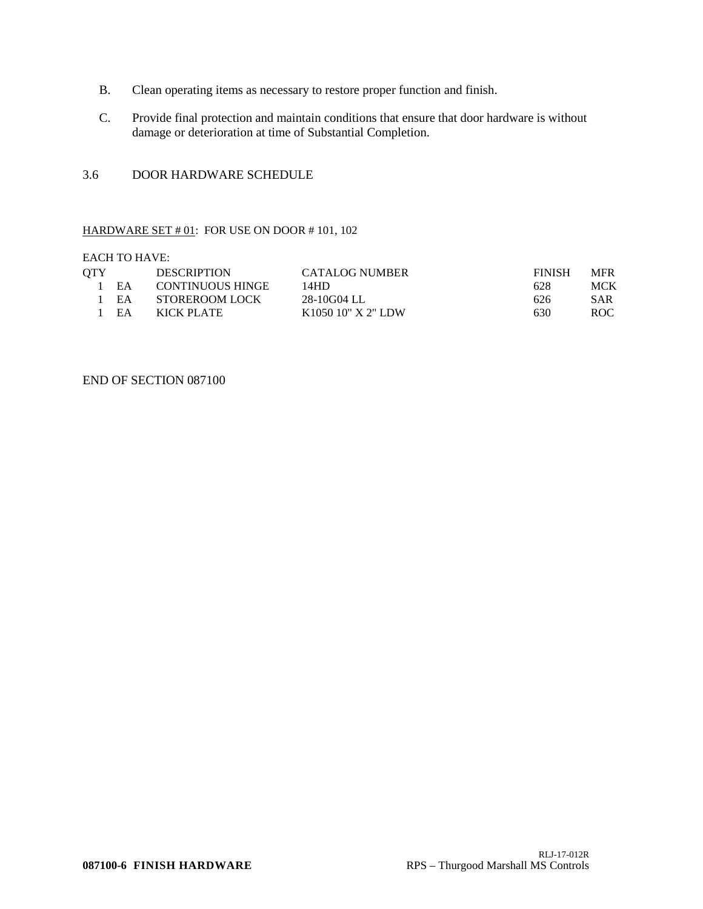B. Clean operating items as necessary to restore proper function and finish.

C. Provide final protection and maintain conditions that ensure that door hardware is without damage or deterioration at time of Substantial Completion.

## 3.6 DOOR HARDWARE SCHEDULE

HARDWARE SET # 01: FOR USE ON DOOR # 101, 102

EACH TO HAVE:

| QTY | | DESCRIPTION | CATALOG NUMBER | FINISH | MFR |
|---|---|---|---|---|---|
| 1 | EA | CONTINUOUS HINGE | 14HD | 628 | MCK |
| 1 | EA | STOREROOM LOCK | 28-10G04 LL | 626 | SAR |
| 1 | EA | KICK PLATE | K1050 10" X 2" LDW | 630 | ROC |

END OF SECTION 087100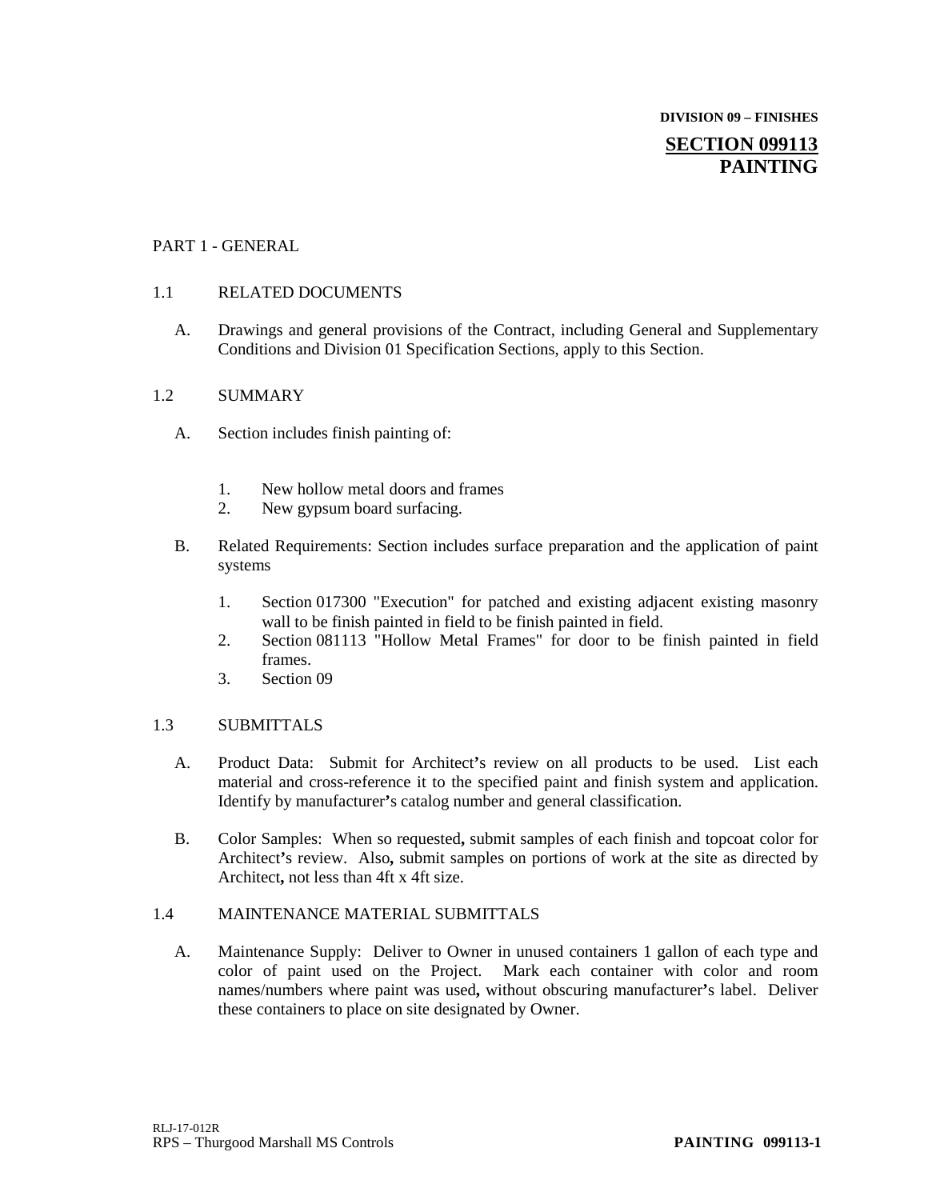**DIVISION 09 – FINISHES**

# SECTION 099113 PAINTING

## PART 1 - GENERAL

### 1.1 RELATED DOCUMENTS

A. Drawings and general provisions of the Contract, including General and Supplementary Conditions and Division 01 Specification Sections, apply to this Section.

### 1.2 SUMMARY

A. Section includes finish painting of:

1. New hollow metal doors and frames
2. New gypsum board surfacing.

B. Related Requirements: Section includes surface preparation and the application of paint systems

1. Section 017300 "Execution" for patched and existing adjacent existing masonry wall to be finish painted in field to be finish painted in field.
2. Section 081113 "Hollow Metal Frames" for door to be finish painted in field frames.
3. Section 09

### 1.3 SUBMITTALS

A. Product Data: Submit for Architect's review on all products to be used. List each material and cross-reference it to the specified paint and finish system and application. Identify by manufacturer's catalog number and general classification.

B. Color Samples: When so requested, submit samples of each finish and topcoat color for Architect's review. Also, submit samples on portions of work at the site as directed by Architect, not less than 4ft x 4ft size.

### 1.4 MAINTENANCE MATERIAL SUBMITTALS

A. Maintenance Supply: Deliver to Owner in unused containers 1 gallon of each type and color of paint used on the Project. Mark each container with color and room names/numbers where paint was used, without obscuring manufacturer's label. Deliver these containers to place on site designated by Owner.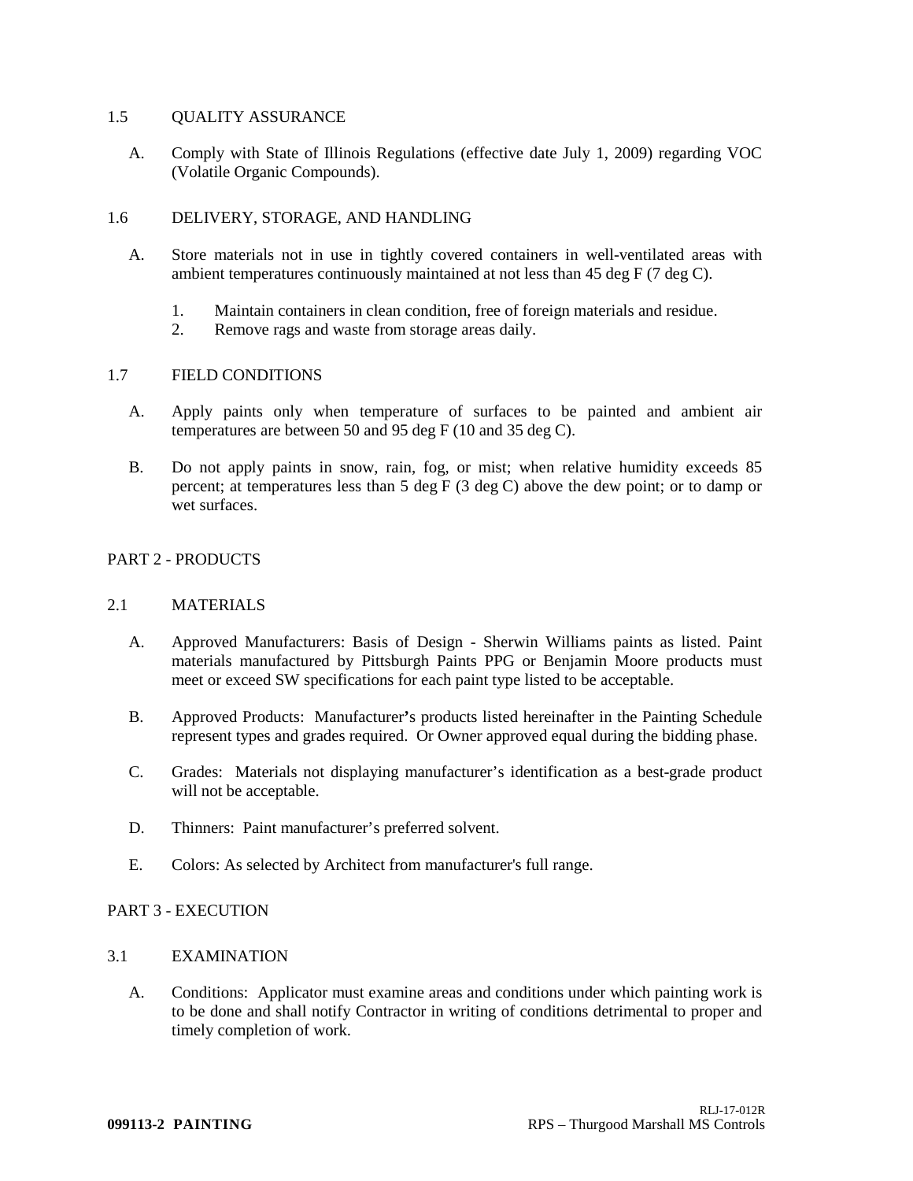## 1.5 QUALITY ASSURANCE

A. Comply with State of Illinois Regulations (effective date July 1, 2009) regarding VOC (Volatile Organic Compounds).

## 1.6 DELIVERY, STORAGE, AND HANDLING

A. Store materials not in use in tightly covered containers in well-ventilated areas with ambient temperatures continuously maintained at not less than 45 deg F (7 deg C).

1. Maintain containers in clean condition, free of foreign materials and residue.
2. Remove rags and waste from storage areas daily.

## 1.7 FIELD CONDITIONS

A. Apply paints only when temperature of surfaces to be painted and ambient air temperatures are between 50 and 95 deg F (10 and 35 deg C).

B. Do not apply paints in snow, rain, fog, or mist; when relative humidity exceeds 85 percent; at temperatures less than 5 deg F (3 deg C) above the dew point; or to damp or wet surfaces.

# PART 2 - PRODUCTS

## 2.1 MATERIALS

A. Approved Manufacturers: Basis of Design - Sherwin Williams paints as listed. Paint materials manufactured by Pittsburgh Paints PPG or Benjamin Moore products must meet or exceed SW specifications for each paint type listed to be acceptable.

B. Approved Products: Manufacturer's products listed hereinafter in the Painting Schedule represent types and grades required. Or Owner approved equal during the bidding phase.

C. Grades: Materials not displaying manufacturer's identification as a best-grade product will not be acceptable.

D. Thinners: Paint manufacturer's preferred solvent.

E. Colors: As selected by Architect from manufacturer's full range.

# PART 3 - EXECUTION

## 3.1 EXAMINATION

A. Conditions: Applicator must examine areas and conditions under which painting work is to be done and shall notify Contractor in writing of conditions detrimental to proper and timely completion of work.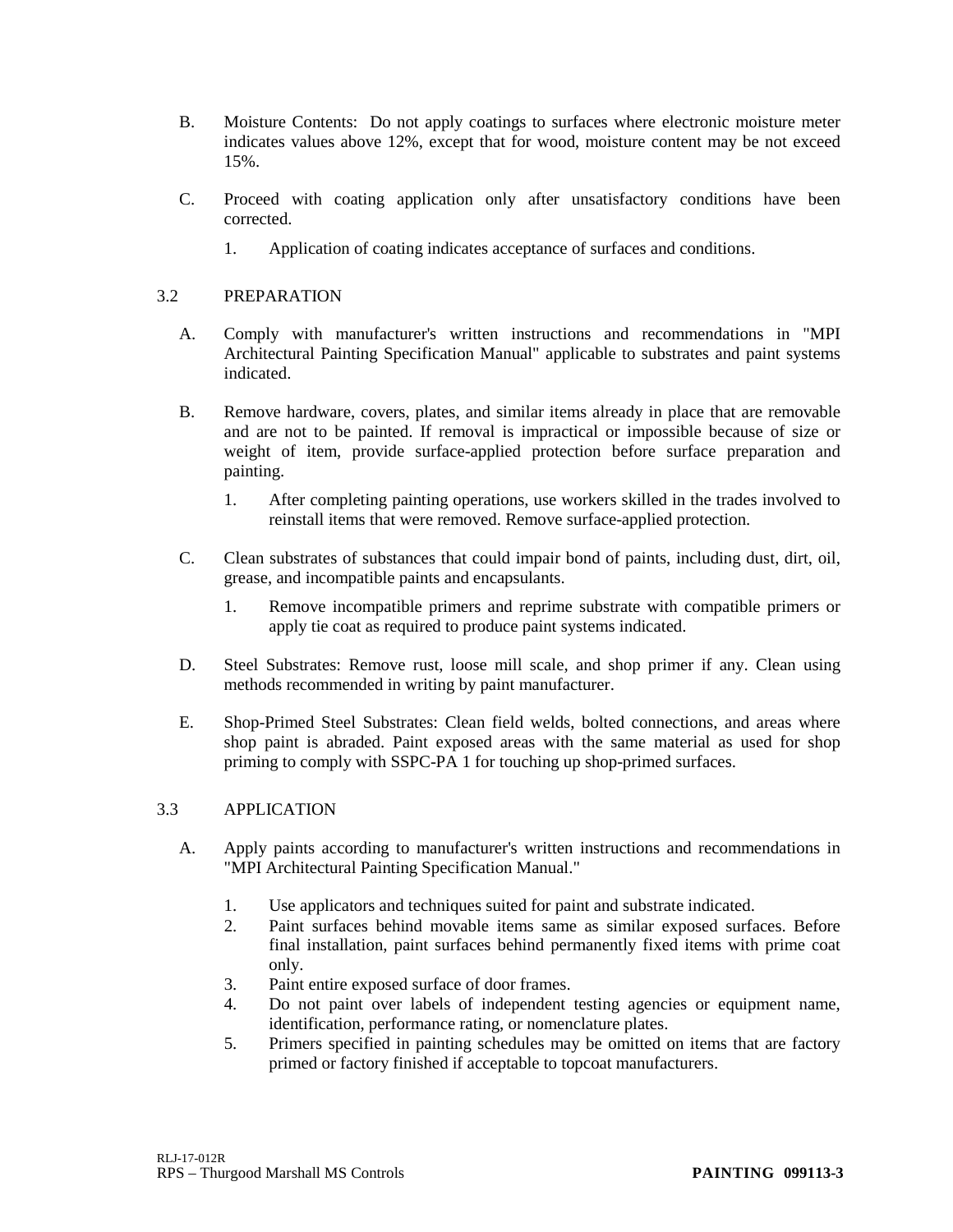B. Moisture Contents: Do not apply coatings to surfaces where electronic moisture meter indicates values above 12%, except that for wood, moisture content may be not exceed 15%.

C. Proceed with coating application only after unsatisfactory conditions have been corrected.

   1. Application of coating indicates acceptance of surfaces and conditions.

## 3.2 PREPARATION

A. Comply with manufacturer's written instructions and recommendations in "MPI Architectural Painting Specification Manual" applicable to substrates and paint systems indicated.

B. Remove hardware, covers, plates, and similar items already in place that are removable and are not to be painted. If removal is impractical or impossible because of size or weight of item, provide surface-applied protection before surface preparation and painting.

   1. After completing painting operations, use workers skilled in the trades involved to reinstall items that were removed. Remove surface-applied protection.

C. Clean substrates of substances that could impair bond of paints, including dust, dirt, oil, grease, and incompatible paints and encapsulants.

   1. Remove incompatible primers and reprime substrate with compatible primers or apply tie coat as required to produce paint systems indicated.

D. Steel Substrates: Remove rust, loose mill scale, and shop primer if any. Clean using methods recommended in writing by paint manufacturer.

E. Shop-Primed Steel Substrates: Clean field welds, bolted connections, and areas where shop paint is abraded. Paint exposed areas with the same material as used for shop priming to comply with SSPC-PA 1 for touching up shop-primed surfaces.

## 3.3 APPLICATION

A. Apply paints according to manufacturer's written instructions and recommendations in "MPI Architectural Painting Specification Manual."

   1. Use applicators and techniques suited for paint and substrate indicated.
   2. Paint surfaces behind movable items same as similar exposed surfaces. Before final installation, paint surfaces behind permanently fixed items with prime coat only.
   3. Paint entire exposed surface of door frames.
   4. Do not paint over labels of independent testing agencies or equipment name, identification, performance rating, or nomenclature plates.
   5. Primers specified in painting schedules may be omitted on items that are factory primed or factory finished if acceptable to topcoat manufacturers.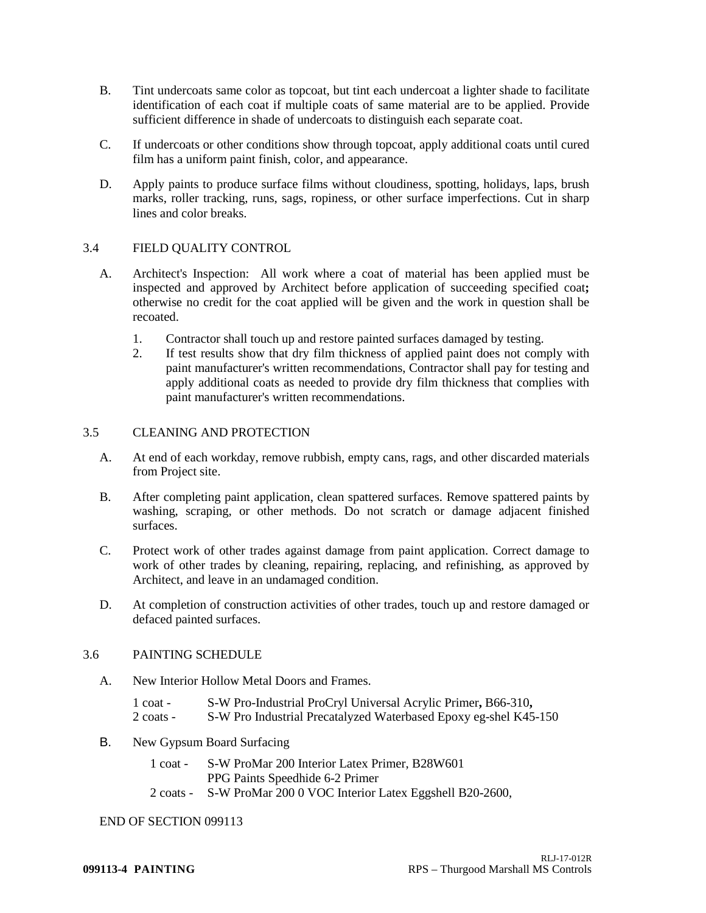B. Tint undercoats same color as topcoat, but tint each undercoat a lighter shade to facilitate identification of each coat if multiple coats of same material are to be applied. Provide sufficient difference in shade of undercoats to distinguish each separate coat.

C. If undercoats or other conditions show through topcoat, apply additional coats until cured film has a uniform paint finish, color, and appearance.

D. Apply paints to produce surface films without cloudiness, spotting, holidays, laps, brush marks, roller tracking, runs, sags, ropiness, or other surface imperfections. Cut in sharp lines and color breaks.

## 3.4 FIELD QUALITY CONTROL

A. Architect's Inspection: All work where a coat of material has been applied must be inspected and approved by Architect before application of succeeding specified coat**;** otherwise no credit for the coat applied will be given and the work in question shall be recoated.

1. Contractor shall touch up and restore painted surfaces damaged by testing.
2. If test results show that dry film thickness of applied paint does not comply with paint manufacturer's written recommendations, Contractor shall pay for testing and apply additional coats as needed to provide dry film thickness that complies with paint manufacturer's written recommendations.

## 3.5 CLEANING AND PROTECTION

A. At end of each workday, remove rubbish, empty cans, rags, and other discarded materials from Project site.

B. After completing paint application, clean spattered surfaces. Remove spattered paints by washing, scraping, or other methods. Do not scratch or damage adjacent finished surfaces.

C. Protect work of other trades against damage from paint application. Correct damage to work of other trades by cleaning, repairing, replacing, and refinishing, as approved by Architect, and leave in an undamaged condition.

D. At completion of construction activities of other trades, touch up and restore damaged or defaced painted surfaces.

## 3.6 PAINTING SCHEDULE

A. New Interior Hollow Metal Doors and Frames.

1 coat - S-W Pro-Industrial ProCryl Universal Acrylic Primer**,** B66-310**,**
2 coats - S-W Pro Industrial Precatalyzed Waterbased Epoxy eg-shel K45-150

B. New Gypsum Board Surfacing

1 coat - S-W ProMar 200 Interior Latex Primer, B28W601
PPG Paints Speedhide 6-2 Primer
2 coats - S-W ProMar 200 0 VOC Interior Latex Eggshell B20-2600,

END OF SECTION 099113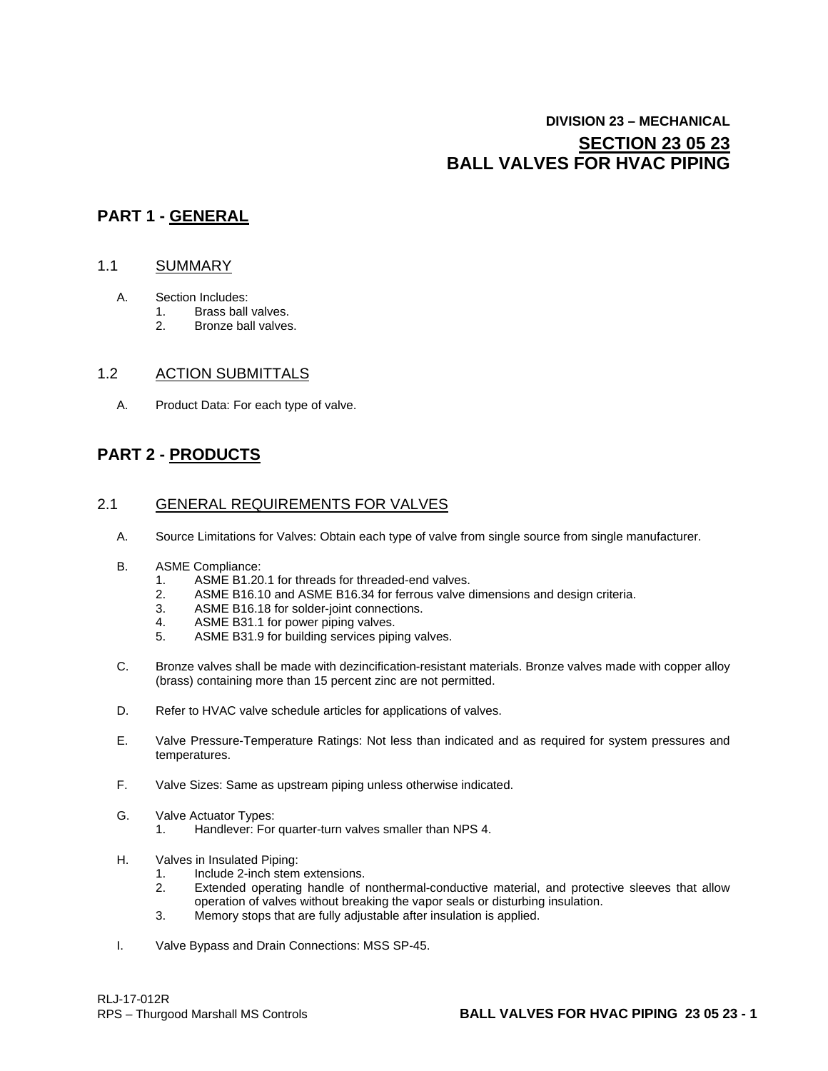**DIVISION 23 – MECHANICAL**

# SECTION 23 05 23
# BALL VALVES FOR HVAC PIPING

## PART 1 - GENERAL

### 1.1 SUMMARY

A. Section Includes:
   1. Brass ball valves.
   2. Bronze ball valves.

### 1.2 ACTION SUBMITTALS

A. Product Data: For each type of valve.

## PART 2 - PRODUCTS

### 2.1 GENERAL REQUIREMENTS FOR VALVES

A. Source Limitations for Valves: Obtain each type of valve from single source from single manufacturer.

B. ASME Compliance:
   1. ASME B1.20.1 for threads for threaded-end valves.
   2. ASME B16.10 and ASME B16.34 for ferrous valve dimensions and design criteria.
   3. ASME B16.18 for solder-joint connections.
   4. ASME B31.1 for power piping valves.
   5. ASME B31.9 for building services piping valves.

C. Bronze valves shall be made with dezincification-resistant materials. Bronze valves made with copper alloy (brass) containing more than 15 percent zinc are not permitted.

D. Refer to HVAC valve schedule articles for applications of valves.

E. Valve Pressure-Temperature Ratings: Not less than indicated and as required for system pressures and temperatures.

F. Valve Sizes: Same as upstream piping unless otherwise indicated.

G. Valve Actuator Types:
   1. Handlever: For quarter-turn valves smaller than NPS 4.

H. Valves in Insulated Piping:
   1. Include 2-inch stem extensions.
   2. Extended operating handle of nonthermal-conductive material, and protective sleeves that allow operation of valves without breaking the vapor seals or disturbing insulation.
   3. Memory stops that are fully adjustable after insulation is applied.

I. Valve Bypass and Drain Connections: MSS SP-45.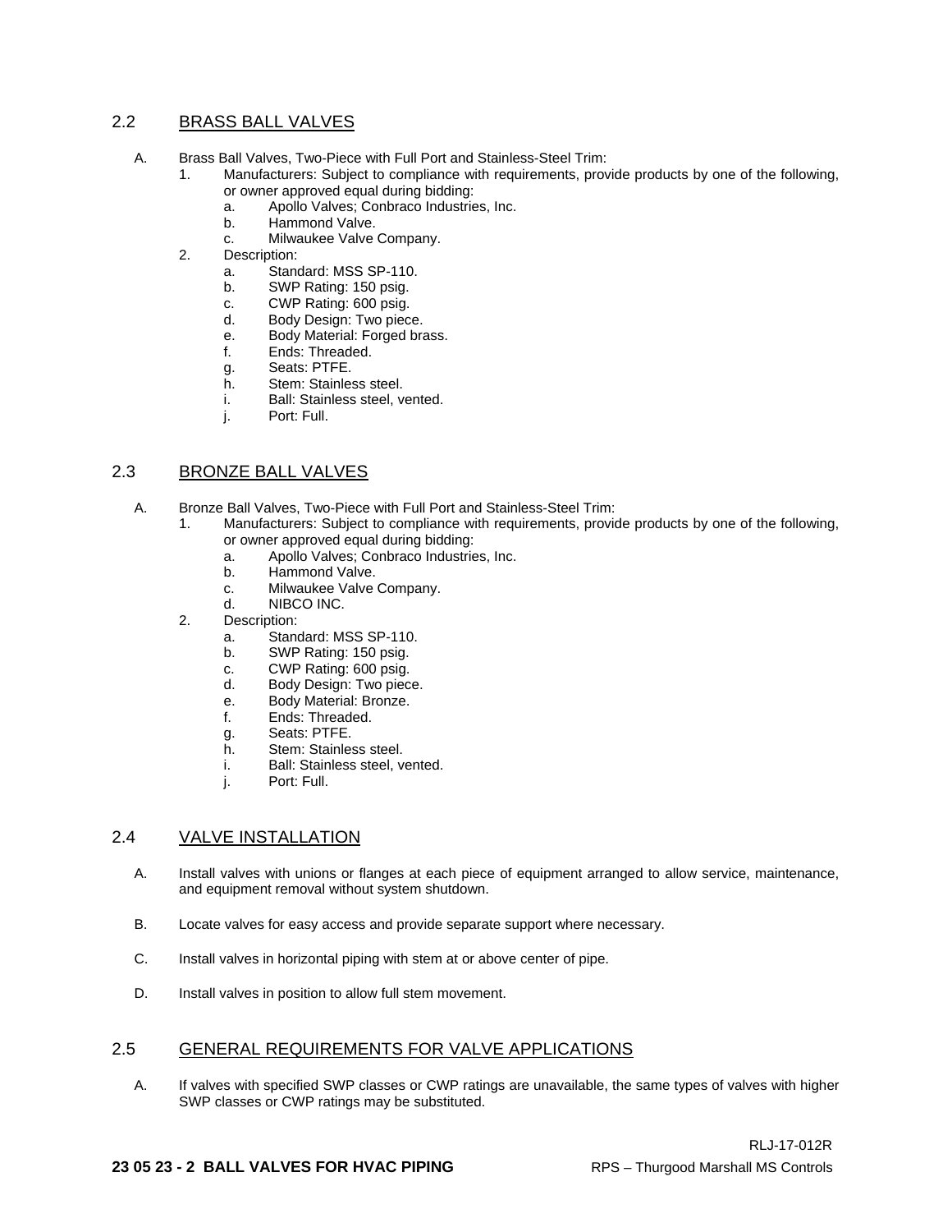## 2.2 BRASS BALL VALVES

A. Brass Ball Valves, Two-Piece with Full Port and Stainless-Steel Trim:
   1. Manufacturers: Subject to compliance with requirements, provide products by one of the following, or owner approved equal during bidding:
      a. Apollo Valves; Conbraco Industries, Inc.
      b. Hammond Valve.
      c. Milwaukee Valve Company.
   2. Description:
      a. Standard: MSS SP-110.
      b. SWP Rating: 150 psig.
      c. CWP Rating: 600 psig.
      d. Body Design: Two piece.
      e. Body Material: Forged brass.
      f. Ends: Threaded.
      g. Seats: PTFE.
      h. Stem: Stainless steel.
      i. Ball: Stainless steel, vented.
      j. Port: Full.

## 2.3 BRONZE BALL VALVES

A. Bronze Ball Valves, Two-Piece with Full Port and Stainless-Steel Trim:
   1. Manufacturers: Subject to compliance with requirements, provide products by one of the following, or owner approved equal during bidding:
      a. Apollo Valves; Conbraco Industries, Inc.
      b. Hammond Valve.
      c. Milwaukee Valve Company.
      d. NIBCO INC.
   2. Description:
      a. Standard: MSS SP-110.
      b. SWP Rating: 150 psig.
      c. CWP Rating: 600 psig.
      d. Body Design: Two piece.
      e. Body Material: Bronze.
      f. Ends: Threaded.
      g. Seats: PTFE.
      h. Stem: Stainless steel.
      i. Ball: Stainless steel, vented.
      j. Port: Full.

## 2.4 VALVE INSTALLATION

A. Install valves with unions or flanges at each piece of equipment arranged to allow service, maintenance, and equipment removal without system shutdown.

B. Locate valves for easy access and provide separate support where necessary.

C. Install valves in horizontal piping with stem at or above center of pipe.

D. Install valves in position to allow full stem movement.

## 2.5 GENERAL REQUIREMENTS FOR VALVE APPLICATIONS

A. If valves with specified SWP classes or CWP ratings are unavailable, the same types of valves with higher SWP classes or CWP ratings may be substituted.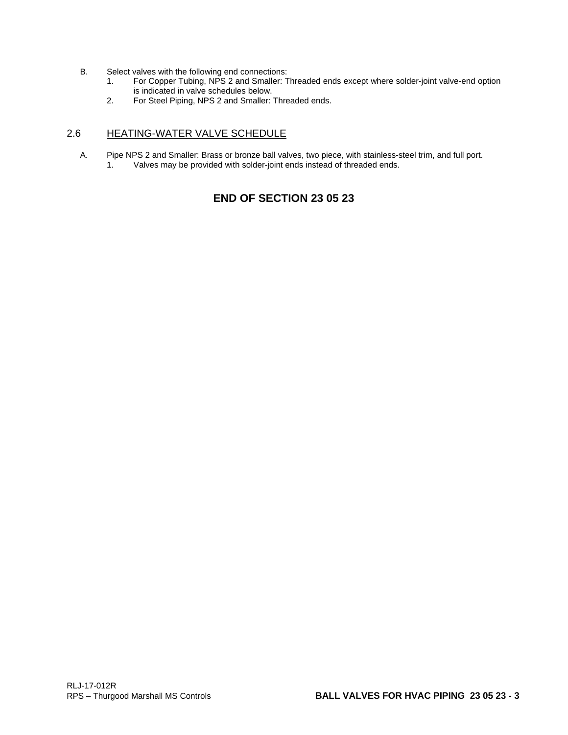B. Select valves with the following end connections:
   1. For Copper Tubing, NPS 2 and Smaller: Threaded ends except where solder-joint valve-end option is indicated in valve schedules below.
   2. For Steel Piping, NPS 2 and Smaller: Threaded ends.

## 2.6 HEATING-WATER VALVE SCHEDULE

A. Pipe NPS 2 and Smaller: Brass or bronze ball valves, two piece, with stainless-steel trim, and full port.
   1. Valves may be provided with solder-joint ends instead of threaded ends.

**END OF SECTION 23 05 23**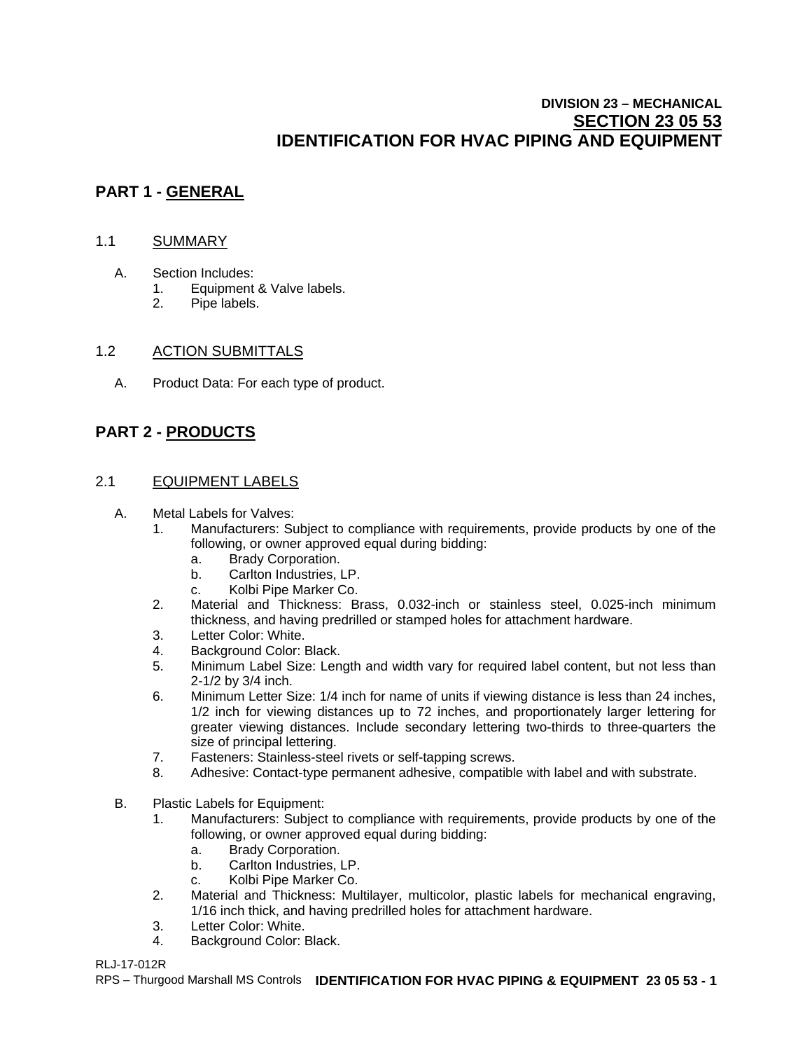**DIVISION 23 – MECHANICAL**
**SECTION 23 05 53**
# IDENTIFICATION FOR HVAC PIPING AND EQUIPMENT

## PART 1 - GENERAL

### 1.1 SUMMARY

A. Section Includes:
   1. Equipment & Valve labels.
   2. Pipe labels.

### 1.2 ACTION SUBMITTALS

A. Product Data: For each type of product.

## PART 2 - PRODUCTS

### 2.1 EQUIPMENT LABELS

A. Metal Labels for Valves:
   1. Manufacturers: Subject to compliance with requirements, provide products by one of the following, or owner approved equal during bidding:
      a. Brady Corporation.
      b. Carlton Industries, LP.
      c. Kolbi Pipe Marker Co.
   2. Material and Thickness: Brass, 0.032-inch or stainless steel, 0.025-inch minimum thickness, and having predrilled or stamped holes for attachment hardware.
   3. Letter Color: White.
   4. Background Color: Black.
   5. Minimum Label Size: Length and width vary for required label content, but not less than 2-1/2 by 3/4 inch.
   6. Minimum Letter Size: 1/4 inch for name of units if viewing distance is less than 24 inches, 1/2 inch for viewing distances up to 72 inches, and proportionately larger lettering for greater viewing distances. Include secondary lettering two-thirds to three-quarters the size of principal lettering.
   7. Fasteners: Stainless-steel rivets or self-tapping screws.
   8. Adhesive: Contact-type permanent adhesive, compatible with label and with substrate.

B. Plastic Labels for Equipment:
   1. Manufacturers: Subject to compliance with requirements, provide products by one of the following, or owner approved equal during bidding:
      a. Brady Corporation.
      b. Carlton Industries, LP.
      c. Kolbi Pipe Marker Co.
   2. Material and Thickness: Multilayer, multicolor, plastic labels for mechanical engraving, 1/16 inch thick, and having predrilled holes for attachment hardware.
   3. Letter Color: White.
   4. Background Color: Black.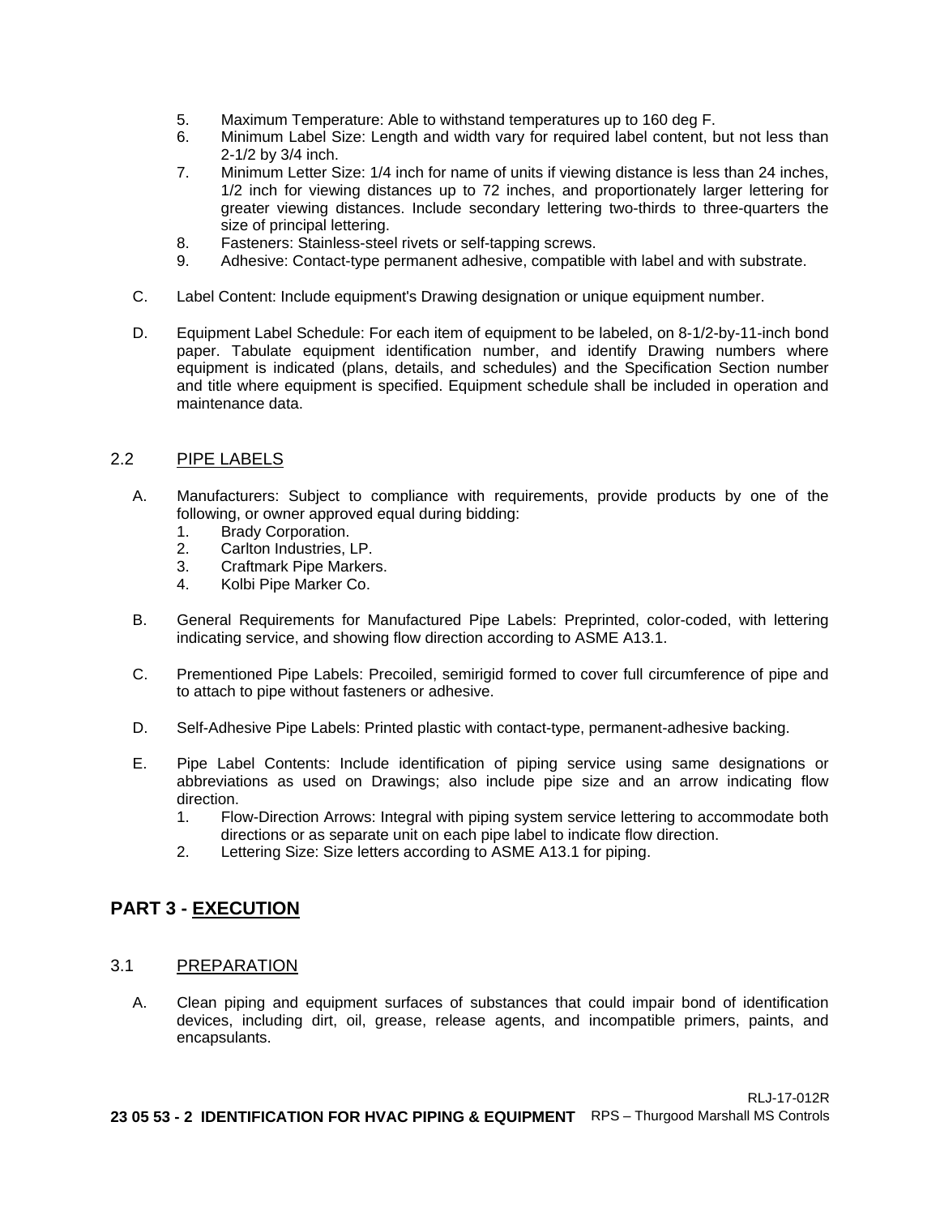5. Maximum Temperature: Able to withstand temperatures up to 160 deg F.
6. Minimum Label Size: Length and width vary for required label content, but not less than 2-1/2 by 3/4 inch.
7. Minimum Letter Size: 1/4 inch for name of units if viewing distance is less than 24 inches, 1/2 inch for viewing distances up to 72 inches, and proportionately larger lettering for greater viewing distances. Include secondary lettering two-thirds to three-quarters the size of principal lettering.
8. Fasteners: Stainless-steel rivets or self-tapping screws.
9. Adhesive: Contact-type permanent adhesive, compatible with label and with substrate.

C. Label Content: Include equipment's Drawing designation or unique equipment number.

D. Equipment Label Schedule: For each item of equipment to be labeled, on 8-1/2-by-11-inch bond paper. Tabulate equipment identification number, and identify Drawing numbers where equipment is indicated (plans, details, and schedules) and the Specification Section number and title where equipment is specified. Equipment schedule shall be included in operation and maintenance data.

### 2.2 PIPE LABELS

A. Manufacturers: Subject to compliance with requirements, provide products by one of the following, or owner approved equal during bidding:
   1. Brady Corporation.
   2. Carlton Industries, LP.
   3. Craftmark Pipe Markers.
   4. Kolbi Pipe Marker Co.

B. General Requirements for Manufactured Pipe Labels: Preprinted, color-coded, with lettering indicating service, and showing flow direction according to ASME A13.1.

C. Prementioned Pipe Labels: Precoiled, semirigid formed to cover full circumference of pipe and to attach to pipe without fasteners or adhesive.

D. Self-Adhesive Pipe Labels: Printed plastic with contact-type, permanent-adhesive backing.

E. Pipe Label Contents: Include identification of piping service using same designations or abbreviations as used on Drawings; also include pipe size and an arrow indicating flow direction.
   1. Flow-Direction Arrows: Integral with piping system service lettering to accommodate both directions or as separate unit on each pipe label to indicate flow direction.
   2. Lettering Size: Size letters according to ASME A13.1 for piping.

## PART 3 - EXECUTION

### 3.1 PREPARATION

A. Clean piping and equipment surfaces of substances that could impair bond of identification devices, including dirt, oil, grease, release agents, and incompatible primers, paints, and encapsulants.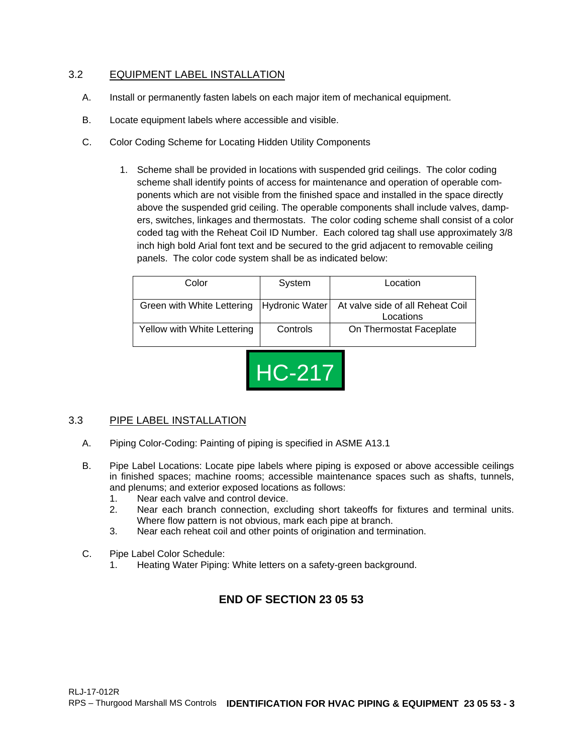## 3.2 EQUIPMENT LABEL INSTALLATION

A. Install or permanently fasten labels on each major item of mechanical equipment.

B. Locate equipment labels where accessible and visible.

C. Color Coding Scheme for Locating Hidden Utility Components

1. Scheme shall be provided in locations with suspended grid ceilings. The color coding scheme shall identify points of access for maintenance and operation of operable components which are not visible from the finished space and installed in the space directly above the suspended grid ceiling. The operable components shall include valves, dampers, switches, linkages and thermostats. The color coding scheme shall consist of a color coded tag with the Reheat Coil ID Number. Each colored tag shall use approximately 3/8 inch high bold Arial font text and be secured to the grid adjacent to removable ceiling panels. The color code system shall be as indicated below:

| Color | System | Location |
|---|---|---|
| Green with White Lettering | Hydronic Water | At valve side of all Reheat Coil Locations |
| Yellow with White Lettering | Controls | On Thermostat Faceplate |

HC-217

## 3.3 PIPE LABEL INSTALLATION

A. Piping Color-Coding: Painting of piping is specified in ASME A13.1

B. Pipe Label Locations: Locate pipe labels where piping is exposed or above accessible ceilings in finished spaces; machine rooms; accessible maintenance spaces such as shafts, tunnels, and plenums; and exterior exposed locations as follows:
1. Near each valve and control device.
2. Near each branch connection, excluding short takeoffs for fixtures and terminal units. Where flow pattern is not obvious, mark each pipe at branch.
3. Near each reheat coil and other points of origination and termination.

C. Pipe Label Color Schedule:
1. Heating Water Piping: White letters on a safety-green background.

**END OF SECTION 23 05 53**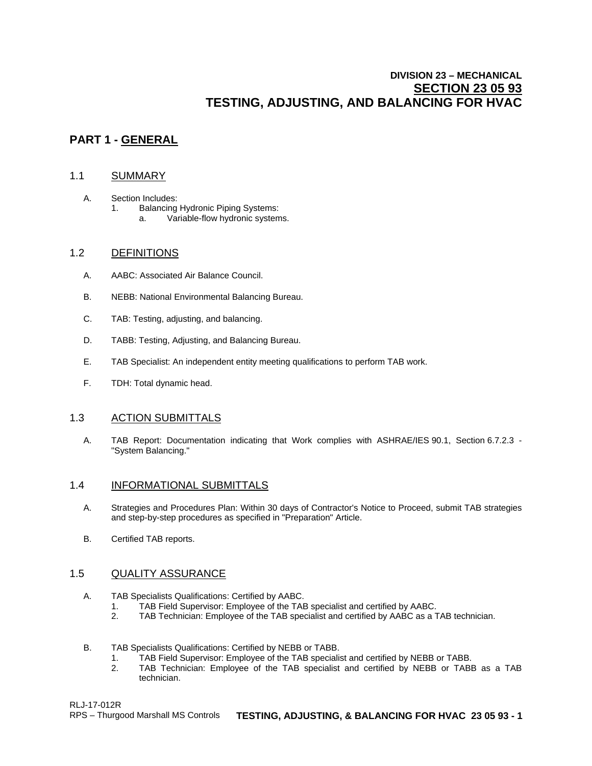**DIVISION 23 – MECHANICAL**
**SECTION 23 05 93**
**TESTING, ADJUSTING, AND BALANCING FOR HVAC**

## PART 1 - GENERAL

### 1.1 SUMMARY

A. Section Includes:
   1. Balancing Hydronic Piping Systems:
      a. Variable-flow hydronic systems.

### 1.2 DEFINITIONS

A. AABC: Associated Air Balance Council.

B. NEBB: National Environmental Balancing Bureau.

C. TAB: Testing, adjusting, and balancing.

D. TABB: Testing, Adjusting, and Balancing Bureau.

E. TAB Specialist: An independent entity meeting qualifications to perform TAB work.

F. TDH: Total dynamic head.

### 1.3 ACTION SUBMITTALS

A. TAB Report: Documentation indicating that Work complies with ASHRAE/IES 90.1, Section 6.7.2.3 - "System Balancing."

### 1.4 INFORMATIONAL SUBMITTALS

A. Strategies and Procedures Plan: Within 30 days of Contractor's Notice to Proceed, submit TAB strategies and step-by-step procedures as specified in "Preparation" Article.

B. Certified TAB reports.

### 1.5 QUALITY ASSURANCE

A. TAB Specialists Qualifications: Certified by AABC.
   1. TAB Field Supervisor: Employee of the TAB specialist and certified by AABC.
   2. TAB Technician: Employee of the TAB specialist and certified by AABC as a TAB technician.

B. TAB Specialists Qualifications: Certified by NEBB or TABB.
   1. TAB Field Supervisor: Employee of the TAB specialist and certified by NEBB or TABB.
   2. TAB Technician: Employee of the TAB specialist and certified by NEBB or TABB as a TAB technician.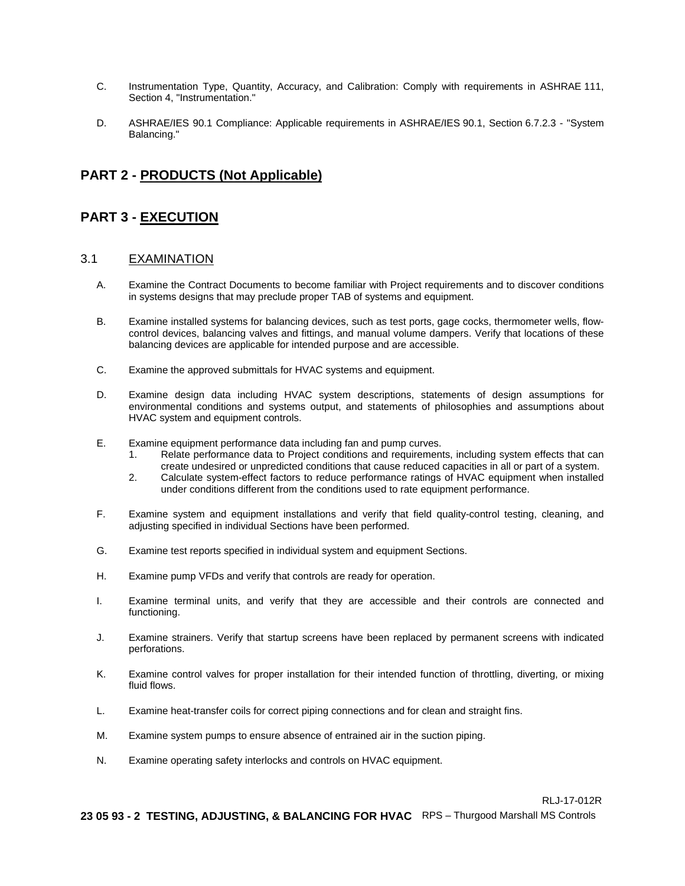C. Instrumentation Type, Quantity, Accuracy, and Calibration: Comply with requirements in ASHRAE 111, Section 4, "Instrumentation."

D. ASHRAE/IES 90.1 Compliance: Applicable requirements in ASHRAE/IES 90.1, Section 6.7.2.3 - "System Balancing."

## PART 2 - PRODUCTS (Not Applicable)

## PART 3 - EXECUTION

### 3.1 EXAMINATION

A. Examine the Contract Documents to become familiar with Project requirements and to discover conditions in systems designs that may preclude proper TAB of systems and equipment.

B. Examine installed systems for balancing devices, such as test ports, gage cocks, thermometer wells, flow-control devices, balancing valves and fittings, and manual volume dampers. Verify that locations of these balancing devices are applicable for intended purpose and are accessible.

C. Examine the approved submittals for HVAC systems and equipment.

D. Examine design data including HVAC system descriptions, statements of design assumptions for environmental conditions and systems output, and statements of philosophies and assumptions about HVAC system and equipment controls.

E. Examine equipment performance data including fan and pump curves.
   1. Relate performance data to Project conditions and requirements, including system effects that can create undesired or unpredicted conditions that cause reduced capacities in all or part of a system.
   2. Calculate system-effect factors to reduce performance ratings of HVAC equipment when installed under conditions different from the conditions used to rate equipment performance.

F. Examine system and equipment installations and verify that field quality-control testing, cleaning, and adjusting specified in individual Sections have been performed.

G. Examine test reports specified in individual system and equipment Sections.

H. Examine pump VFDs and verify that controls are ready for operation.

I. Examine terminal units, and verify that they are accessible and their controls are connected and functioning.

J. Examine strainers. Verify that startup screens have been replaced by permanent screens with indicated perforations.

K. Examine control valves for proper installation for their intended function of throttling, diverting, or mixing fluid flows.

L. Examine heat-transfer coils for correct piping connections and for clean and straight fins.

M. Examine system pumps to ensure absence of entrained air in the suction piping.

N. Examine operating safety interlocks and controls on HVAC equipment.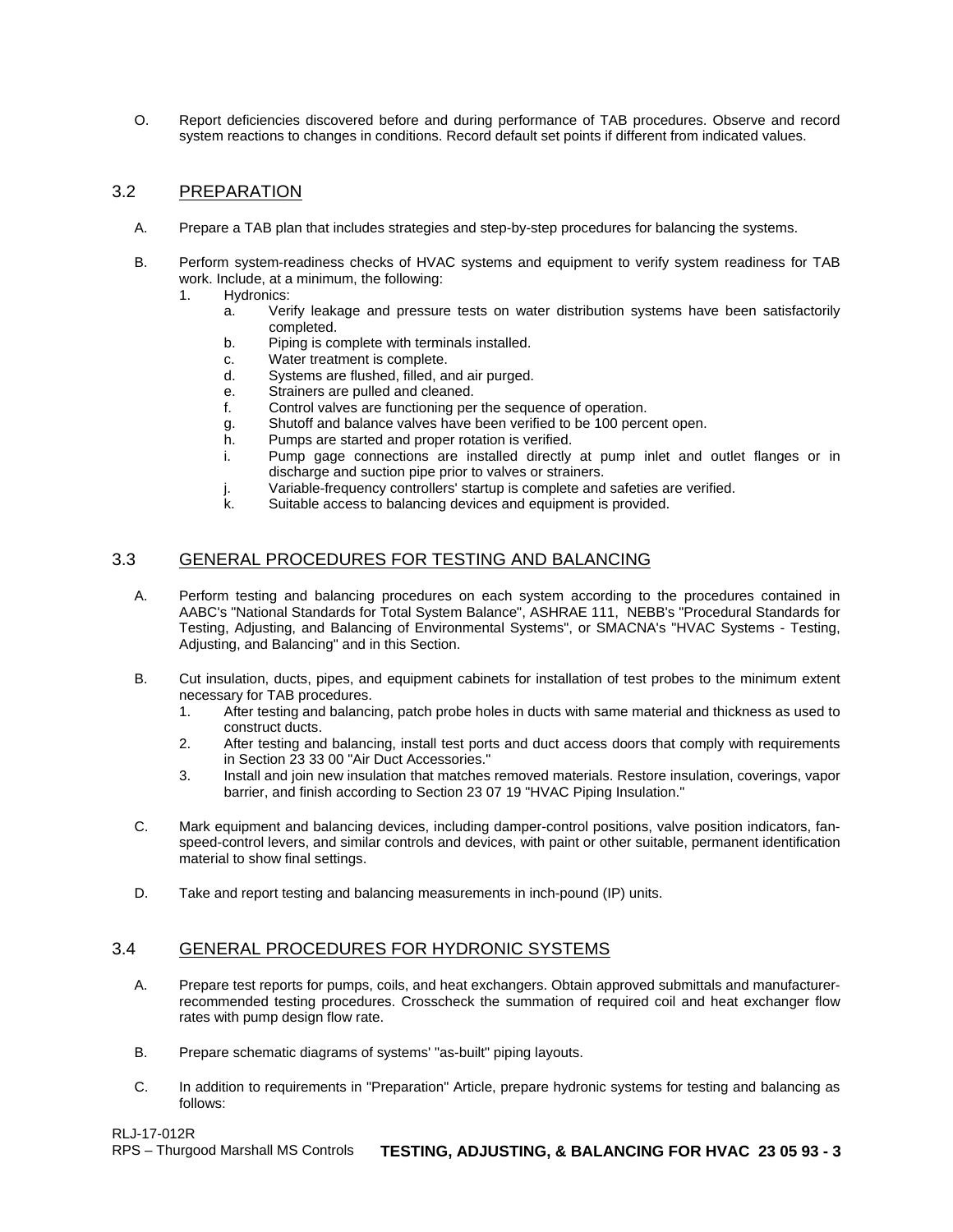O. Report deficiencies discovered before and during performance of TAB procedures. Observe and record system reactions to changes in conditions. Record default set points if different from indicated values.

## 3.2 PREPARATION

A. Prepare a TAB plan that includes strategies and step-by-step procedures for balancing the systems.

B. Perform system-readiness checks of HVAC systems and equipment to verify system readiness for TAB work. Include, at a minimum, the following:

1. Hydronics:
    a. Verify leakage and pressure tests on water distribution systems have been satisfactorily completed.
    b. Piping is complete with terminals installed.
    c. Water treatment is complete.
    d. Systems are flushed, filled, and air purged.
    e. Strainers are pulled and cleaned.
    f. Control valves are functioning per the sequence of operation.
    g. Shutoff and balance valves have been verified to be 100 percent open.
    h. Pumps are started and proper rotation is verified.
    i. Pump gage connections are installed directly at pump inlet and outlet flanges or in discharge and suction pipe prior to valves or strainers.
    j. Variable-frequency controllers' startup is complete and safeties are verified.
    k. Suitable access to balancing devices and equipment is provided.

## 3.3 GENERAL PROCEDURES FOR TESTING AND BALANCING

A. Perform testing and balancing procedures on each system according to the procedures contained in AABC's "National Standards for Total System Balance", ASHRAE 111, NEBB's "Procedural Standards for Testing, Adjusting, and Balancing of Environmental Systems", or SMACNA's "HVAC Systems - Testing, Adjusting, and Balancing" and in this Section.

B. Cut insulation, ducts, pipes, and equipment cabinets for installation of test probes to the minimum extent necessary for TAB procedures.

1. After testing and balancing, patch probe holes in ducts with same material and thickness as used to construct ducts.
2. After testing and balancing, install test ports and duct access doors that comply with requirements in Section 23 33 00 "Air Duct Accessories."
3. Install and join new insulation that matches removed materials. Restore insulation, coverings, vapor barrier, and finish according to Section 23 07 19 "HVAC Piping Insulation."

C. Mark equipment and balancing devices, including damper-control positions, valve position indicators, fan-speed-control levers, and similar controls and devices, with paint or other suitable, permanent identification material to show final settings.

D. Take and report testing and balancing measurements in inch-pound (IP) units.

## 3.4 GENERAL PROCEDURES FOR HYDRONIC SYSTEMS

A. Prepare test reports for pumps, coils, and heat exchangers. Obtain approved submittals and manufacturer-recommended testing procedures. Crosscheck the summation of required coil and heat exchanger flow rates with pump design flow rate.

B. Prepare schematic diagrams of systems' "as-built" piping layouts.

C. In addition to requirements in "Preparation" Article, prepare hydronic systems for testing and balancing as follows: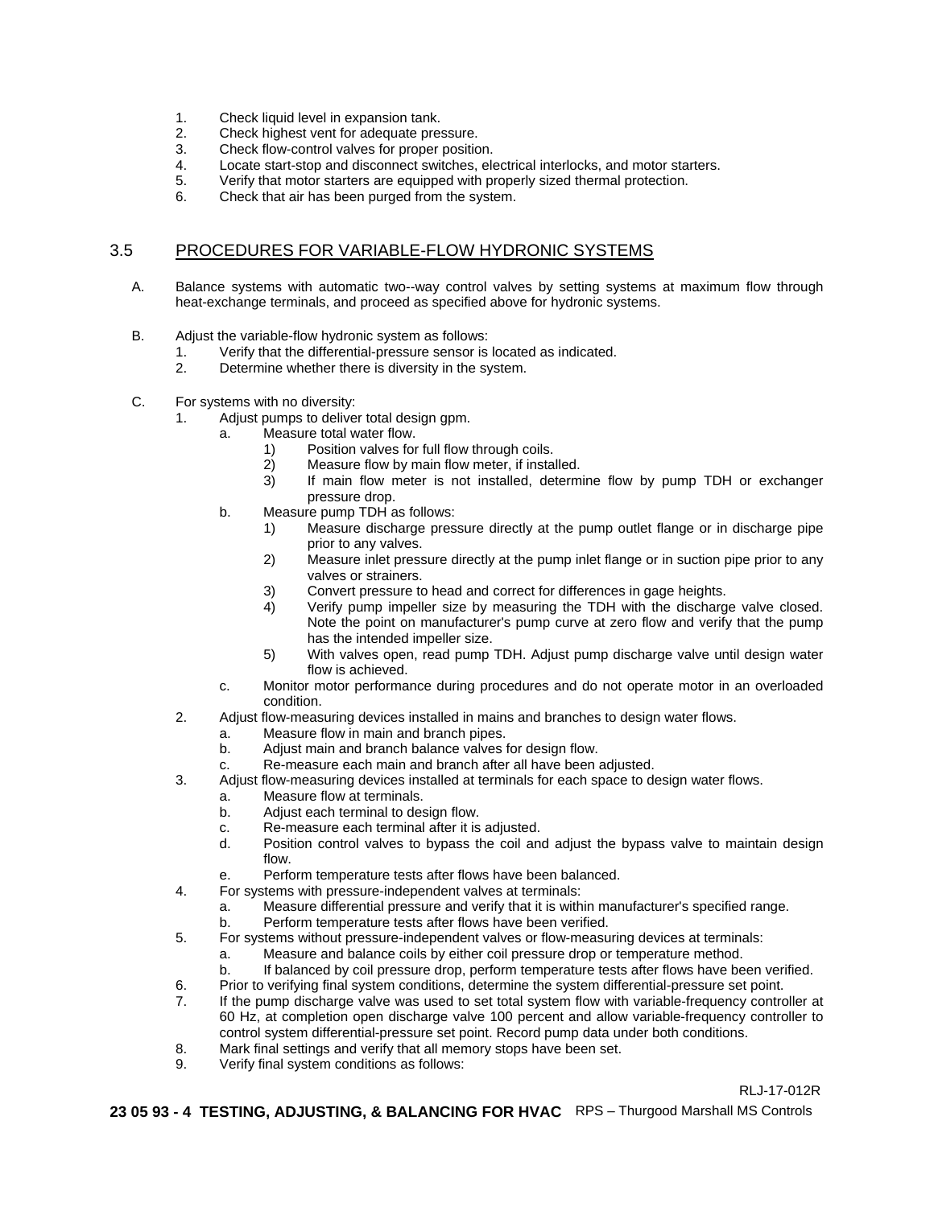1. Check liquid level in expansion tank.
2. Check highest vent for adequate pressure.
3. Check flow-control valves for proper position.
4. Locate start-stop and disconnect switches, electrical interlocks, and motor starters.
5. Verify that motor starters are equipped with properly sized thermal protection.
6. Check that air has been purged from the system.

## 3.5 PROCEDURES FOR VARIABLE-FLOW HYDRONIC SYSTEMS

A. Balance systems with automatic two--way control valves by setting systems at maximum flow through heat-exchange terminals, and proceed as specified above for hydronic systems.

B. Adjust the variable-flow hydronic system as follows:
   1. Verify that the differential-pressure sensor is located as indicated.
   2. Determine whether there is diversity in the system.

C. For systems with no diversity:
   1. Adjust pumps to deliver total design gpm.
      a. Measure total water flow.
         1) Position valves for full flow through coils.
         2) Measure flow by main flow meter, if installed.
         3) If main flow meter is not installed, determine flow by pump TDH or exchanger pressure drop.
      b. Measure pump TDH as follows:
         1) Measure discharge pressure directly at the pump outlet flange or in discharge pipe prior to any valves.
         2) Measure inlet pressure directly at the pump inlet flange or in suction pipe prior to any valves or strainers.
         3) Convert pressure to head and correct for differences in gage heights.
         4) Verify pump impeller size by measuring the TDH with the discharge valve closed. Note the point on manufacturer's pump curve at zero flow and verify that the pump has the intended impeller size.
         5) With valves open, read pump TDH. Adjust pump discharge valve until design water flow is achieved.
      c. Monitor motor performance during procedures and do not operate motor in an overloaded condition.
   2. Adjust flow-measuring devices installed in mains and branches to design water flows.
      a. Measure flow in main and branch pipes.
      b. Adjust main and branch balance valves for design flow.
      c. Re-measure each main and branch after all have been adjusted.
   3. Adjust flow-measuring devices installed at terminals for each space to design water flows.
      a. Measure flow at terminals.
      b. Adjust each terminal to design flow.
      c. Re-measure each terminal after it is adjusted.
      d. Position control valves to bypass the coil and adjust the bypass valve to maintain design flow.
      e. Perform temperature tests after flows have been balanced.
   4. For systems with pressure-independent valves at terminals:
      a. Measure differential pressure and verify that it is within manufacturer's specified range.
      b. Perform temperature tests after flows have been verified.
   5. For systems without pressure-independent valves or flow-measuring devices at terminals:
      a. Measure and balance coils by either coil pressure drop or temperature method.
      b. If balanced by coil pressure drop, perform temperature tests after flows have been verified.
   6. Prior to verifying final system conditions, determine the system differential-pressure set point.
   7. If the pump discharge valve was used to set total system flow with variable-frequency controller at 60 Hz, at completion open discharge valve 100 percent and allow variable-frequency controller to control system differential-pressure set point. Record pump data under both conditions.
   8. Mark final settings and verify that all memory stops have been set.
   9. Verify final system conditions as follows: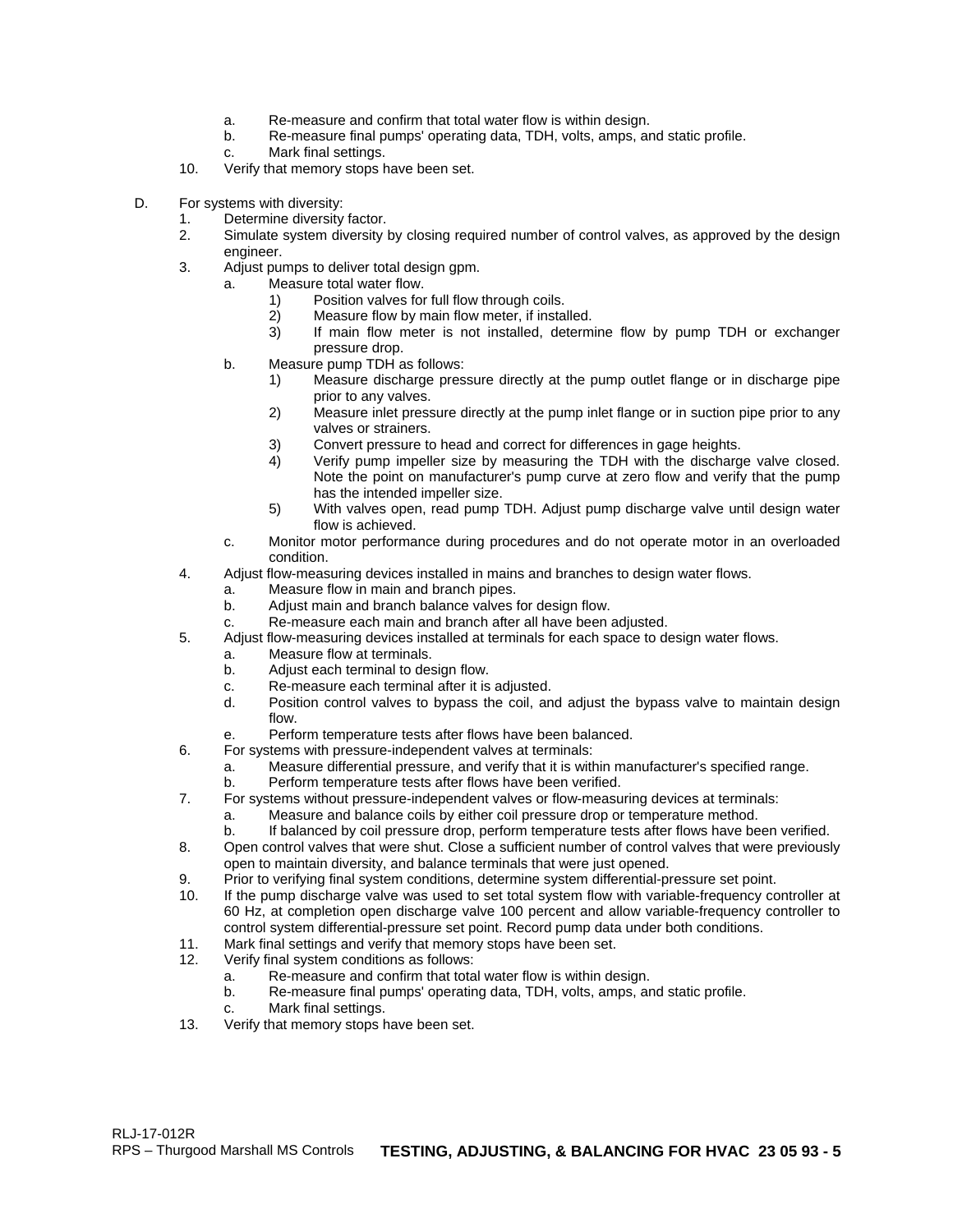a. Re-measure and confirm that total water flow is within design.
b. Re-measure final pumps' operating data, TDH, volts, amps, and static profile.
c. Mark final settings.

10. Verify that memory stops have been set.

D. For systems with diversity:

1. Determine diversity factor.
2. Simulate system diversity by closing required number of control valves, as approved by the design engineer.
3. Adjust pumps to deliver total design gpm.
   a. Measure total water flow.
      1) Position valves for full flow through coils.
      2) Measure flow by main flow meter, if installed.
      3) If main flow meter is not installed, determine flow by pump TDH or exchanger pressure drop.
   b. Measure pump TDH as follows:
      1) Measure discharge pressure directly at the pump outlet flange or in discharge pipe prior to any valves.
      2) Measure inlet pressure directly at the pump inlet flange or in suction pipe prior to any valves or strainers.
      3) Convert pressure to head and correct for differences in gage heights.
      4) Verify pump impeller size by measuring the TDH with the discharge valve closed. Note the point on manufacturer's pump curve at zero flow and verify that the pump has the intended impeller size.
      5) With valves open, read pump TDH. Adjust pump discharge valve until design water flow is achieved.
   c. Monitor motor performance during procedures and do not operate motor in an overloaded condition.
4. Adjust flow-measuring devices installed in mains and branches to design water flows.
   a. Measure flow in main and branch pipes.
   b. Adjust main and branch balance valves for design flow.
   c. Re-measure each main and branch after all have been adjusted.
5. Adjust flow-measuring devices installed at terminals for each space to design water flows.
   a. Measure flow at terminals.
   b. Adjust each terminal to design flow.
   c. Re-measure each terminal after it is adjusted.
   d. Position control valves to bypass the coil, and adjust the bypass valve to maintain design flow.
   e. Perform temperature tests after flows have been balanced.
6. For systems with pressure-independent valves at terminals:
   a. Measure differential pressure, and verify that it is within manufacturer's specified range.
   b. Perform temperature tests after flows have been verified.
7. For systems without pressure-independent valves or flow-measuring devices at terminals:
   a. Measure and balance coils by either coil pressure drop or temperature method.
   b. If balanced by coil pressure drop, perform temperature tests after flows have been verified.
8. Open control valves that were shut. Close a sufficient number of control valves that were previously open to maintain diversity, and balance terminals that were just opened.
9. Prior to verifying final system conditions, determine system differential-pressure set point.
10. If the pump discharge valve was used to set total system flow with variable-frequency controller at 60 Hz, at completion open discharge valve 100 percent and allow variable-frequency controller to control system differential-pressure set point. Record pump data under both conditions.
11. Mark final settings and verify that memory stops have been set.
12. Verify final system conditions as follows:
    a. Re-measure and confirm that total water flow is within design.
    b. Re-measure final pumps' operating data, TDH, volts, amps, and static profile.
    c. Mark final settings.
13. Verify that memory stops have been set.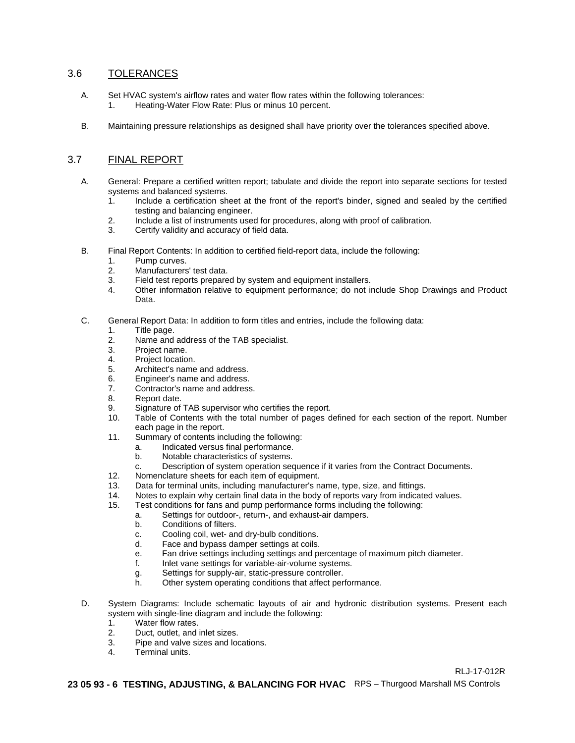## 3.6 TOLERANCES

A. Set HVAC system's airflow rates and water flow rates within the following tolerances:
   1. Heating-Water Flow Rate: Plus or minus 10 percent.

B. Maintaining pressure relationships as designed shall have priority over the tolerances specified above.

## 3.7 FINAL REPORT

A. General: Prepare a certified written report; tabulate and divide the report into separate sections for tested systems and balanced systems.
   1. Include a certification sheet at the front of the report's binder, signed and sealed by the certified testing and balancing engineer.
   2. Include a list of instruments used for procedures, along with proof of calibration.
   3. Certify validity and accuracy of field data.

B. Final Report Contents: In addition to certified field-report data, include the following:
   1. Pump curves.
   2. Manufacturers' test data.
   3. Field test reports prepared by system and equipment installers.
   4. Other information relative to equipment performance; do not include Shop Drawings and Product Data.

C. General Report Data: In addition to form titles and entries, include the following data:
   1. Title page.
   2. Name and address of the TAB specialist.
   3. Project name.
   4. Project location.
   5. Architect's name and address.
   6. Engineer's name and address.
   7. Contractor's name and address.
   8. Report date.
   9. Signature of TAB supervisor who certifies the report.
   10. Table of Contents with the total number of pages defined for each section of the report. Number each page in the report.
   11. Summary of contents including the following:
       a. Indicated versus final performance.
       b. Notable characteristics of systems.
       c. Description of system operation sequence if it varies from the Contract Documents.
   12. Nomenclature sheets for each item of equipment.
   13. Data for terminal units, including manufacturer's name, type, size, and fittings.
   14. Notes to explain why certain final data in the body of reports vary from indicated values.
   15. Test conditions for fans and pump performance forms including the following:
       a. Settings for outdoor-, return-, and exhaust-air dampers.
       b. Conditions of filters.
       c. Cooling coil, wet- and dry-bulb conditions.
       d. Face and bypass damper settings at coils.
       e. Fan drive settings including settings and percentage of maximum pitch diameter.
       f. Inlet vane settings for variable-air-volume systems.
       g. Settings for supply-air, static-pressure controller.
       h. Other system operating conditions that affect performance.

D. System Diagrams: Include schematic layouts of air and hydronic distribution systems. Present each system with single-line diagram and include the following:
   1. Water flow rates.
   2. Duct, outlet, and inlet sizes.
   3. Pipe and valve sizes and locations.
   4. Terminal units.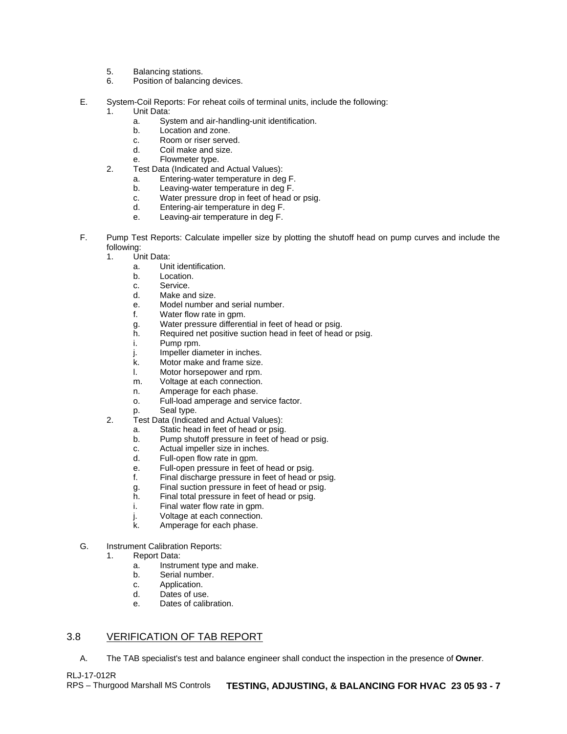5. Balancing stations.
6. Position of balancing devices.

E. System-Coil Reports: For reheat coils of terminal units, include the following:
   1. Unit Data:
      a. System and air-handling-unit identification.
      b. Location and zone.
      c. Room or riser served.
      d. Coil make and size.
      e. Flowmeter type.
   2. Test Data (Indicated and Actual Values):
      a. Entering-water temperature in deg F.
      b. Leaving-water temperature in deg F.
      c. Water pressure drop in feet of head or psig.
      d. Entering-air temperature in deg F.
      e. Leaving-air temperature in deg F.

F. Pump Test Reports: Calculate impeller size by plotting the shutoff head on pump curves and include the following:
   1. Unit Data:
      a. Unit identification.
      b. Location.
      c. Service.
      d. Make and size.
      e. Model number and serial number.
      f. Water flow rate in gpm.
      g. Water pressure differential in feet of head or psig.
      h. Required net positive suction head in feet of head or psig.
      i. Pump rpm.
      j. Impeller diameter in inches.
      k. Motor make and frame size.
      l. Motor horsepower and rpm.
      m. Voltage at each connection.
      n. Amperage for each phase.
      o. Full-load amperage and service factor.
      p. Seal type.
   2. Test Data (Indicated and Actual Values):
      a. Static head in feet of head or psig.
      b. Pump shutoff pressure in feet of head or psig.
      c. Actual impeller size in inches.
      d. Full-open flow rate in gpm.
      e. Full-open pressure in feet of head or psig.
      f. Final discharge pressure in feet of head or psig.
      g. Final suction pressure in feet of head or psig.
      h. Final total pressure in feet of head or psig.
      i. Final water flow rate in gpm.
      j. Voltage at each connection.
      k. Amperage for each phase.

G. Instrument Calibration Reports:
   1. Report Data:
      a. Instrument type and make.
      b. Serial number.
      c. Application.
      d. Dates of use.
      e. Dates of calibration.

## 3.8 VERIFICATION OF TAB REPORT

A. The TAB specialist's test and balance engineer shall conduct the inspection in the presence of **Owner**.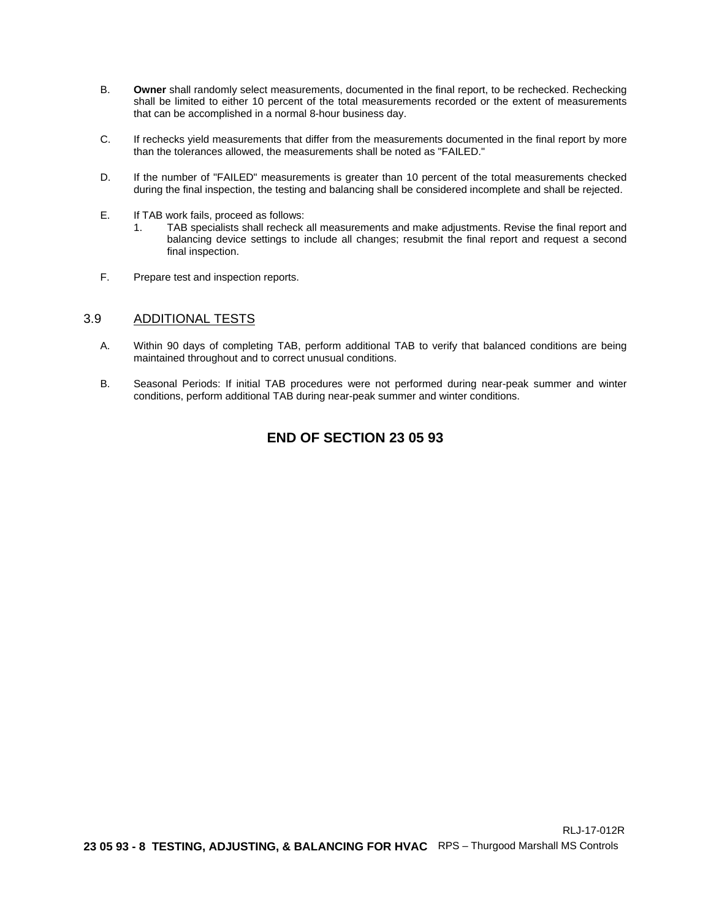B. **Owner** shall randomly select measurements, documented in the final report, to be rechecked. Rechecking shall be limited to either 10 percent of the total measurements recorded or the extent of measurements that can be accomplished in a normal 8-hour business day.

C. If rechecks yield measurements that differ from the measurements documented in the final report by more than the tolerances allowed, the measurements shall be noted as "FAILED."

D. If the number of "FAILED" measurements is greater than 10 percent of the total measurements checked during the final inspection, the testing and balancing shall be considered incomplete and shall be rejected.

E. If TAB work fails, proceed as follows:
   1. TAB specialists shall recheck all measurements and make adjustments. Revise the final report and balancing device settings to include all changes; resubmit the final report and request a second final inspection.

F. Prepare test and inspection reports.

## 3.9 ADDITIONAL TESTS

A. Within 90 days of completing TAB, perform additional TAB to verify that balanced conditions are being maintained throughout and to correct unusual conditions.

B. Seasonal Periods: If initial TAB procedures were not performed during near-peak summer and winter conditions, perform additional TAB during near-peak summer and winter conditions.

**END OF SECTION 23 05 93**